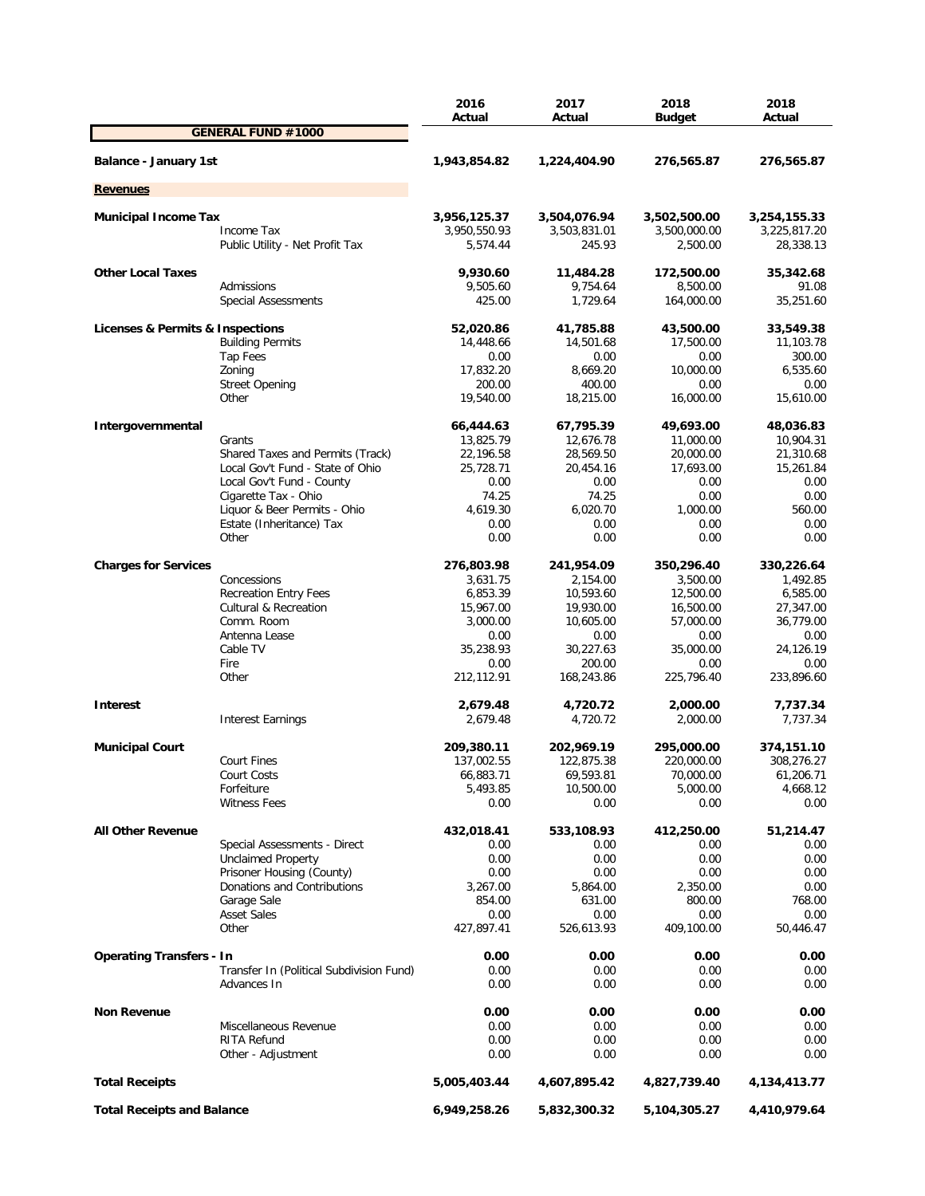| | | 2016 Actual | 2017 Actual | 2018 Budget | 2018 Actual |
|---|---|---|---|---|---|
| **GENERAL FUND #1000** | | | | | |
| **Balance - January 1st** | | **1,943,854.82** | **1,224,404.90** | **276,565.87** | **276,565.87** |
| **Revenues** | | | | | |
| **Municipal Income Tax** | | **3,956,125.37** | **3,504,076.94** | **3,502,500.00** | **3,254,155.33** |
| | Income Tax | 3,950,550.93 | 3,503,831.01 | 3,500,000.00 | 3,225,817.20 |
| | Public Utility - Net Profit Tax | 5,574.44 | 245.93 | 2,500.00 | 28,338.13 |
| **Other Local Taxes** | | **9,930.60** | **11,484.28** | **172,500.00** | **35,342.68** |
| | Admissions | 9,505.60 | 9,754.64 | 8,500.00 | 91.08 |
| | Special Assessments | 425.00 | 1,729.64 | 164,000.00 | 35,251.60 |
| **Licenses & Permits & Inspections** | | **52,020.86** | **41,785.88** | **43,500.00** | **33,549.38** |
| | Building Permits | 14,448.66 | 14,501.68 | 17,500.00 | 11,103.78 |
| | Tap Fees | 0.00 | 0.00 | 0.00 | 300.00 |
| | Zoning | 17,832.20 | 8,669.20 | 10,000.00 | 6,535.60 |
| | Street Opening | 200.00 | 400.00 | 0.00 | 0.00 |
| | Other | 19,540.00 | 18,215.00 | 16,000.00 | 15,610.00 |
| **Intergovernmental** | | **66,444.63** | **67,795.39** | **49,693.00** | **48,036.83** |
| | Grants | 13,825.79 | 12,676.78 | 11,000.00 | 10,904.31 |
| | Shared Taxes and Permits (Track) | 22,196.58 | 28,569.50 | 20,000.00 | 21,310.68 |
| | Local Gov't Fund - State of Ohio | 25,728.71 | 20,454.16 | 17,693.00 | 15,261.84 |
| | Local Gov't Fund - County | 0.00 | 0.00 | 0.00 | 0.00 |
| | Cigarette Tax - Ohio | 74.25 | 74.25 | 0.00 | 0.00 |
| | Liquor & Beer Permits - Ohio | 4,619.30 | 6,020.70 | 1,000.00 | 560.00 |
| | Estate (Inheritance) Tax | 0.00 | 0.00 | 0.00 | 0.00 |
| | Other | 0.00 | 0.00 | 0.00 | 0.00 |
| **Charges for Services** | | **276,803.98** | **241,954.09** | **350,296.40** | **330,226.64** |
| | Concessions | 3,631.75 | 2,154.00 | 3,500.00 | 1,492.85 |
| | Recreation Entry Fees | 6,853.39 | 10,593.60 | 12,500.00 | 6,585.00 |
| | Cultural & Recreation | 15,967.00 | 19,930.00 | 16,500.00 | 27,347.00 |
| | Comm. Room | 3,000.00 | 10,605.00 | 57,000.00 | 36,779.00 |
| | Antenna Lease | 0.00 | 0.00 | 0.00 | 0.00 |
| | Cable TV | 35,238.93 | 30,227.63 | 35,000.00 | 24,126.19 |
| | Fire | 0.00 | 200.00 | 0.00 | 0.00 |
| | Other | 212,112.91 | 168,243.86 | 225,796.40 | 233,896.60 |
| **Interest** | | **2,679.48** | **4,720.72** | **2,000.00** | **7,737.34** |
| | Interest Earnings | 2,679.48 | 4,720.72 | 2,000.00 | 7,737.34 |
| **Municipal Court** | | **209,380.11** | **202,969.19** | **295,000.00** | **374,151.10** |
| | Court Fines | 137,002.55 | 122,875.38 | 220,000.00 | 308,276.27 |
| | Court Costs | 66,883.71 | 69,593.81 | 70,000.00 | 61,206.71 |
| | Forfeiture | 5,493.85 | 10,500.00 | 5,000.00 | 4,668.12 |
| | Witness Fees | 0.00 | 0.00 | 0.00 | 0.00 |
| **All Other Revenue** | | **432,018.41** | **533,108.93** | **412,250.00** | **51,214.47** |
| | Special Assessments - Direct | 0.00 | 0.00 | 0.00 | 0.00 |
| | Unclaimed Property | 0.00 | 0.00 | 0.00 | 0.00 |
| | Prisoner Housing (County) | 0.00 | 0.00 | 0.00 | 0.00 |
| | Donations and Contributions | 3,267.00 | 5,864.00 | 2,350.00 | 0.00 |
| | Garage Sale | 854.00 | 631.00 | 800.00 | 768.00 |
| | Asset Sales | 0.00 | 0.00 | 0.00 | 0.00 |
| | Other | 427,897.41 | 526,613.93 | 409,100.00 | 50,446.47 |
| **Operating Transfers - In** | | **0.00** | **0.00** | **0.00** | **0.00** |
| | Transfer In (Political Subdivision Fund) | 0.00 | 0.00 | 0.00 | 0.00 |
| | Advances In | 0.00 | 0.00 | 0.00 | 0.00 |
| **Non Revenue** | | **0.00** | **0.00** | **0.00** | **0.00** |
| | Miscellaneous Revenue | 0.00 | 0.00 | 0.00 | 0.00 |
| | RITA Refund | 0.00 | 0.00 | 0.00 | 0.00 |
| | Other - Adjustment | 0.00 | 0.00 | 0.00 | 0.00 |
| **Total Receipts** | | **5,005,403.44** | **4,607,895.42** | **4,827,739.40** | **4,134,413.77** |
| **Total Receipts and Balance** | | **6,949,258.26** | **5,832,300.32** | **5,104,305.27** | **4,410,979.64** |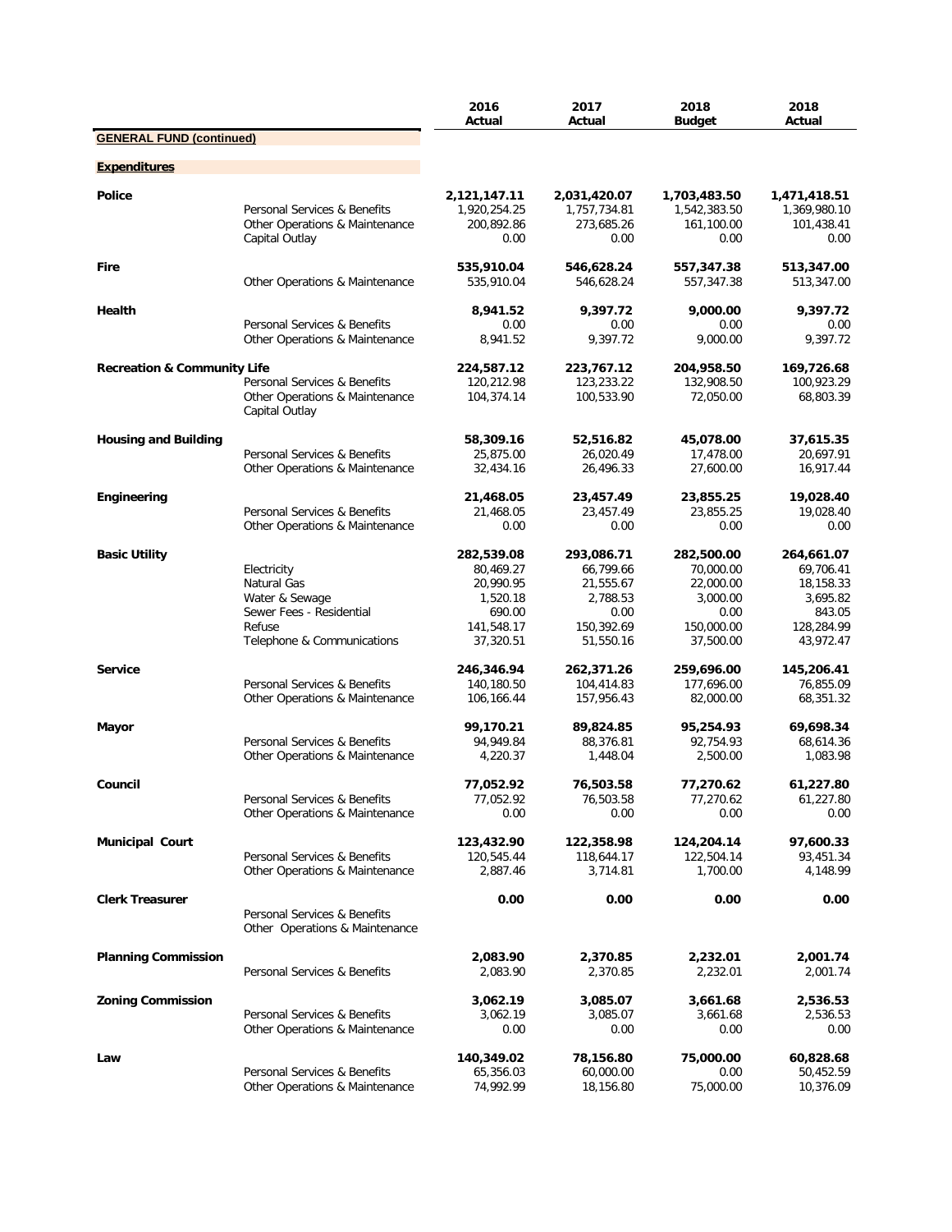| | | 2016 Actual | 2017 Actual | 2018 Budget | 2018 Actual |
|---|---|---|---|---|---|
| **GENERAL FUND (continued)** | | | | | |
| **Expenditures** | | | | | |
| **Police** | | **2,121,147.11** | **2,031,420.07** | **1,703,483.50** | **1,471,418.51** |
| | Personal Services & Benefits | 1,920,254.25 | 1,757,734.81 | 1,542,383.50 | 1,369,980.10 |
| | Other Operations & Maintenance | 200,892.86 | 273,685.26 | 161,100.00 | 101,438.41 |
| | Capital Outlay | 0.00 | 0.00 | 0.00 | 0.00 |
| **Fire** | | **535,910.04** | **546,628.24** | **557,347.38** | **513,347.00** |
| | Other Operations & Maintenance | 535,910.04 | 546,628.24 | 557,347.38 | 513,347.00 |
| **Health** | | **8,941.52** | **9,397.72** | **9,000.00** | **9,397.72** |
| | Personal Services & Benefits | 0.00 | 0.00 | 0.00 | 0.00 |
| | Other Operations & Maintenance | 8,941.52 | 9,397.72 | 9,000.00 | 9,397.72 |
| **Recreation & Community Life** | | **224,587.12** | **223,767.12** | **204,958.50** | **169,726.68** |
| | Personal Services & Benefits | 120,212.98 | 123,233.22 | 132,908.50 | 100,923.29 |
| | Other Operations & Maintenance | 104,374.14 | 100,533.90 | 72,050.00 | 68,803.39 |
| | Capital Outlay | | | | |
| **Housing and Building** | | **58,309.16** | **52,516.82** | **45,078.00** | **37,615.35** |
| | Personal Services & Benefits | 25,875.00 | 26,020.49 | 17,478.00 | 20,697.91 |
| | Other Operations & Maintenance | 32,434.16 | 26,496.33 | 27,600.00 | 16,917.44 |
| **Engineering** | | **21,468.05** | **23,457.49** | **23,855.25** | **19,028.40** |
| | Personal Services & Benefits | 21,468.05 | 23,457.49 | 23,855.25 | 19,028.40 |
| | Other Operations & Maintenance | 0.00 | 0.00 | 0.00 | 0.00 |
| **Basic Utility** | | **282,539.08** | **293,086.71** | **282,500.00** | **264,661.07** |
| | Electricity | 80,469.27 | 66,799.66 | 70,000.00 | 69,706.41 |
| | Natural Gas | 20,990.95 | 21,555.67 | 22,000.00 | 18,158.33 |
| | Water & Sewage | 1,520.18 | 2,788.53 | 3,000.00 | 3,695.82 |
| | Sewer Fees - Residential | 690.00 | 0.00 | 0.00 | 843.05 |
| | Refuse | 141,548.17 | 150,392.69 | 150,000.00 | 128,284.99 |
| | Telephone & Communications | 37,320.51 | 51,550.16 | 37,500.00 | 43,972.47 |
| **Service** | | **246,346.94** | **262,371.26** | **259,696.00** | **145,206.41** |
| | Personal Services & Benefits | 140,180.50 | 104,414.83 | 177,696.00 | 76,855.09 |
| | Other Operations & Maintenance | 106,166.44 | 157,956.43 | 82,000.00 | 68,351.32 |
| **Mayor** | | **99,170.21** | **89,824.85** | **95,254.93** | **69,698.34** |
| | Personal Services & Benefits | 94,949.84 | 88,376.81 | 92,754.93 | 68,614.36 |
| | Other Operations & Maintenance | 4,220.37 | 1,448.04 | 2,500.00 | 1,083.98 |
| **Council** | | **77,052.92** | **76,503.58** | **77,270.62** | **61,227.80** |
| | Personal Services & Benefits | 77,052.92 | 76,503.58 | 77,270.62 | 61,227.80 |
| | Other Operations & Maintenance | 0.00 | 0.00 | 0.00 | 0.00 |
| **Municipal Court** | | **123,432.90** | **122,358.98** | **124,204.14** | **97,600.33** |
| | Personal Services & Benefits | 120,545.44 | 118,644.17 | 122,504.14 | 93,451.34 |
| | Other Operations & Maintenance | 2,887.46 | 3,714.81 | 1,700.00 | 4,148.99 |
| **Clerk Treasurer** | | **0.00** | **0.00** | **0.00** | **0.00** |
| | Personal Services & Benefits | | | | |
| | Other Operations & Maintenance | | | | |
| **Planning Commission** | | **2,083.90** | **2,370.85** | **2,232.01** | **2,001.74** |
| | Personal Services & Benefits | 2,083.90 | 2,370.85 | 2,232.01 | 2,001.74 |
| **Zoning Commission** | | **3,062.19** | **3,085.07** | **3,661.68** | **2,536.53** |
| | Personal Services & Benefits | 3,062.19 | 3,085.07 | 3,661.68 | 2,536.53 |
| | Other Operations & Maintenance | 0.00 | 0.00 | 0.00 | 0.00 |
| **Law** | | **140,349.02** | **78,156.80** | **75,000.00** | **60,828.68** |
| | Personal Services & Benefits | 65,356.03 | 60,000.00 | 0.00 | 50,452.59 |
| | Other Operations & Maintenance | 74,992.99 | 18,156.80 | 75,000.00 | 10,376.09 |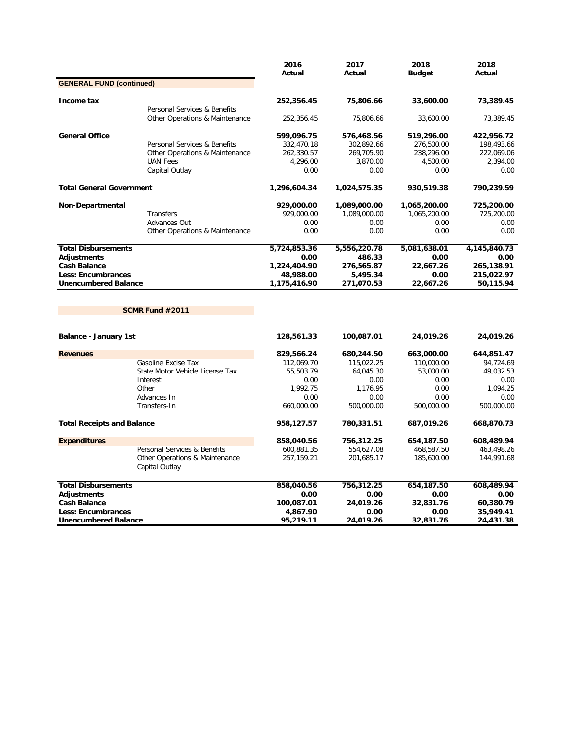| | | 2016 Actual | 2017 Actual | 2018 Budget | 2018 Actual |
|---|---|---|---|---|---|
| **GENERAL FUND (continued)** | | | | | |
| **Income tax** | | **252,356.45** | **75,806.66** | **33,600.00** | **73,389.45** |
| | Personal Services & Benefits | | | | |
| | Other Operations & Maintenance | 252,356.45 | 75,806.66 | 33,600.00 | 73,389.45 |
| **General Office** | | **599,096.75** | **576,468.56** | **519,296.00** | **422,956.72** |
| | Personal Services & Benefits | 332,470.18 | 302,892.66 | 276,500.00 | 198,493.66 |
| | Other Operations & Maintenance | 262,330.57 | 269,705.90 | 238,296.00 | 222,069.06 |
| | UAN Fees | 4,296.00 | 3,870.00 | 4,500.00 | 2,394.00 |
| | Capital Outlay | 0.00 | 0.00 | 0.00 | 0.00 |
| **Total General Government** | | **1,296,604.34** | **1,024,575.35** | **930,519.38** | **790,239.59** |
| **Non-Departmental** | | **929,000.00** | **1,089,000.00** | **1,065,200.00** | **725,200.00** |
| | Transfers | 929,000.00 | 1,089,000.00 | 1,065,200.00 | 725,200.00 |
| | Advances Out | 0.00 | 0.00 | 0.00 | 0.00 |
| | Other Operations & Maintenance | 0.00 | 0.00 | 0.00 | 0.00 |
| **Total Disbursements** | | **5,724,853.36** | **5,556,220.78** | **5,081,638.01** | **4,145,840.73** |
| **Adjustments** | | **0.00** | **486.33** | **0.00** | **0.00** |
| **Cash Balance** | | **1,224,404.90** | **276,565.87** | **22,667.26** | **265,138.91** |
| **Less: Encumbrances** | | **48,988.00** | **5,495.34** | **0.00** | **215,022.97** |
| **Unencumbered Balance** | | **1,175,416.90** | **271,070.53** | **22,667.26** | **50,115.94** |

| **SCMR Fund #2011** | | 2016 Actual | 2017 Actual | 2018 Budget | 2018 Actual |
|---|---|---|---|---|---|
| **Balance - January 1st** | | **128,561.33** | **100,087.01** | **24,019.26** | **24,019.26** |
| **Revenues** | | **829,566.24** | **680,244.50** | **663,000.00** | **644,851.47** |
| | Gasoline Excise Tax | 112,069.70 | 115,022.25 | 110,000.00 | 94,724.69 |
| | State Motor Vehicle License Tax | 55,503.79 | 64,045.30 | 53,000.00 | 49,032.53 |
| | Interest | 0.00 | 0.00 | 0.00 | 0.00 |
| | Other | 1,992.75 | 1,176.95 | 0.00 | 1,094.25 |
| | Advances In | 0.00 | 0.00 | 0.00 | 0.00 |
| | Transfers-In | 660,000.00 | 500,000.00 | 500,000.00 | 500,000.00 |
| **Total Receipts and Balance** | | **958,127.57** | **780,331.51** | **687,019.26** | **668,870.73** |
| **Expenditures** | | **858,040.56** | **756,312.25** | **654,187.50** | **608,489.94** |
| | Personal Services & Benefits | 600,881.35 | 554,627.08 | 468,587.50 | 463,498.26 |
| | Other Operations & Maintenance | 257,159.21 | 201,685.17 | 185,600.00 | 144,991.68 |
| | Capital Outlay | | | | |
| **Total Disbursements** | | **858,040.56** | **756,312.25** | **654,187.50** | **608,489.94** |
| **Adjustments** | | **0.00** | **0.00** | **0.00** | **0.00** |
| **Cash Balance** | | **100,087.01** | **24,019.26** | **32,831.76** | **60,380.79** |
| **Less: Encumbrances** | | **4,867.90** | **0.00** | **0.00** | **35,949.41** |
| **Unencumbered Balance** | | **95,219.11** | **24,019.26** | **32,831.76** | **24,431.38** |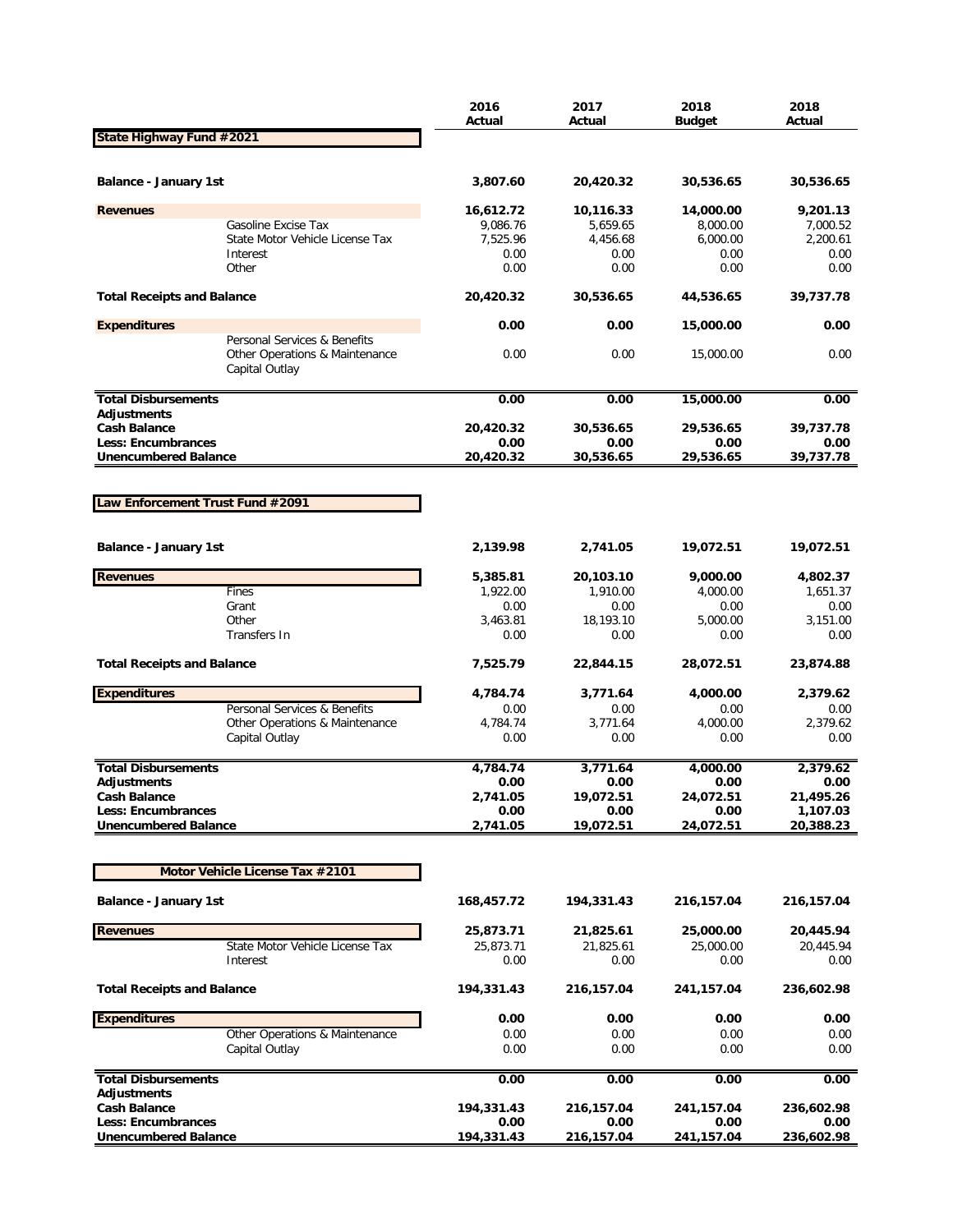## State Highway Fund #2021

| | | 2016 Actual | 2017 Actual | 2018 Budget | 2018 Actual |
|---|---|---|---|---|---|
| **Balance - January 1st** | | **3,807.60** | **20,420.32** | **30,536.65** | **30,536.65** |
| **Revenues** | | **16,612.72** | **10,116.33** | **14,000.00** | **9,201.13** |
| | Gasoline Excise Tax | 9,086.76 | 5,659.65 | 8,000.00 | 7,000.52 |
| | State Motor Vehicle License Tax | 7,525.96 | 4,456.68 | 6,000.00 | 2,200.61 |
| | Interest | 0.00 | 0.00 | 0.00 | 0.00 |
| | Other | 0.00 | 0.00 | 0.00 | 0.00 |
| **Total Receipts and Balance** | | **20,420.32** | **30,536.65** | **44,536.65** | **39,737.78** |
| **Expenditures** | | **0.00** | **0.00** | **15,000.00** | **0.00** |
| | Personal Services & Benefits | | | | |
| | Other Operations & Maintenance | 0.00 | 0.00 | 15,000.00 | 0.00 |
| | Capital Outlay | | | | |
| **Total Disbursements** | | **0.00** | **0.00** | **15,000.00** | **0.00** |
| **Adjustments** | | | | | |
| **Cash Balance** | | **20,420.32** | **30,536.65** | **29,536.65** | **39,737.78** |
| **Less: Encumbrances** | | **0.00** | **0.00** | **0.00** | **0.00** |
| **Unencumbered Balance** | | **20,420.32** | **30,536.65** | **29,536.65** | **39,737.78** |

## Law Enforcement Trust Fund #2091

| | | 2016 Actual | 2017 Actual | 2018 Budget | 2018 Actual |
|---|---|---|---|---|---|
| **Balance - January 1st** | | **2,139.98** | **2,741.05** | **19,072.51** | **19,072.51** |
| **Revenues** | | **5,385.81** | **20,103.10** | **9,000.00** | **4,802.37** |
| | Fines | 1,922.00 | 1,910.00 | 4,000.00 | 1,651.37 |
| | Grant | 0.00 | 0.00 | 0.00 | 0.00 |
| | Other | 3,463.81 | 18,193.10 | 5,000.00 | 3,151.00 |
| | Transfers In | 0.00 | 0.00 | 0.00 | 0.00 |
| **Total Receipts and Balance** | | **7,525.79** | **22,844.15** | **28,072.51** | **23,874.88** |
| **Expenditures** | | **4,784.74** | **3,771.64** | **4,000.00** | **2,379.62** |
| | Personal Services & Benefits | 0.00 | 0.00 | 0.00 | 0.00 |
| | Other Operations & Maintenance | 4,784.74 | 3,771.64 | 4,000.00 | 2,379.62 |
| | Capital Outlay | 0.00 | 0.00 | 0.00 | 0.00 |
| **Total Disbursements** | | **4,784.74** | **3,771.64** | **4,000.00** | **2,379.62** |
| **Adjustments** | | **0.00** | **0.00** | **0.00** | **0.00** |
| **Cash Balance** | | **2,741.05** | **19,072.51** | **24,072.51** | **21,495.26** |
| **Less: Encumbrances** | | **0.00** | **0.00** | **0.00** | **1,107.03** |
| **Unencumbered Balance** | | **2,741.05** | **19,072.51** | **24,072.51** | **20,388.23** |

## Motor Vehicle License Tax #2101

| | | 2016 Actual | 2017 Actual | 2018 Budget | 2018 Actual |
|---|---|---|---|---|---|
| **Balance - January 1st** | | **168,457.72** | **194,331.43** | **216,157.04** | **216,157.04** |
| **Revenues** | | **25,873.71** | **21,825.61** | **25,000.00** | **20,445.94** |
| | State Motor Vehicle License Tax | 25,873.71 | 21,825.61 | 25,000.00 | 20,445.94 |
| | Interest | 0.00 | 0.00 | 0.00 | 0.00 |
| **Total Receipts and Balance** | | **194,331.43** | **216,157.04** | **241,157.04** | **236,602.98** |
| **Expenditures** | | **0.00** | **0.00** | **0.00** | **0.00** |
| | Other Operations & Maintenance | 0.00 | 0.00 | 0.00 | 0.00 |
| | Capital Outlay | 0.00 | 0.00 | 0.00 | 0.00 |
| **Total Disbursements** | | **0.00** | **0.00** | **0.00** | **0.00** |
| **Adjustments** | | | | | |
| **Cash Balance** | | **194,331.43** | **216,157.04** | **241,157.04** | **236,602.98** |
| **Less: Encumbrances** | | **0.00** | **0.00** | **0.00** | **0.00** |
| **Unencumbered Balance** | | **194,331.43** | **216,157.04** | **241,157.04** | **236,602.98** |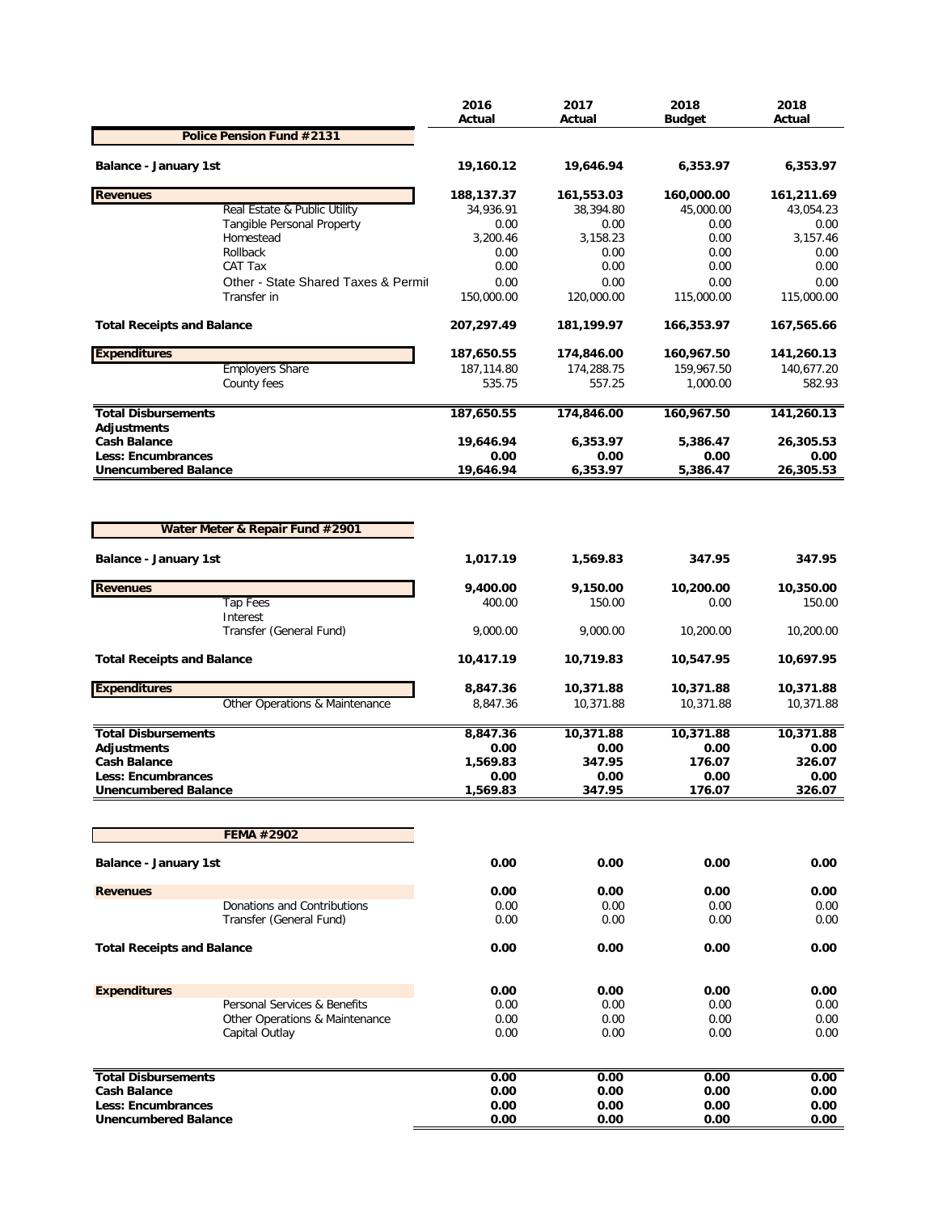| | | 2016 Actual | 2017 Actual | 2018 Budget | 2018 Actual |
|---|---|---|---|---|---|
| **Police Pension Fund #2131** | | | | | |
| **Balance - January 1st** | | **19,160.12** | **19,646.94** | **6,353.97** | **6,353.97** |
| **Revenues** | | **188,137.37** | **161,553.03** | **160,000.00** | **161,211.69** |
| | Real Estate & Public Utility | 34,936.91 | 38,394.80 | 45,000.00 | 43,054.23 |
| | Tangible Personal Property | 0.00 | 0.00 | 0.00 | 0.00 |
| | Homestead | 3,200.46 | 3,158.23 | 0.00 | 3,157.46 |
| | Rollback | 0.00 | 0.00 | 0.00 | 0.00 |
| | CAT Tax | 0.00 | 0.00 | 0.00 | 0.00 |
| | Other - State Shared Taxes & Permit | 0.00 | 0.00 | 0.00 | 0.00 |
| | Transfer in | 150,000.00 | 120,000.00 | 115,000.00 | 115,000.00 |
| **Total Receipts and Balance** | | **207,297.49** | **181,199.97** | **166,353.97** | **167,565.66** |
| **Expenditures** | | **187,650.55** | **174,846.00** | **160,967.50** | **141,260.13** |
| | Employers Share | 187,114.80 | 174,288.75 | 159,967.50 | 140,677.20 |
| | County fees | 535.75 | 557.25 | 1,000.00 | 582.93 |
| **Total Disbursements** | | **187,650.55** | **174,846.00** | **160,967.50** | **141,260.13** |
| **Adjustments** | | | | | |
| **Cash Balance** | | **19,646.94** | **6,353.97** | **5,386.47** | **26,305.53** |
| **Less: Encumbrances** | | **0.00** | **0.00** | **0.00** | **0.00** |
| **Unencumbered Balance** | | **19,646.94** | **6,353.97** | **5,386.47** | **26,305.53** |

| | | 2016 Actual | 2017 Actual | 2018 Budget | 2018 Actual |
|---|---|---|---|---|---|
| **Water Meter & Repair Fund #2901** | | | | | |
| **Balance - January 1st** | | **1,017.19** | **1,569.83** | **347.95** | **347.95** |
| **Revenues** | | **9,400.00** | **9,150.00** | **10,200.00** | **10,350.00** |
| | Tap Fees | 400.00 | 150.00 | 0.00 | 150.00 |
| | Interest | | | | |
| | Transfer (General Fund) | 9,000.00 | 9,000.00 | 10,200.00 | 10,200.00 |
| **Total Receipts and Balance** | | **10,417.19** | **10,719.83** | **10,547.95** | **10,697.95** |
| **Expenditures** | | **8,847.36** | **10,371.88** | **10,371.88** | **10,371.88** |
| | Other Operations & Maintenance | 8,847.36 | 10,371.88 | 10,371.88 | 10,371.88 |
| **Total Disbursements** | | **8,847.36** | **10,371.88** | **10,371.88** | **10,371.88** |
| **Adjustments** | | **0.00** | **0.00** | **0.00** | **0.00** |
| **Cash Balance** | | **1,569.83** | **347.95** | **176.07** | **326.07** |
| **Less: Encumbrances** | | **0.00** | **0.00** | **0.00** | **0.00** |
| **Unencumbered Balance** | | **1,569.83** | **347.95** | **176.07** | **326.07** |

| | | 2016 Actual | 2017 Actual | 2018 Budget | 2018 Actual |
|---|---|---|---|---|---|
| **FEMA #2902** | | | | | |
| **Balance - January 1st** | | **0.00** | **0.00** | **0.00** | **0.00** |
| **Revenues** | | **0.00** | **0.00** | **0.00** | **0.00** |
| | Donations and Contributions | 0.00 | 0.00 | 0.00 | 0.00 |
| | Transfer (General Fund) | 0.00 | 0.00 | 0.00 | 0.00 |
| **Total Receipts and Balance** | | **0.00** | **0.00** | **0.00** | **0.00** |
| **Expenditures** | | **0.00** | **0.00** | **0.00** | **0.00** |
| | Personal Services & Benefits | 0.00 | 0.00 | 0.00 | 0.00 |
| | Other Operations & Maintenance | 0.00 | 0.00 | 0.00 | 0.00 |
| | Capital Outlay | 0.00 | 0.00 | 0.00 | 0.00 |
| **Total Disbursements** | | **0.00** | **0.00** | **0.00** | **0.00** |
| **Cash Balance** | | **0.00** | **0.00** | **0.00** | **0.00** |
| **Less: Encumbrances** | | **0.00** | **0.00** | **0.00** | **0.00** |
| **Unencumbered Balance** | | **0.00** | **0.00** | **0.00** | **0.00** |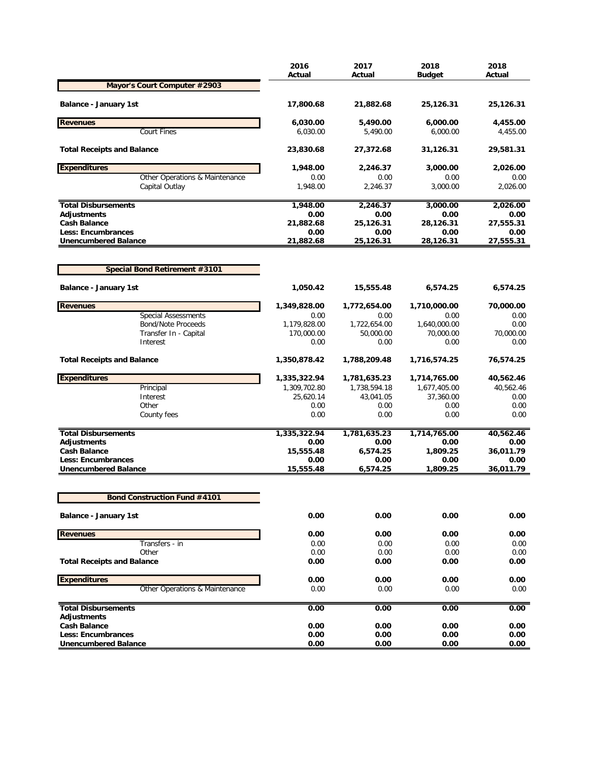| | 2016 Actual | 2017 Actual | 2018 Budget | 2018 Actual |
|---|---|---|---|---|
| **Mayor's Court Computer #2903** | | | | |
| **Balance - January 1st** | **17,800.68** | **21,882.68** | **25,126.31** | **25,126.31** |
| **Revenues** | **6,030.00** | **5,490.00** | **6,000.00** | **4,455.00** |
| Court Fines | 6,030.00 | 5,490.00 | 6,000.00 | 4,455.00 |
| **Total Receipts and Balance** | **23,830.68** | **27,372.68** | **31,126.31** | **29,581.31** |
| **Expenditures** | **1,948.00** | **2,246.37** | **3,000.00** | **2,026.00** |
| Other Operations & Maintenance | 0.00 | 0.00 | 0.00 | 0.00 |
| Capital Outlay | 1,948.00 | 2,246.37 | 3,000.00 | 2,026.00 |
| **Total Disbursements** | **1,948.00** | **2,246.37** | **3,000.00** | **2,026.00** |
| **Adjustments** | **0.00** | **0.00** | **0.00** | **0.00** |
| **Cash Balance** | **21,882.68** | **25,126.31** | **28,126.31** | **27,555.31** |
| **Less: Encumbrances** | **0.00** | **0.00** | **0.00** | **0.00** |
| **Unencumbered Balance** | **21,882.68** | **25,126.31** | **28,126.31** | **27,555.31** |

| | 2016 Actual | 2017 Actual | 2018 Budget | 2018 Actual |
|---|---|---|---|---|
| **Special Bond Retirement #3101** | | | | |
| **Balance - January 1st** | **1,050.42** | **15,555.48** | **6,574.25** | **6,574.25** |
| **Revenues** | **1,349,828.00** | **1,772,654.00** | **1,710,000.00** | **70,000.00** |
| Special Assessments | 0.00 | 0.00 | 0.00 | 0.00 |
| Bond/Note Proceeds | 1,179,828.00 | 1,722,654.00 | 1,640,000.00 | 0.00 |
| Transfer In - Capital | 170,000.00 | 50,000.00 | 70,000.00 | 70,000.00 |
| Interest | 0.00 | 0.00 | 0.00 | 0.00 |
| **Total Receipts and Balance** | **1,350,878.42** | **1,788,209.48** | **1,716,574.25** | **76,574.25** |
| **Expenditures** | **1,335,322.94** | **1,781,635.23** | **1,714,765.00** | **40,562.46** |
| Principal | 1,309,702.80 | 1,738,594.18 | 1,677,405.00 | 40,562.46 |
| Interest | 25,620.14 | 43,041.05 | 37,360.00 | 0.00 |
| Other | 0.00 | 0.00 | 0.00 | 0.00 |
| County fees | 0.00 | 0.00 | 0.00 | 0.00 |
| **Total Disbursements** | **1,335,322.94** | **1,781,635.23** | **1,714,765.00** | **40,562.46** |
| **Adjustments** | **0.00** | **0.00** | **0.00** | **0.00** |
| **Cash Balance** | **15,555.48** | **6,574.25** | **1,809.25** | **36,011.79** |
| **Less: Encumbrances** | **0.00** | **0.00** | **0.00** | **0.00** |
| **Unencumbered Balance** | **15,555.48** | **6,574.25** | **1,809.25** | **36,011.79** |

| | 2016 Actual | 2017 Actual | 2018 Budget | 2018 Actual |
|---|---|---|---|---|
| **Bond Construction Fund #4101** | | | | |
| **Balance - January 1st** | **0.00** | **0.00** | **0.00** | **0.00** |
| **Revenues** | **0.00** | **0.00** | **0.00** | **0.00** |
| Transfers - in | 0.00 | 0.00 | 0.00 | 0.00 |
| Other | 0.00 | 0.00 | 0.00 | 0.00 |
| **Total Receipts and Balance** | **0.00** | **0.00** | **0.00** | **0.00** |
| **Expenditures** | **0.00** | **0.00** | **0.00** | **0.00** |
| Other Operations & Maintenance | 0.00 | 0.00 | 0.00 | 0.00 |
| **Total Disbursements** | **0.00** | **0.00** | **0.00** | **0.00** |
| **Adjustments** | | | | |
| **Cash Balance** | **0.00** | **0.00** | **0.00** | **0.00** |
| **Less: Encumbrances** | **0.00** | **0.00** | **0.00** | **0.00** |
| **Unencumbered Balance** | **0.00** | **0.00** | **0.00** | **0.00** |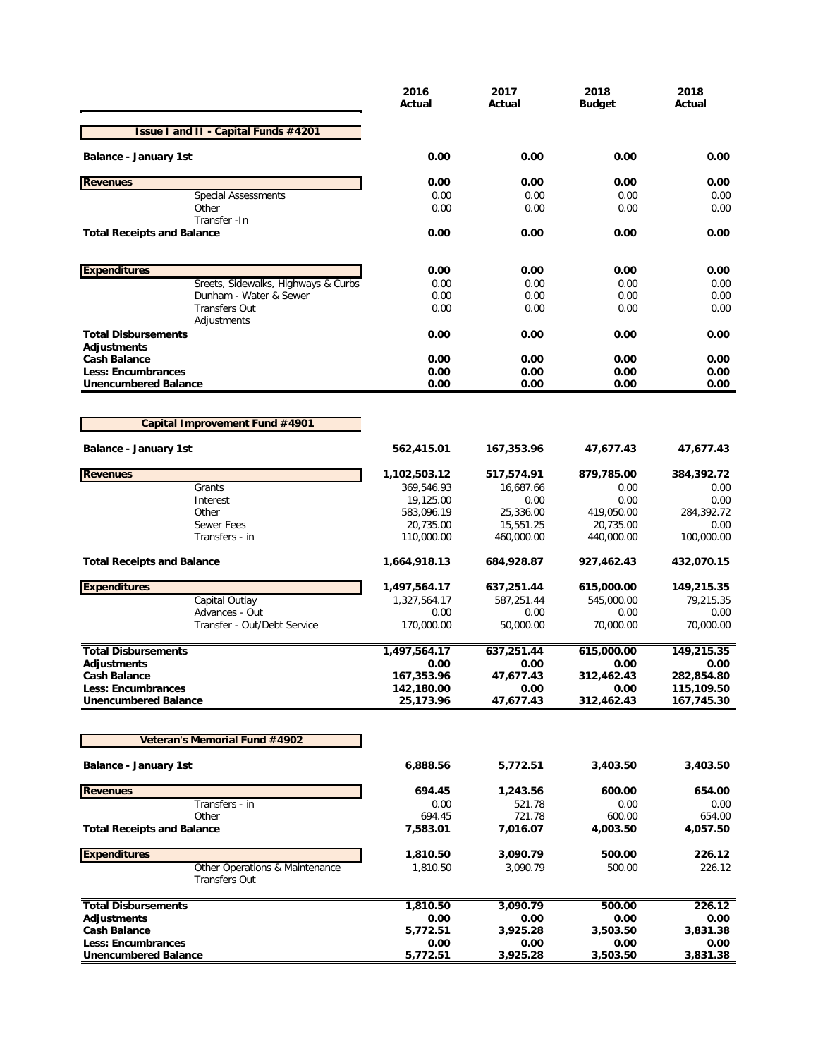| | 2016 Actual | 2017 Actual | 2018 Budget | 2018 Actual |
|---|---|---|---|---|
| **Issue I and II - Capital Funds #4201** | | | | |
| **Balance - January 1st** | **0.00** | **0.00** | **0.00** | **0.00** |
| **Revenues** | **0.00** | **0.00** | **0.00** | **0.00** |
| Special Assessments | 0.00 | 0.00 | 0.00 | 0.00 |
| Other | 0.00 | 0.00 | 0.00 | 0.00 |
| Transfer -In | | | | |
| **Total Receipts and Balance** | **0.00** | **0.00** | **0.00** | **0.00** |
| **Expenditures** | **0.00** | **0.00** | **0.00** | **0.00** |
| Sreets, Sidewalks, Highways & Curbs | 0.00 | 0.00 | 0.00 | 0.00 |
| Dunham - Water & Sewer | 0.00 | 0.00 | 0.00 | 0.00 |
| Transfers Out | 0.00 | 0.00 | 0.00 | 0.00 |
| Adjustments | | | | |
| **Total Disbursements** | **0.00** | **0.00** | **0.00** | **0.00** |
| **Adjustments** | | | | |
| **Cash Balance** | **0.00** | **0.00** | **0.00** | **0.00** |
| **Less: Encumbrances** | **0.00** | **0.00** | **0.00** | **0.00** |
| **Unencumbered Balance** | **0.00** | **0.00** | **0.00** | **0.00** |

| | 2016 Actual | 2017 Actual | 2018 Budget | 2018 Actual |
|---|---|---|---|---|
| **Capital Improvement Fund #4901** | | | | |
| **Balance - January 1st** | **562,415.01** | **167,353.96** | **47,677.43** | **47,677.43** |
| **Revenues** | **1,102,503.12** | **517,574.91** | **879,785.00** | **384,392.72** |
| Grants | 369,546.93 | 16,687.66 | 0.00 | 0.00 |
| Interest | 19,125.00 | 0.00 | 0.00 | 0.00 |
| Other | 583,096.19 | 25,336.00 | 419,050.00 | 284,392.72 |
| Sewer Fees | 20,735.00 | 15,551.25 | 20,735.00 | 0.00 |
| Transfers - in | 110,000.00 | 460,000.00 | 440,000.00 | 100,000.00 |
| **Total Receipts and Balance** | **1,664,918.13** | **684,928.87** | **927,462.43** | **432,070.15** |
| **Expenditures** | **1,497,564.17** | **637,251.44** | **615,000.00** | **149,215.35** |
| Capital Outlay | 1,327,564.17 | 587,251.44 | 545,000.00 | 79,215.35 |
| Advances - Out | 0.00 | 0.00 | 0.00 | 0.00 |
| Transfer - Out/Debt Service | 170,000.00 | 50,000.00 | 70,000.00 | 70,000.00 |
| **Total Disbursements** | **1,497,564.17** | **637,251.44** | **615,000.00** | **149,215.35** |
| **Adjustments** | **0.00** | **0.00** | **0.00** | **0.00** |
| **Cash Balance** | **167,353.96** | **47,677.43** | **312,462.43** | **282,854.80** |
| **Less: Encumbrances** | **142,180.00** | **0.00** | **0.00** | **115,109.50** |
| **Unencumbered Balance** | **25,173.96** | **47,677.43** | **312,462.43** | **167,745.30** |

| | 2016 Actual | 2017 Actual | 2018 Budget | 2018 Actual |
|---|---|---|---|---|
| **Veteran's Memorial Fund #4902** | | | | |
| **Balance - January 1st** | **6,888.56** | **5,772.51** | **3,403.50** | **3,403.50** |
| **Revenues** | **694.45** | **1,243.56** | **600.00** | **654.00** |
| Transfers - in | 0.00 | 521.78 | 0.00 | 0.00 |
| Other | 694.45 | 721.78 | 600.00 | 654.00 |
| **Total Receipts and Balance** | **7,583.01** | **7,016.07** | **4,003.50** | **4,057.50** |
| **Expenditures** | **1,810.50** | **3,090.79** | **500.00** | **226.12** |
| Other Operations & Maintenance | 1,810.50 | 3,090.79 | 500.00 | 226.12 |
| Transfers Out | | | | |
| **Total Disbursements** | **1,810.50** | **3,090.79** | **500.00** | **226.12** |
| **Adjustments** | **0.00** | **0.00** | **0.00** | **0.00** |
| **Cash Balance** | **5,772.51** | **3,925.28** | **3,503.50** | **3,831.38** |
| **Less: Encumbrances** | **0.00** | **0.00** | **0.00** | **0.00** |
| **Unencumbered Balance** | **5,772.51** | **3,925.28** | **3,503.50** | **3,831.38** |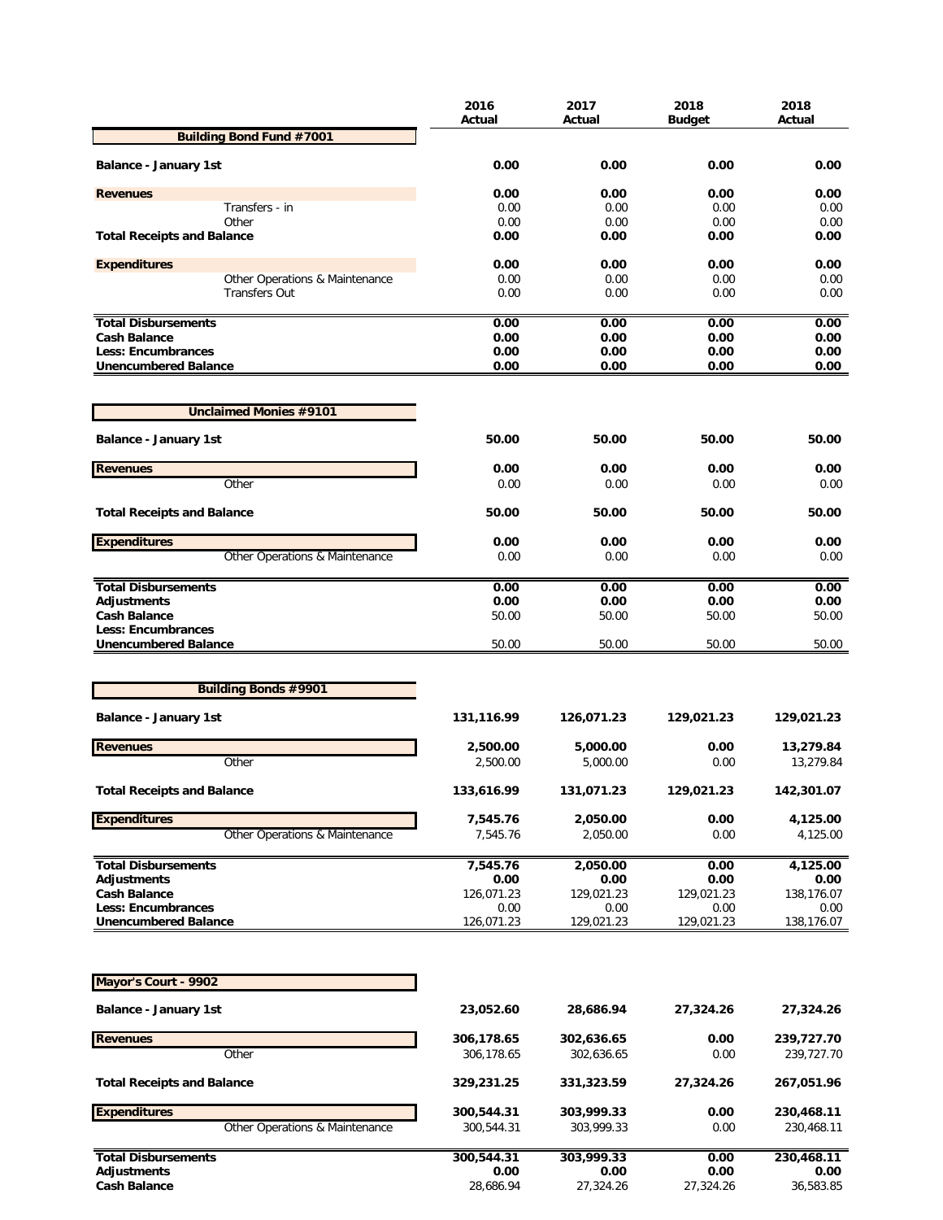| | 2016 Actual | 2017 Actual | 2018 Budget | 2018 Actual |
|---|---|---|---|---|
| **Building Bond Fund #7001** | | | | |
| **Balance - January 1st** | **0.00** | **0.00** | **0.00** | **0.00** |
| **Revenues** | **0.00** | **0.00** | **0.00** | **0.00** |
| Transfers - in | 0.00 | 0.00 | 0.00 | 0.00 |
| Other | 0.00 | 0.00 | 0.00 | 0.00 |
| **Total Receipts and Balance** | **0.00** | **0.00** | **0.00** | **0.00** |
| **Expenditures** | **0.00** | **0.00** | **0.00** | **0.00** |
| Other Operations & Maintenance | 0.00 | 0.00 | 0.00 | 0.00 |
| Transfers Out | 0.00 | 0.00 | 0.00 | 0.00 |
| **Total Disbursements** | **0.00** | **0.00** | **0.00** | **0.00** |
| **Cash Balance** | **0.00** | **0.00** | **0.00** | **0.00** |
| **Less: Encumbrances** | **0.00** | **0.00** | **0.00** | **0.00** |
| **Unencumbered Balance** | **0.00** | **0.00** | **0.00** | **0.00** |

| | 2016 Actual | 2017 Actual | 2018 Budget | 2018 Actual |
|---|---|---|---|---|
| **Unclaimed Monies #9101** | | | | |
| **Balance - January 1st** | **50.00** | **50.00** | **50.00** | **50.00** |
| **Revenues** | **0.00** | **0.00** | **0.00** | **0.00** |
| Other | 0.00 | 0.00 | 0.00 | 0.00 |
| **Total Receipts and Balance** | **50.00** | **50.00** | **50.00** | **50.00** |
| **Expenditures** | **0.00** | **0.00** | **0.00** | **0.00** |
| Other Operations & Maintenance | 0.00 | 0.00 | 0.00 | 0.00 |
| **Total Disbursements** | **0.00** | **0.00** | **0.00** | **0.00** |
| **Adjustments** | **0.00** | **0.00** | **0.00** | **0.00** |
| **Cash Balance** | 50.00 | 50.00 | 50.00 | 50.00 |
| **Less: Encumbrances** | | | | |
| **Unencumbered Balance** | 50.00 | 50.00 | 50.00 | 50.00 |

| | 2016 Actual | 2017 Actual | 2018 Budget | 2018 Actual |
|---|---|---|---|---|
| **Building Bonds #9901** | | | | |
| **Balance - January 1st** | **131,116.99** | **126,071.23** | **129,021.23** | **129,021.23** |
| **Revenues** | **2,500.00** | **5,000.00** | **0.00** | **13,279.84** |
| Other | 2,500.00 | 5,000.00 | 0.00 | 13,279.84 |
| **Total Receipts and Balance** | **133,616.99** | **131,071.23** | **129,021.23** | **142,301.07** |
| **Expenditures** | **7,545.76** | **2,050.00** | **0.00** | **4,125.00** |
| Other Operations & Maintenance | 7,545.76 | 2,050.00 | 0.00 | 4,125.00 |
| **Total Disbursements** | **7,545.76** | **2,050.00** | **0.00** | **4,125.00** |
| **Adjustments** | **0.00** | **0.00** | **0.00** | **0.00** |
| **Cash Balance** | 126,071.23 | 129,021.23 | 129,021.23 | 138,176.07 |
| **Less: Encumbrances** | 0.00 | 0.00 | 0.00 | 0.00 |
| **Unencumbered Balance** | 126,071.23 | 129,021.23 | 129,021.23 | 138,176.07 |

| | 2016 Actual | 2017 Actual | 2018 Budget | 2018 Actual |
|---|---|---|---|---|
| **Mayor's Court - 9902** | | | | |
| **Balance - January 1st** | **23,052.60** | **28,686.94** | **27,324.26** | **27,324.26** |
| **Revenues** | **306,178.65** | **302,636.65** | **0.00** | **239,727.70** |
| Other | 306,178.65 | 302,636.65 | 0.00 | 239,727.70 |
| **Total Receipts and Balance** | **329,231.25** | **331,323.59** | **27,324.26** | **267,051.96** |
| **Expenditures** | **300,544.31** | **303,999.33** | **0.00** | **230,468.11** |
| Other Operations & Maintenance | 300,544.31 | 303,999.33 | 0.00 | 230,468.11 |
| **Total Disbursements** | **300,544.31** | **303,999.33** | **0.00** | **230,468.11** |
| **Adjustments** | **0.00** | **0.00** | **0.00** | **0.00** |
| **Cash Balance** | 28,686.94 | 27,324.26 | 27,324.26 | 36,583.85 |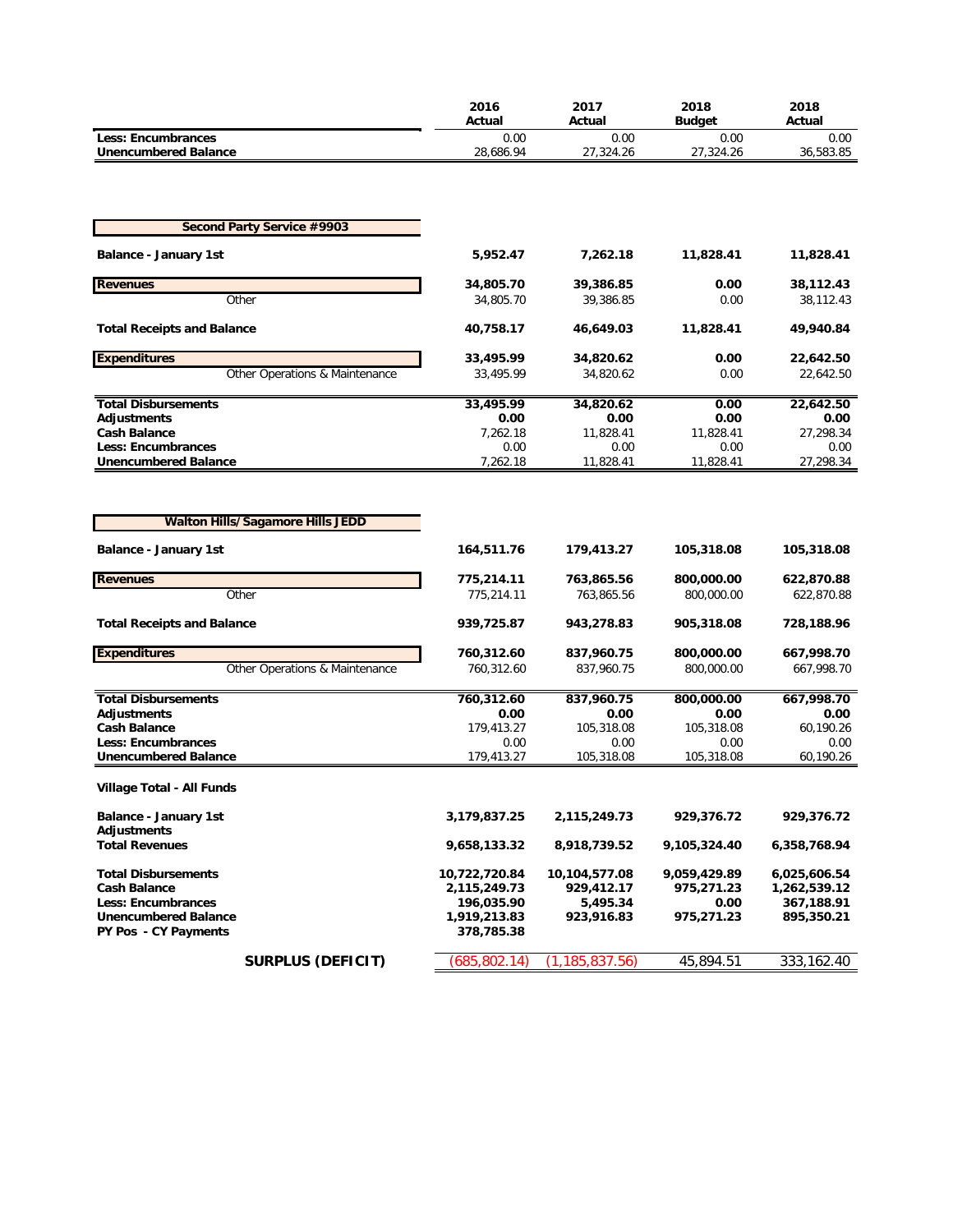| | 2016 Actual | 2017 Actual | 2018 Budget | 2018 Actual |
|---|---|---|---|---|
| **Less: Encumbrances** | 0.00 | 0.00 | 0.00 | 0.00 |
| **Unencumbered Balance** | 28,686.94 | 27,324.26 | 27,324.26 | 36,583.85 |

| **Second Party Service #9903** | | | | |
|---|---|---|---|---|
| **Balance - January 1st** | **5,952.47** | **7,262.18** | **11,828.41** | **11,828.41** |
| **Revenues** | **34,805.70** | **39,386.85** | **0.00** | **38,112.43** |
| Other | 34,805.70 | 39,386.85 | 0.00 | 38,112.43 |
| **Total Receipts and Balance** | **40,758.17** | **46,649.03** | **11,828.41** | **49,940.84** |
| **Expenditures** | **33,495.99** | **34,820.62** | **0.00** | **22,642.50** |
| Other Operations & Maintenance | 33,495.99 | 34,820.62 | 0.00 | 22,642.50 |
| **Total Disbursements** | **33,495.99** | **34,820.62** | **0.00** | **22,642.50** |
| **Adjustments** | **0.00** | **0.00** | **0.00** | **0.00** |
| **Cash Balance** | 7,262.18 | 11,828.41 | 11,828.41 | 27,298.34 |
| **Less: Encumbrances** | 0.00 | 0.00 | 0.00 | 0.00 |
| **Unencumbered Balance** | 7,262.18 | 11,828.41 | 11,828.41 | 27,298.34 |

| **Walton Hills/Sagamore Hills JEDD** | | | | |
|---|---|---|---|---|
| **Balance - January 1st** | **164,511.76** | **179,413.27** | **105,318.08** | **105,318.08** |
| **Revenues** | **775,214.11** | **763,865.56** | **800,000.00** | **622,870.88** |
| Other | 775,214.11 | 763,865.56 | 800,000.00 | 622,870.88 |
| **Total Receipts and Balance** | **939,725.87** | **943,278.83** | **905,318.08** | **728,188.96** |
| **Expenditures** | **760,312.60** | **837,960.75** | **800,000.00** | **667,998.70** |
| Other Operations & Maintenance | 760,312.60 | 837,960.75 | 800,000.00 | 667,998.70 |
| **Total Disbursements** | **760,312.60** | **837,960.75** | **800,000.00** | **667,998.70** |
| **Adjustments** | **0.00** | **0.00** | **0.00** | **0.00** |
| **Cash Balance** | 179,413.27 | 105,318.08 | 105,318.08 | 60,190.26 |
| **Less: Encumbrances** | 0.00 | 0.00 | 0.00 | 0.00 |
| **Unencumbered Balance** | 179,413.27 | 105,318.08 | 105,318.08 | 60,190.26 |

| **Village Total - All Funds** | | | | |
|---|---|---|---|---|
| **Balance - January 1st** | **3,179,837.25** | **2,115,249.73** | **929,376.72** | **929,376.72** |
| **Adjustments** | | | | |
| **Total Revenues** | **9,658,133.32** | **8,918,739.52** | **9,105,324.40** | **6,358,768.94** |
| **Total Disbursements** | **10,722,720.84** | **10,104,577.08** | **9,059,429.89** | **6,025,606.54** |
| **Cash Balance** | **2,115,249.73** | **929,412.17** | **975,271.23** | **1,262,539.12** |
| **Less: Encumbrances** | **196,035.90** | **5,495.34** | **0.00** | **367,188.91** |
| **Unencumbered Balance** | **1,919,213.83** | **923,916.83** | **975,271.23** | **895,350.21** |
| **PY Pos - CY Payments** | **378,785.38** | | | |
| **SURPLUS (DEFICIT)** | (685,802.14) | (1,185,837.56) | 45,894.51 | 333,162.40 |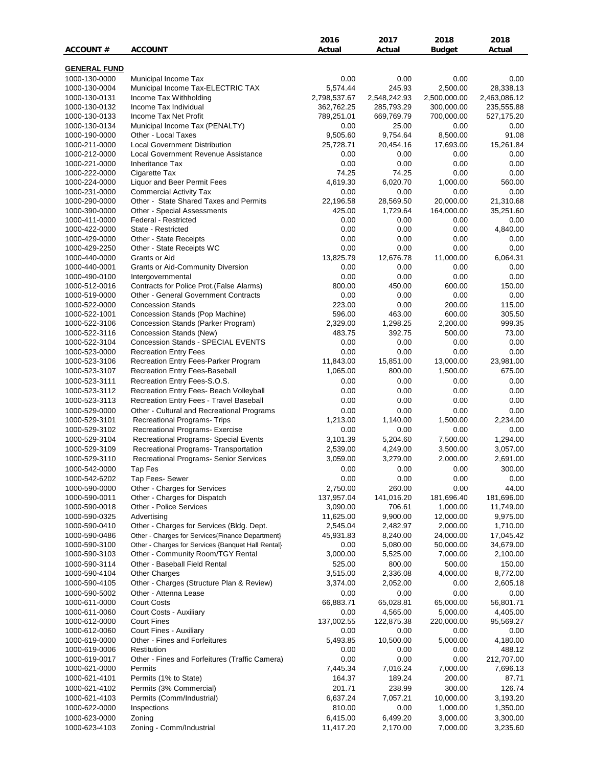| ACCOUNT # | ACCOUNT | 2016 Actual | 2017 Actual | 2018 Budget | 2018 Actual |
|---|---|---|---|---|---|
| **GENERAL FUND** | | | | | |
| 1000-130-0000 | Municipal Income Tax | 0.00 | 0.00 | 0.00 | 0.00 |
| 1000-130-0004 | Municipal Income Tax-ELECTRIC TAX | 5,574.44 | 245.93 | 2,500.00 | 28,338.13 |
| 1000-130-0131 | Income Tax Withholding | 2,798,537.67 | 2,548,242.93 | 2,500,000.00 | 2,463,086.12 |
| 1000-130-0132 | Income Tax Individual | 362,762.25 | 285,793.29 | 300,000.00 | 235,555.88 |
| 1000-130-0133 | Income Tax Net Profit | 789,251.01 | 669,769.79 | 700,000.00 | 527,175.20 |
| 1000-130-0134 | Municipal Income Tax (PENALTY) | 0.00 | 25.00 | 0.00 | 0.00 |
| 1000-190-0000 | Other - Local Taxes | 9,505.60 | 9,754.64 | 8,500.00 | 91.08 |
| 1000-211-0000 | Local Government Distribution | 25,728.71 | 20,454.16 | 17,693.00 | 15,261.84 |
| 1000-212-0000 | Local Government Revenue Assistance | 0.00 | 0.00 | 0.00 | 0.00 |
| 1000-221-0000 | Inheritance Tax | 0.00 | 0.00 | 0.00 | 0.00 |
| 1000-222-0000 | Cigarette Tax | 74.25 | 74.25 | 0.00 | 0.00 |
| 1000-224-0000 | Liquor and Beer Permit Fees | 4,619.30 | 6,020.70 | 1,000.00 | 560.00 |
| 1000-231-0000 | Commercial Activity Tax | 0.00 | 0.00 | 0.00 | 0.00 |
| 1000-290-0000 | Other - State Shared Taxes and Permits | 22,196.58 | 28,569.50 | 20,000.00 | 21,310.68 |
| 1000-390-0000 | Other - Special Assessments | 425.00 | 1,729.64 | 164,000.00 | 35,251.60 |
| 1000-411-0000 | Federal - Restricted | 0.00 | 0.00 | 0.00 | 0.00 |
| 1000-422-0000 | State - Restricted | 0.00 | 0.00 | 0.00 | 4,840.00 |
| 1000-429-0000 | Other - State Receipts | 0.00 | 0.00 | 0.00 | 0.00 |
| 1000-429-2250 | Other - State Receipts WC | 0.00 | 0.00 | 0.00 | 0.00 |
| 1000-440-0000 | Grants or Aid | 13,825.79 | 12,676.78 | 11,000.00 | 6,064.31 |
| 1000-440-0001 | Grants or Aid-Community Diversion | 0.00 | 0.00 | 0.00 | 0.00 |
| 1000-490-0100 | Intergovernmental | 0.00 | 0.00 | 0.00 | 0.00 |
| 1000-512-0016 | Contracts for Police Prot.(False Alarms) | 800.00 | 450.00 | 600.00 | 150.00 |
| 1000-519-0000 | Other - General Government Contracts | 0.00 | 0.00 | 0.00 | 0.00 |
| 1000-522-0000 | Concession Stands | 223.00 | 0.00 | 200.00 | 115.00 |
| 1000-522-1001 | Concession Stands (Pop Machine) | 596.00 | 463.00 | 600.00 | 305.50 |
| 1000-522-3106 | Concession Stands (Parker Program) | 2,329.00 | 1,298.25 | 2,200.00 | 999.35 |
| 1000-522-3116 | Concession Stands (New) | 483.75 | 392.75 | 500.00 | 73.00 |
| 1000-522-3104 | Concession Stands - SPECIAL EVENTS | 0.00 | 0.00 | 0.00 | 0.00 |
| 1000-523-0000 | Recreation Entry Fees | 0.00 | 0.00 | 0.00 | 0.00 |
| 1000-523-3106 | Recreation Entry Fees-Parker Program | 11,843.00 | 15,851.00 | 13,000.00 | 23,981.00 |
| 1000-523-3107 | Recreation Entry Fees-Baseball | 1,065.00 | 800.00 | 1,500.00 | 675.00 |
| 1000-523-3111 | Recreation Entry Fees-S.O.S. | 0.00 | 0.00 | 0.00 | 0.00 |
| 1000-523-3112 | Recreation Entry Fees- Beach Volleyball | 0.00 | 0.00 | 0.00 | 0.00 |
| 1000-523-3113 | Recreation Entry Fees - Travel Baseball | 0.00 | 0.00 | 0.00 | 0.00 |
| 1000-529-0000 | Other - Cultural and Recreational Programs | 0.00 | 0.00 | 0.00 | 0.00 |
| 1000-529-3101 | Recreational Programs- Trips | 1,213.00 | 1,140.00 | 1,500.00 | 2,234.00 |
| 1000-529-3102 | Recreational Programs- Exercise | 0.00 | 0.00 | 0.00 | 0.00 |
| 1000-529-3104 | Recreational Programs- Special Events | 3,101.39 | 5,204.60 | 7,500.00 | 1,294.00 |
| 1000-529-3109 | Recreational Programs- Transportation | 2,539.00 | 4,249.00 | 3,500.00 | 3,057.00 |
| 1000-529-3110 | Recreational Programs- Senior Services | 3,059.00 | 3,279.00 | 2,000.00 | 2,691.00 |
| 1000-542-0000 | Tap Fes | 0.00 | 0.00 | 0.00 | 300.00 |
| 1000-542-6202 | Tap Fees- Sewer | 0.00 | 0.00 | 0.00 | 0.00 |
| 1000-590-0000 | Other - Charges for Services | 2,750.00 | 260.00 | 0.00 | 44.00 |
| 1000-590-0011 | Other - Charges for Dispatch | 137,957.04 | 141,016.20 | 181,696.40 | 181,696.00 |
| 1000-590-0018 | Other - Police Services | 3,090.00 | 706.61 | 1,000.00 | 11,749.00 |
| 1000-590-0325 | Advertising | 11,625.00 | 9,900.00 | 12,000.00 | 9,975.00 |
| 1000-590-0410 | Other - Charges for Services (Bldg. Dept. | 2,545.04 | 2,482.97 | 2,000.00 | 1,710.00 |
| 1000-590-0486 | Other - Charges for Services{Finance Department} | 45,931.83 | 8,240.00 | 24,000.00 | 17,045.42 |
| 1000-590-3100 | Other - Charges for Services {Banquet Hall Rental} | 0.00 | 5,080.00 | 50,000.00 | 34,679.00 |
| 1000-590-3103 | Other - Community Room/TGY Rental | 3,000.00 | 5,525.00 | 7,000.00 | 2,100.00 |
| 1000-590-3114 | Other - Baseball Field Rental | 525.00 | 800.00 | 500.00 | 150.00 |
| 1000-590-4104 | Other Charges | 3,515.00 | 2,336.08 | 4,000.00 | 8,772.00 |
| 1000-590-4105 | Other - Charges (Structure Plan & Review) | 3,374.00 | 2,052.00 | 0.00 | 2,605.18 |
| 1000-590-5002 | Other - Attenna Lease | 0.00 | 0.00 | 0.00 | 0.00 |
| 1000-611-0000 | Court Costs | 66,883.71 | 65,028.81 | 65,000.00 | 56,801.71 |
| 1000-611-0060 | Court Costs - Auxiliary | 0.00 | 4,565.00 | 5,000.00 | 4,405.00 |
| 1000-612-0000 | Court Fines | 137,002.55 | 122,875.38 | 220,000.00 | 95,569.27 |
| 1000-612-0060 | Court Fines - Auxiliary | 0.00 | 0.00 | 0.00 | 0.00 |
| 1000-619-0000 | Other - Fines and Forfeitures | 5,493.85 | 10,500.00 | 5,000.00 | 4,180.00 |
| 1000-619-0006 | Restitution | 0.00 | 0.00 | 0.00 | 488.12 |
| 1000-619-0017 | Other - Fines and Forfeitures (Traffic Camera) | 0.00 | 0.00 | 0.00 | 212,707.00 |
| 1000-621-0000 | Permits | 7,445.34 | 7,016.24 | 7,000.00 | 7,696.13 |
| 1000-621-4101 | Permits (1% to State) | 164.37 | 189.24 | 200.00 | 87.71 |
| 1000-621-4102 | Permits (3% Commercial) | 201.71 | 238.99 | 300.00 | 126.74 |
| 1000-621-4103 | Permits (Comm/Industrial) | 6,637.24 | 7,057.21 | 10,000.00 | 3,193.20 |
| 1000-622-0000 | Inspections | 810.00 | 0.00 | 1,000.00 | 1,350.00 |
| 1000-623-0000 | Zoning | 6,415.00 | 6,499.20 | 3,000.00 | 3,300.00 |
| 1000-623-4103 | Zoning - Comm/Industrial | 11,417.20 | 2,170.00 | 7,000.00 | 3,235.60 |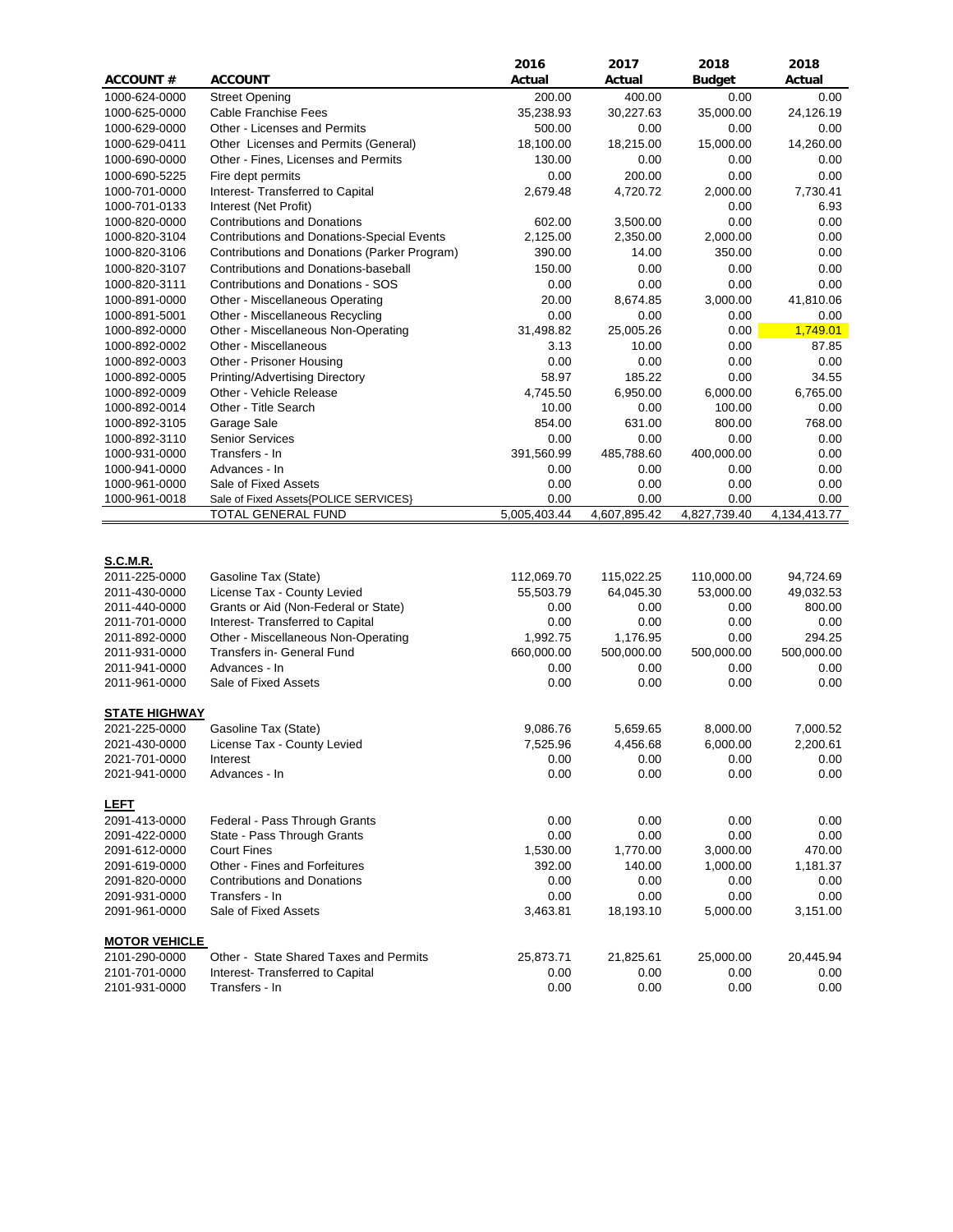| ACCOUNT # | ACCOUNT | 2016 Actual | 2017 Actual | 2018 Budget | 2018 Actual |
|---|---|---|---|---|---|
| 1000-624-0000 | Street Opening | 200.00 | 400.00 | 0.00 | 0.00 |
| 1000-625-0000 | Cable Franchise Fees | 35,238.93 | 30,227.63 | 35,000.00 | 24,126.19 |
| 1000-629-0000 | Other - Licenses and Permits | 500.00 | 0.00 | 0.00 | 0.00 |
| 1000-629-0411 | Other Licenses and Permits (General) | 18,100.00 | 18,215.00 | 15,000.00 | 14,260.00 |
| 1000-690-0000 | Other - Fines, Licenses and Permits | 130.00 | 0.00 | 0.00 | 0.00 |
| 1000-690-5225 | Fire dept permits | 0.00 | 200.00 | 0.00 | 0.00 |
| 1000-701-0000 | Interest- Transferred to Capital | 2,679.48 | 4,720.72 | 2,000.00 | 7,730.41 |
| 1000-701-0133 | Interest (Net Profit) | | | 0.00 | 6.93 |
| 1000-820-0000 | Contributions and Donations | 602.00 | 3,500.00 | 0.00 | 0.00 |
| 1000-820-3104 | Contributions and Donations-Special Events | 2,125.00 | 2,350.00 | 2,000.00 | 0.00 |
| 1000-820-3106 | Contributions and Donations (Parker Program) | 390.00 | 14.00 | 350.00 | 0.00 |
| 1000-820-3107 | Contributions and Donations-baseball | 150.00 | 0.00 | 0.00 | 0.00 |
| 1000-820-3111 | Contributions and Donations - SOS | 0.00 | 0.00 | 0.00 | 0.00 |
| 1000-891-0000 | Other - Miscellaneous Operating | 20.00 | 8,674.85 | 3,000.00 | 41,810.06 |
| 1000-891-5001 | Other - Miscellaneous Recycling | 0.00 | 0.00 | 0.00 | 0.00 |
| 1000-892-0000 | Other - Miscellaneous Non-Operating | 31,498.82 | 25,005.26 | 0.00 | 1,749.01 |
| 1000-892-0002 | Other - Miscellaneous | 3.13 | 10.00 | 0.00 | 87.85 |
| 1000-892-0003 | Other - Prisoner Housing | 0.00 | 0.00 | 0.00 | 0.00 |
| 1000-892-0005 | Printing/Advertising Directory | 58.97 | 185.22 | 0.00 | 34.55 |
| 1000-892-0009 | Other - Vehicle Release | 4,745.50 | 6,950.00 | 6,000.00 | 6,765.00 |
| 1000-892-0014 | Other - Title Search | 10.00 | 0.00 | 100.00 | 0.00 |
| 1000-892-3105 | Garage Sale | 854.00 | 631.00 | 800.00 | 768.00 |
| 1000-892-3110 | Senior Services | 0.00 | 0.00 | 0.00 | 0.00 |
| 1000-931-0000 | Transfers - In | 391,560.99 | 485,788.60 | 400,000.00 | 0.00 |
| 1000-941-0000 | Advances - In | 0.00 | 0.00 | 0.00 | 0.00 |
| 1000-961-0000 | Sale of Fixed Assets | 0.00 | 0.00 | 0.00 | 0.00 |
| 1000-961-0018 | Sale of Fixed Assets{POLICE SERVICES} | 0.00 | 0.00 | 0.00 | 0.00 |
| | TOTAL GENERAL FUND | 5,005,403.44 | 4,607,895.42 | 4,827,739.40 | 4,134,413.77 |
| **S.C.M.R.** | | | | | |
| 2011-225-0000 | Gasoline Tax (State) | 112,069.70 | 115,022.25 | 110,000.00 | 94,724.69 |
| 2011-430-0000 | License Tax - County Levied | 55,503.79 | 64,045.30 | 53,000.00 | 49,032.53 |
| 2011-440-0000 | Grants or Aid (Non-Federal or State) | 0.00 | 0.00 | 0.00 | 800.00 |
| 2011-701-0000 | Interest- Transferred to Capital | 0.00 | 0.00 | 0.00 | 0.00 |
| 2011-892-0000 | Other - Miscellaneous Non-Operating | 1,992.75 | 1,176.95 | 0.00 | 294.25 |
| 2011-931-0000 | Transfers in- General Fund | 660,000.00 | 500,000.00 | 500,000.00 | 500,000.00 |
| 2011-941-0000 | Advances - In | 0.00 | 0.00 | 0.00 | 0.00 |
| 2011-961-0000 | Sale of Fixed Assets | 0.00 | 0.00 | 0.00 | 0.00 |
| **STATE HIGHWAY** | | | | | |
| 2021-225-0000 | Gasoline Tax (State) | 9,086.76 | 5,659.65 | 8,000.00 | 7,000.52 |
| 2021-430-0000 | License Tax - County Levied | 7,525.96 | 4,456.68 | 6,000.00 | 2,200.61 |
| 2021-701-0000 | Interest | 0.00 | 0.00 | 0.00 | 0.00 |
| 2021-941-0000 | Advances - In | 0.00 | 0.00 | 0.00 | 0.00 |
| **LEFT** | | | | | |
| 2091-413-0000 | Federal - Pass Through Grants | 0.00 | 0.00 | 0.00 | 0.00 |
| 2091-422-0000 | State - Pass Through Grants | 0.00 | 0.00 | 0.00 | 0.00 |
| 2091-612-0000 | Court Fines | 1,530.00 | 1,770.00 | 3,000.00 | 470.00 |
| 2091-619-0000 | Other - Fines and Forfeitures | 392.00 | 140.00 | 1,000.00 | 1,181.37 |
| 2091-820-0000 | Contributions and Donations | 0.00 | 0.00 | 0.00 | 0.00 |
| 2091-931-0000 | Transfers - In | 0.00 | 0.00 | 0.00 | 0.00 |
| 2091-961-0000 | Sale of Fixed Assets | 3,463.81 | 18,193.10 | 5,000.00 | 3,151.00 |
| **MOTOR VEHICLE** | | | | | |
| 2101-290-0000 | Other - State Shared Taxes and Permits | 25,873.71 | 21,825.61 | 25,000.00 | 20,445.94 |
| 2101-701-0000 | Interest- Transferred to Capital | 0.00 | 0.00 | 0.00 | 0.00 |
| 2101-931-0000 | Transfers - In | 0.00 | 0.00 | 0.00 | 0.00 |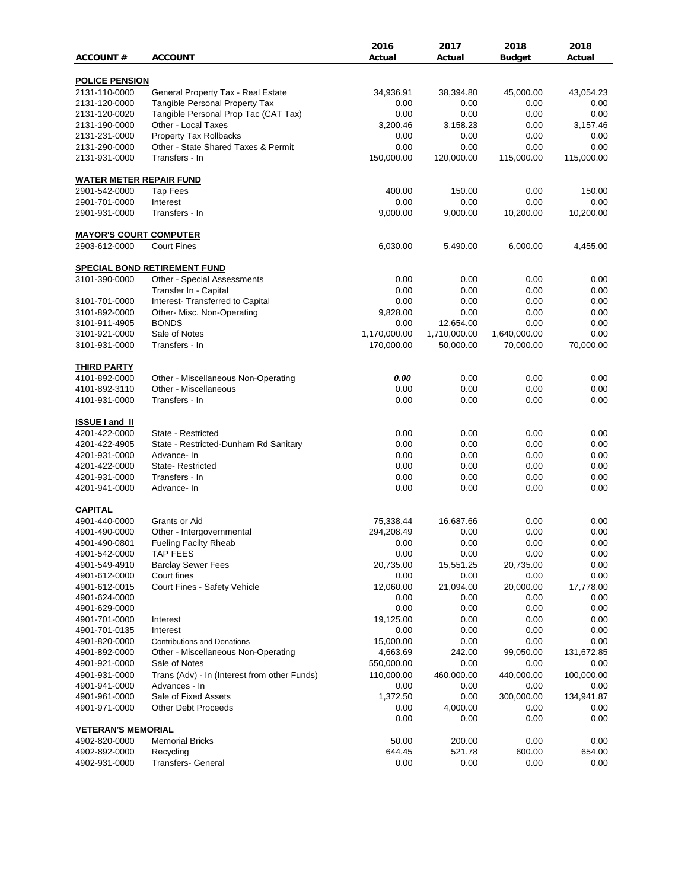| ACCOUNT # | ACCOUNT | 2016 Actual | 2017 Actual | 2018 Budget | 2018 Actual |
|---|---|---|---|---|---|
| **POLICE PENSION** | | | | | |
| 2131-110-0000 | General Property Tax - Real Estate | 34,936.91 | 38,394.80 | 45,000.00 | 43,054.23 |
| 2131-120-0000 | Tangible Personal Property Tax | 0.00 | 0.00 | 0.00 | 0.00 |
| 2131-120-0020 | Tangible Personal Prop Tac (CAT Tax) | 0.00 | 0.00 | 0.00 | 0.00 |
| 2131-190-0000 | Other - Local Taxes | 3,200.46 | 3,158.23 | 0.00 | 3,157.46 |
| 2131-231-0000 | Property Tax Rollbacks | 0.00 | 0.00 | 0.00 | 0.00 |
| 2131-290-0000 | Other - State Shared Taxes & Permit | 0.00 | 0.00 | 0.00 | 0.00 |
| 2131-931-0000 | Transfers - In | 150,000.00 | 120,000.00 | 115,000.00 | 115,000.00 |
| **WATER METER REPAIR FUND** | | | | | |
| 2901-542-0000 | Tap Fees | 400.00 | 150.00 | 0.00 | 150.00 |
| 2901-701-0000 | Interest | 0.00 | 0.00 | 0.00 | 0.00 |
| 2901-931-0000 | Transfers - In | 9,000.00 | 9,000.00 | 10,200.00 | 10,200.00 |
| **MAYOR'S COURT COMPUTER** | | | | | |
| 2903-612-0000 | Court Fines | 6,030.00 | 5,490.00 | 6,000.00 | 4,455.00 |
| **SPECIAL BOND RETIREMENT FUND** | | | | | |
| 3101-390-0000 | Other - Special Assessments | 0.00 | 0.00 | 0.00 | 0.00 |
| | Transfer In - Capital | 0.00 | 0.00 | 0.00 | 0.00 |
| 3101-701-0000 | Interest- Transferred to Capital | 0.00 | 0.00 | 0.00 | 0.00 |
| 3101-892-0000 | Other- Misc. Non-Operating | 9,828.00 | 0.00 | 0.00 | 0.00 |
| 3101-911-4905 | BONDS | 0.00 | 12,654.00 | 0.00 | 0.00 |
| 3101-921-0000 | Sale of Notes | 1,170,000.00 | 1,710,000.00 | 1,640,000.00 | 0.00 |
| 3101-931-0000 | Transfers - In | 170,000.00 | 50,000.00 | 70,000.00 | 70,000.00 |
| **THIRD PARTY** | | | | | |
| 4101-892-0000 | Other - Miscellaneous Non-Operating | ***0.00*** | 0.00 | 0.00 | 0.00 |
| 4101-892-3110 | Other - Miscellaneous | 0.00 | 0.00 | 0.00 | 0.00 |
| 4101-931-0000 | Transfers - In | 0.00 | 0.00 | 0.00 | 0.00 |
| **ISSUE I and II** | | | | | |
| 4201-422-0000 | State - Restricted | 0.00 | 0.00 | 0.00 | 0.00 |
| 4201-422-4905 | State - Restricted-Dunham Rd Sanitary | 0.00 | 0.00 | 0.00 | 0.00 |
| 4201-931-0000 | Advance- In | 0.00 | 0.00 | 0.00 | 0.00 |
| 4201-422-0000 | State- Restricted | 0.00 | 0.00 | 0.00 | 0.00 |
| 4201-931-0000 | Transfers - In | 0.00 | 0.00 | 0.00 | 0.00 |
| 4201-941-0000 | Advance- In | 0.00 | 0.00 | 0.00 | 0.00 |
| **CAPITAL** | | | | | |
| 4901-440-0000 | Grants or Aid | 75,338.44 | 16,687.66 | 0.00 | 0.00 |
| 4901-490-0000 | Other - Intergovernmental | 294,208.49 | 0.00 | 0.00 | 0.00 |
| 4901-490-0801 | Fueling Facilty Rheab | 0.00 | 0.00 | 0.00 | 0.00 |
| 4901-542-0000 | TAP FEES | 0.00 | 0.00 | 0.00 | 0.00 |
| 4901-549-4910 | Barclay Sewer Fees | 20,735.00 | 15,551.25 | 20,735.00 | 0.00 |
| 4901-612-0000 | Court fines | 0.00 | 0.00 | 0.00 | 0.00 |
| 4901-612-0015 | Court Fines - Safety Vehicle | 12,060.00 | 21,094.00 | 20,000.00 | 17,778.00 |
| 4901-624-0000 | | 0.00 | 0.00 | 0.00 | 0.00 |
| 4901-629-0000 | | 0.00 | 0.00 | 0.00 | 0.00 |
| 4901-701-0000 | Interest | 19,125.00 | 0.00 | 0.00 | 0.00 |
| 4901-701-0135 | Interest | 0.00 | 0.00 | 0.00 | 0.00 |
| 4901-820-0000 | Contributions and Donations | 15,000.00 | 0.00 | 0.00 | 0.00 |
| 4901-892-0000 | Other - Miscellaneous Non-Operating | 4,663.69 | 242.00 | 99,050.00 | 131,672.85 |
| 4901-921-0000 | Sale of Notes | 550,000.00 | 0.00 | 0.00 | 0.00 |
| 4901-931-0000 | Trans (Adv) - In (Interest from other Funds) | 110,000.00 | 460,000.00 | 440,000.00 | 100,000.00 |
| 4901-941-0000 | Advances - In | 0.00 | 0.00 | 0.00 | 0.00 |
| 4901-961-0000 | Sale of Fixed Assets | 1,372.50 | 0.00 | 300,000.00 | 134,941.87 |
| 4901-971-0000 | Other Debt Proceeds | 0.00 | 4,000.00 | 0.00 | 0.00 |
| | | 0.00 | 0.00 | 0.00 | 0.00 |
| **VETERAN'S MEMORIAL** | | | | | |
| 4902-820-0000 | Memorial Bricks | 50.00 | 200.00 | 0.00 | 0.00 |
| 4902-892-0000 | Recycling | 644.45 | 521.78 | 600.00 | 654.00 |
| 4902-931-0000 | Transfers- General | 0.00 | 0.00 | 0.00 | 0.00 |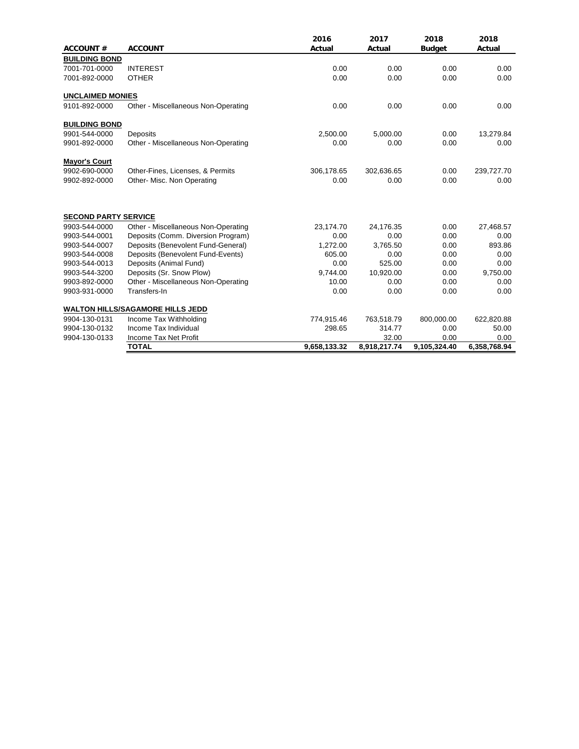| ACCOUNT # | ACCOUNT | 2016 Actual | 2017 Actual | 2018 Budget | 2018 Actual |
|---|---|---|---|---|---|
| **BUILDING BOND** | | | | | |
| 7001-701-0000 | INTEREST | 0.00 | 0.00 | 0.00 | 0.00 |
| 7001-892-0000 | OTHER | 0.00 | 0.00 | 0.00 | 0.00 |
| **UNCLAIMED MONIES** | | | | | |
| 9101-892-0000 | Other - Miscellaneous Non-Operating | 0.00 | 0.00 | 0.00 | 0.00 |
| **BUILDING BOND** | | | | | |
| 9901-544-0000 | Deposits | 2,500.00 | 5,000.00 | 0.00 | 13,279.84 |
| 9901-892-0000 | Other - Miscellaneous Non-Operating | 0.00 | 0.00 | 0.00 | 0.00 |
| **Mayor's Court** | | | | | |
| 9902-690-0000 | Other-Fines, Licenses, & Permits | 306,178.65 | 302,636.65 | 0.00 | 239,727.70 |
| 9902-892-0000 | Other- Misc. Non Operating | 0.00 | 0.00 | 0.00 | 0.00 |
| **SECOND PARTY SERVICE** | | | | | |
| 9903-544-0000 | Other - Miscellaneous Non-Operating | 23,174.70 | 24,176.35 | 0.00 | 27,468.57 |
| 9903-544-0001 | Deposits (Comm. Diversion Program) | 0.00 | 0.00 | 0.00 | 0.00 |
| 9903-544-0007 | Deposits (Benevolent Fund-General) | 1,272.00 | 3,765.50 | 0.00 | 893.86 |
| 9903-544-0008 | Deposits (Benevolent Fund-Events) | 605.00 | 0.00 | 0.00 | 0.00 |
| 9903-544-0013 | Deposits (Animal Fund) | 0.00 | 525.00 | 0.00 | 0.00 |
| 9903-544-3200 | Deposits (Sr. Snow Plow) | 9,744.00 | 10,920.00 | 0.00 | 9,750.00 |
| 9903-892-0000 | Other - Miscellaneous Non-Operating | 10.00 | 0.00 | 0.00 | 0.00 |
| 9903-931-0000 | Transfers-In | 0.00 | 0.00 | 0.00 | 0.00 |
| **WALTON HILLS/SAGAMORE HILLS JEDD** | | | | | |
| 9904-130-0131 | Income Tax Withholding | 774,915.46 | 763,518.79 | 800,000.00 | 622,820.88 |
| 9904-130-0132 | Income Tax Individual | 298.65 | 314.77 | 0.00 | 50.00 |
| 9904-130-0133 | Income Tax Net Profit | | 32.00 | 0.00 | 0.00 |
| | **TOTAL** | **9,658,133.32** | **8,918,217.74** | **9,105,324.40** | **6,358,768.94** |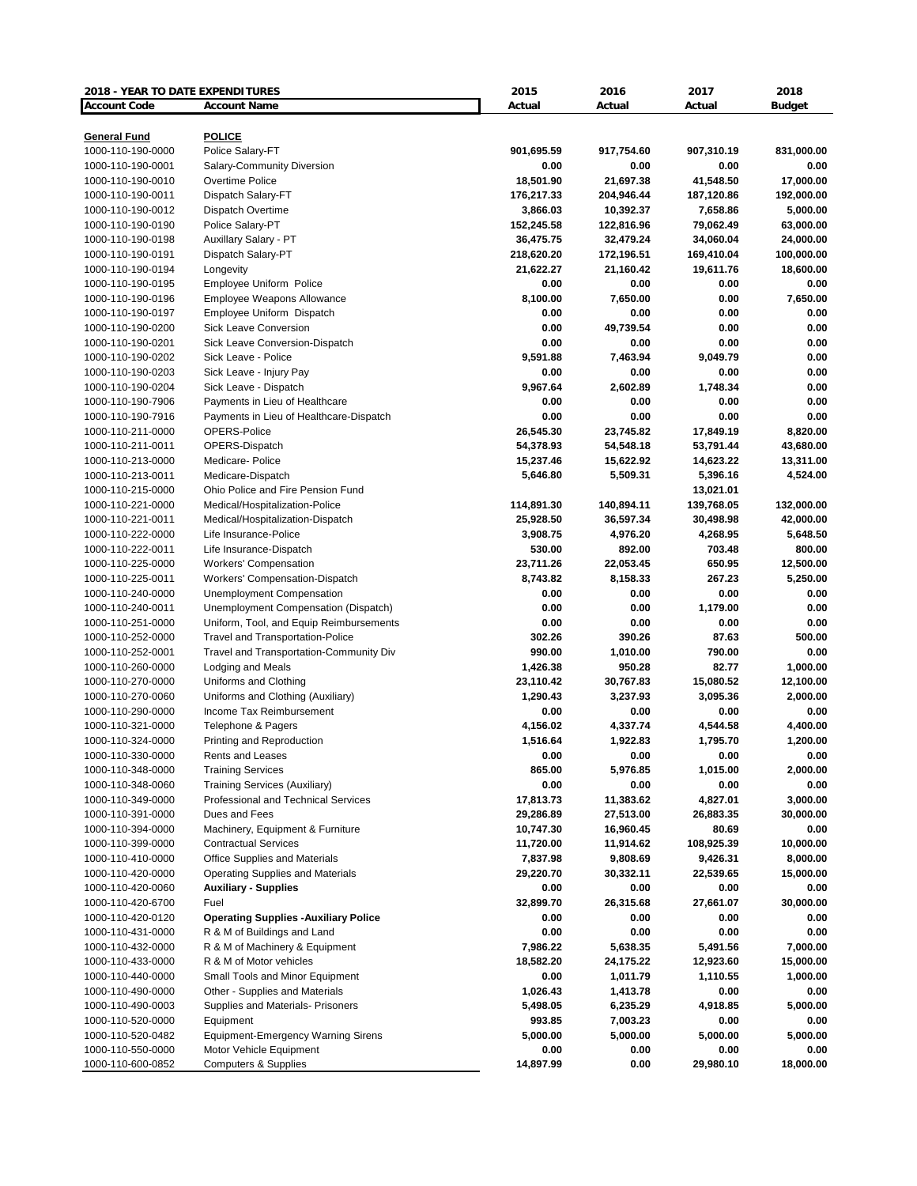| 2018 - YEAR TO DATE EXPENDITURES | | 2015 | 2016 | 2017 | 2018 |
|---|---|---|---|---|---|
| **Account Code** | **Account Name** | **Actual** | **Actual** | **Actual** | **Budget** |
| **General Fund** | **POLICE** | | | | |
| 1000-110-190-0000 | Police Salary-FT | **901,695.59** | **917,754.60** | **907,310.19** | **831,000.00** |
| 1000-110-190-0001 | Salary-Community Diversion | **0.00** | **0.00** | **0.00** | **0.00** |
| 1000-110-190-0010 | Overtime Police | **18,501.90** | **21,697.38** | **41,548.50** | **17,000.00** |
| 1000-110-190-0011 | Dispatch Salary-FT | **176,217.33** | **204,946.44** | **187,120.86** | **192,000.00** |
| 1000-110-190-0012 | Dispatch Overtime | **3,866.03** | **10,392.37** | **7,658.86** | **5,000.00** |
| 1000-110-190-0190 | Police Salary-PT | **152,245.58** | **122,816.96** | **79,062.49** | **63,000.00** |
| 1000-110-190-0198 | Auxillary Salary - PT | **36,475.75** | **32,479.24** | **34,060.04** | **24,000.00** |
| 1000-110-190-0191 | Dispatch Salary-PT | **218,620.20** | **172,196.51** | **169,410.04** | **100,000.00** |
| 1000-110-190-0194 | Longevity | **21,622.27** | **21,160.42** | **19,611.76** | **18,600.00** |
| 1000-110-190-0195 | Employee Uniform Police | **0.00** | **0.00** | **0.00** | **0.00** |
| 1000-110-190-0196 | Employee Weapons Allowance | **8,100.00** | **7,650.00** | **0.00** | **7,650.00** |
| 1000-110-190-0197 | Employee Uniform Dispatch | **0.00** | **0.00** | **0.00** | **0.00** |
| 1000-110-190-0200 | Sick Leave Conversion | **0.00** | **49,739.54** | **0.00** | **0.00** |
| 1000-110-190-0201 | Sick Leave Conversion-Dispatch | **0.00** | **0.00** | **0.00** | **0.00** |
| 1000-110-190-0202 | Sick Leave - Police | **9,591.88** | **7,463.94** | **9,049.79** | **0.00** |
| 1000-110-190-0203 | Sick Leave - Injury Pay | **0.00** | **0.00** | **0.00** | **0.00** |
| 1000-110-190-0204 | Sick Leave - Dispatch | **9,967.64** | **2,602.89** | **1,748.34** | **0.00** |
| 1000-110-190-7906 | Payments in Lieu of Healthcare | **0.00** | **0.00** | **0.00** | **0.00** |
| 1000-110-190-7916 | Payments in Lieu of Healthcare-Dispatch | **0.00** | **0.00** | **0.00** | **0.00** |
| 1000-110-211-0000 | OPERS-Police | **26,545.30** | **23,745.82** | **17,849.19** | **8,820.00** |
| 1000-110-211-0011 | OPERS-Dispatch | **54,378.93** | **54,548.18** | **53,791.44** | **43,680.00** |
| 1000-110-213-0000 | Medicare- Police | **15,237.46** | **15,622.92** | **14,623.22** | **13,311.00** |
| 1000-110-213-0011 | Medicare-Dispatch | **5,646.80** | **5,509.31** | **5,396.16** | **4,524.00** |
| 1000-110-215-0000 | Ohio Police and Fire Pension Fund | | | **13,021.01** | |
| 1000-110-221-0000 | Medical/Hospitalization-Police | **114,891.30** | **140,894.11** | **139,768.05** | **132,000.00** |
| 1000-110-221-0011 | Medical/Hospitalization-Dispatch | **25,928.50** | **36,597.34** | **30,498.98** | **42,000.00** |
| 1000-110-222-0000 | Life Insurance-Police | **3,908.75** | **4,976.20** | **4,268.95** | **5,648.50** |
| 1000-110-222-0011 | Life Insurance-Dispatch | **530.00** | **892.00** | **703.48** | **800.00** |
| 1000-110-225-0000 | Workers' Compensation | **23,711.26** | **22,053.45** | **650.95** | **12,500.00** |
| 1000-110-225-0011 | Workers' Compensation-Dispatch | **8,743.82** | **8,158.33** | **267.23** | **5,250.00** |
| 1000-110-240-0000 | Unemployment Compensation | **0.00** | **0.00** | **0.00** | **0.00** |
| 1000-110-240-0011 | Unemployment Compensation (Dispatch) | **0.00** | **0.00** | **1,179.00** | **0.00** |
| 1000-110-251-0000 | Uniform, Tool, and Equip Reimbursements | **0.00** | **0.00** | **0.00** | **0.00** |
| 1000-110-252-0000 | Travel and Transportation-Police | **302.26** | **390.26** | **87.63** | **500.00** |
| 1000-110-252-0001 | Travel and Transportation-Community Div | **990.00** | **1,010.00** | **790.00** | **0.00** |
| 1000-110-260-0000 | Lodging and Meals | **1,426.38** | **950.28** | **82.77** | **1,000.00** |
| 1000-110-270-0000 | Uniforms and Clothing | **23,110.42** | **30,767.83** | **15,080.52** | **12,100.00** |
| 1000-110-270-0060 | Uniforms and Clothing (Auxiliary) | **1,290.43** | **3,237.93** | **3,095.36** | **2,000.00** |
| 1000-110-290-0000 | Income Tax Reimbursement | **0.00** | **0.00** | **0.00** | **0.00** |
| 1000-110-321-0000 | Telephone & Pagers | **4,156.02** | **4,337.74** | **4,544.58** | **4,400.00** |
| 1000-110-324-0000 | Printing and Reproduction | **1,516.64** | **1,922.83** | **1,795.70** | **1,200.00** |
| 1000-110-330-0000 | Rents and Leases | **0.00** | **0.00** | **0.00** | **0.00** |
| 1000-110-348-0000 | Training Services | **865.00** | **5,976.85** | **1,015.00** | **2,000.00** |
| 1000-110-348-0060 | Training Services (Auxiliary) | **0.00** | **0.00** | **0.00** | **0.00** |
| 1000-110-349-0000 | Professional and Technical Services | **17,813.73** | **11,383.62** | **4,827.01** | **3,000.00** |
| 1000-110-391-0000 | Dues and Fees | **29,286.89** | **27,513.00** | **26,883.35** | **30,000.00** |
| 1000-110-394-0000 | Machinery, Equipment & Furniture | **10,747.30** | **16,960.45** | **80.69** | **0.00** |
| 1000-110-399-0000 | Contractual Services | **11,720.00** | **11,914.62** | **108,925.39** | **10,000.00** |
| 1000-110-410-0000 | Office Supplies and Materials | **7,837.98** | **9,808.69** | **9,426.31** | **8,000.00** |
| 1000-110-420-0000 | Operating Supplies and Materials | **29,220.70** | **30,332.11** | **22,539.65** | **15,000.00** |
| 1000-110-420-0060 | **Auxiliary - Supplies** | **0.00** | **0.00** | **0.00** | **0.00** |
| 1000-110-420-6700 | Fuel | **32,899.70** | **26,315.68** | **27,661.07** | **30,000.00** |
| 1000-110-420-0120 | **Operating Supplies -Auxiliary Police** | **0.00** | **0.00** | **0.00** | **0.00** |
| 1000-110-431-0000 | R & M of Buildings and Land | **0.00** | **0.00** | **0.00** | **0.00** |
| 1000-110-432-0000 | R & M of Machinery & Equipment | **7,986.22** | **5,638.35** | **5,491.56** | **7,000.00** |
| 1000-110-433-0000 | R & M of Motor vehicles | **18,582.20** | **24,175.22** | **12,923.60** | **15,000.00** |
| 1000-110-440-0000 | Small Tools and Minor Equipment | **0.00** | **1,011.79** | **1,110.55** | **1,000.00** |
| 1000-110-490-0000 | Other - Supplies and Materials | **1,026.43** | **1,413.78** | **0.00** | **0.00** |
| 1000-110-490-0003 | Supplies and Materials- Prisoners | **5,498.05** | **6,235.29** | **4,918.85** | **5,000.00** |
| 1000-110-520-0000 | Equipment | **993.85** | **7,003.23** | **0.00** | **0.00** |
| 1000-110-520-0482 | Equipment-Emergency Warning Sirens | **5,000.00** | **5,000.00** | **5,000.00** | **5,000.00** |
| 1000-110-550-0000 | Motor Vehicle Equipment | **0.00** | **0.00** | **0.00** | **0.00** |
| 1000-110-600-0852 | Computers & Supplies | **14,897.99** | **0.00** | **29,980.10** | **18,000.00** |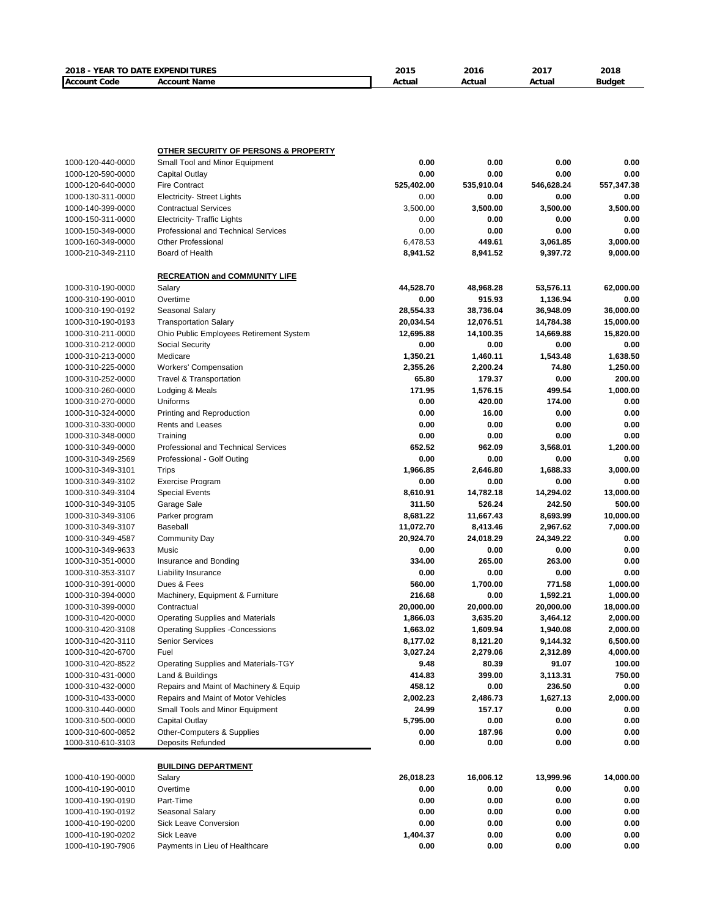| 2018 - YEAR TO DATE EXPENDITURES | | 2015 | 2016 | 2017 | 2018 |
|---|---|---|---|---|---|
| **Account Code** | **Account Name** | **Actual** | **Actual** | **Actual** | **Budget** |
| | **OTHER SECURITY OF PERSONS & PROPERTY** | | | | |
| 1000-120-440-0000 | Small Tool and Minor Equipment | 0.00 | 0.00 | 0.00 | 0.00 |
| 1000-120-590-0000 | Capital Outlay | 0.00 | 0.00 | 0.00 | 0.00 |
| 1000-120-640-0000 | Fire Contract | 525,402.00 | 535,910.04 | 546,628.24 | 557,347.38 |
| 1000-130-311-0000 | Electricity- Street Lights | 0.00 | 0.00 | 0.00 | 0.00 |
| 1000-140-399-0000 | Contractual Services | 3,500.00 | 3,500.00 | 3,500.00 | 3,500.00 |
| 1000-150-311-0000 | Electricity- Traffic Lights | 0.00 | 0.00 | 0.00 | 0.00 |
| 1000-150-349-0000 | Professional and Technical Services | 0.00 | 0.00 | 0.00 | 0.00 |
| 1000-160-349-0000 | Other Professional | 6,478.53 | 449.61 | 3,061.85 | 3,000.00 |
| 1000-210-349-2110 | Board of Health | 8,941.52 | 8,941.52 | 9,397.72 | 9,000.00 |
| | **RECREATION and COMMUNITY LIFE** | | | | |
| 1000-310-190-0000 | Salary | 44,528.70 | 48,968.28 | 53,576.11 | 62,000.00 |
| 1000-310-190-0010 | Overtime | 0.00 | 915.93 | 1,136.94 | 0.00 |
| 1000-310-190-0192 | Seasonal Salary | 28,554.33 | 38,736.04 | 36,948.09 | 36,000.00 |
| 1000-310-190-0193 | Transportation Salary | 20,034.54 | 12,076.51 | 14,784.38 | 15,000.00 |
| 1000-310-211-0000 | Ohio Public Employees Retirement System | 12,695.88 | 14,100.35 | 14,669.88 | 15,820.00 |
| 1000-310-212-0000 | Social Security | 0.00 | 0.00 | 0.00 | 0.00 |
| 1000-310-213-0000 | Medicare | 1,350.21 | 1,460.11 | 1,543.48 | 1,638.50 |
| 1000-310-225-0000 | Workers' Compensation | 2,355.26 | 2,200.24 | 74.80 | 1,250.00 |
| 1000-310-252-0000 | Travel & Transportation | 65.80 | 179.37 | 0.00 | 200.00 |
| 1000-310-260-0000 | Lodging & Meals | 171.95 | 1,576.15 | 499.54 | 1,000.00 |
| 1000-310-270-0000 | Uniforms | 0.00 | 420.00 | 174.00 | 0.00 |
| 1000-310-324-0000 | Printing and Reproduction | 0.00 | 16.00 | 0.00 | 0.00 |
| 1000-310-330-0000 | Rents and Leases | 0.00 | 0.00 | 0.00 | 0.00 |
| 1000-310-348-0000 | Training | 0.00 | 0.00 | 0.00 | 0.00 |
| 1000-310-349-0000 | Professional and Technical Services | 652.52 | 962.09 | 3,568.01 | 1,200.00 |
| 1000-310-349-2569 | Professional - Golf Outing | 0.00 | 0.00 | 0.00 | 0.00 |
| 1000-310-349-3101 | Trips | 1,966.85 | 2,646.80 | 1,688.33 | 3,000.00 |
| 1000-310-349-3102 | Exercise Program | 0.00 | 0.00 | 0.00 | 0.00 |
| 1000-310-349-3104 | Special Events | 8,610.91 | 14,782.18 | 14,294.02 | 13,000.00 |
| 1000-310-349-3105 | Garage Sale | 311.50 | 526.24 | 242.50 | 500.00 |
| 1000-310-349-3106 | Parker program | 8,681.22 | 11,667.43 | 8,693.99 | 10,000.00 |
| 1000-310-349-3107 | Baseball | 11,072.70 | 8,413.46 | 2,967.62 | 7,000.00 |
| 1000-310-349-4587 | Community Day | 20,924.70 | 24,018.29 | 24,349.22 | 0.00 |
| 1000-310-349-9633 | Music | 0.00 | 0.00 | 0.00 | 0.00 |
| 1000-310-351-0000 | Insurance and Bonding | 334.00 | 265.00 | 263.00 | 0.00 |
| 1000-310-353-3107 | Liability Insurance | 0.00 | 0.00 | 0.00 | 0.00 |
| 1000-310-391-0000 | Dues & Fees | 560.00 | 1,700.00 | 771.58 | 1,000.00 |
| 1000-310-394-0000 | Machinery, Equipment & Furniture | 216.68 | 0.00 | 1,592.21 | 1,000.00 |
| 1000-310-399-0000 | Contractual | 20,000.00 | 20,000.00 | 20,000.00 | 18,000.00 |
| 1000-310-420-0000 | Operating Supplies and Materials | 1,866.03 | 3,635.20 | 3,464.12 | 2,000.00 |
| 1000-310-420-3108 | Operating Supplies -Concessions | 1,663.02 | 1,609.94 | 1,940.08 | 2,000.00 |
| 1000-310-420-3110 | Senior Services | 8,177.02 | 8,121.20 | 9,144.32 | 6,500.00 |
| 1000-310-420-6700 | Fuel | 3,027.24 | 2,279.06 | 2,312.89 | 4,000.00 |
| 1000-310-420-8522 | Operating Supplies and Materials-TGY | 9.48 | 80.39 | 91.07 | 100.00 |
| 1000-310-431-0000 | Land & Buildings | 414.83 | 399.00 | 3,113.31 | 750.00 |
| 1000-310-432-0000 | Repairs and Maint of Machinery & Equip | 458.12 | 0.00 | 236.50 | 0.00 |
| 1000-310-433-0000 | Repairs and Maint of Motor Vehicles | 2,002.23 | 2,486.73 | 1,627.13 | 2,000.00 |
| 1000-310-440-0000 | Small Tools and Minor Equipment | 24.99 | 157.17 | 0.00 | 0.00 |
| 1000-310-500-0000 | Capital Outlay | 5,795.00 | 0.00 | 0.00 | 0.00 |
| 1000-310-600-0852 | Other-Computers & Supplies | 0.00 | 187.96 | 0.00 | 0.00 |
| 1000-310-610-3103 | Deposits Refunded | 0.00 | 0.00 | 0.00 | 0.00 |
| | **BUILDING DEPARTMENT** | | | | |
| 1000-410-190-0000 | Salary | 26,018.23 | 16,006.12 | 13,999.96 | 14,000.00 |
| 1000-410-190-0010 | Overtime | 0.00 | 0.00 | 0.00 | 0.00 |
| 1000-410-190-0190 | Part-Time | 0.00 | 0.00 | 0.00 | 0.00 |
| 1000-410-190-0192 | Seasonal Salary | 0.00 | 0.00 | 0.00 | 0.00 |
| 1000-410-190-0200 | Sick Leave Conversion | 0.00 | 0.00 | 0.00 | 0.00 |
| 1000-410-190-0202 | Sick Leave | 1,404.37 | 0.00 | 0.00 | 0.00 |
| 1000-410-190-7906 | Payments in Lieu of Healthcare | 0.00 | 0.00 | 0.00 | 0.00 |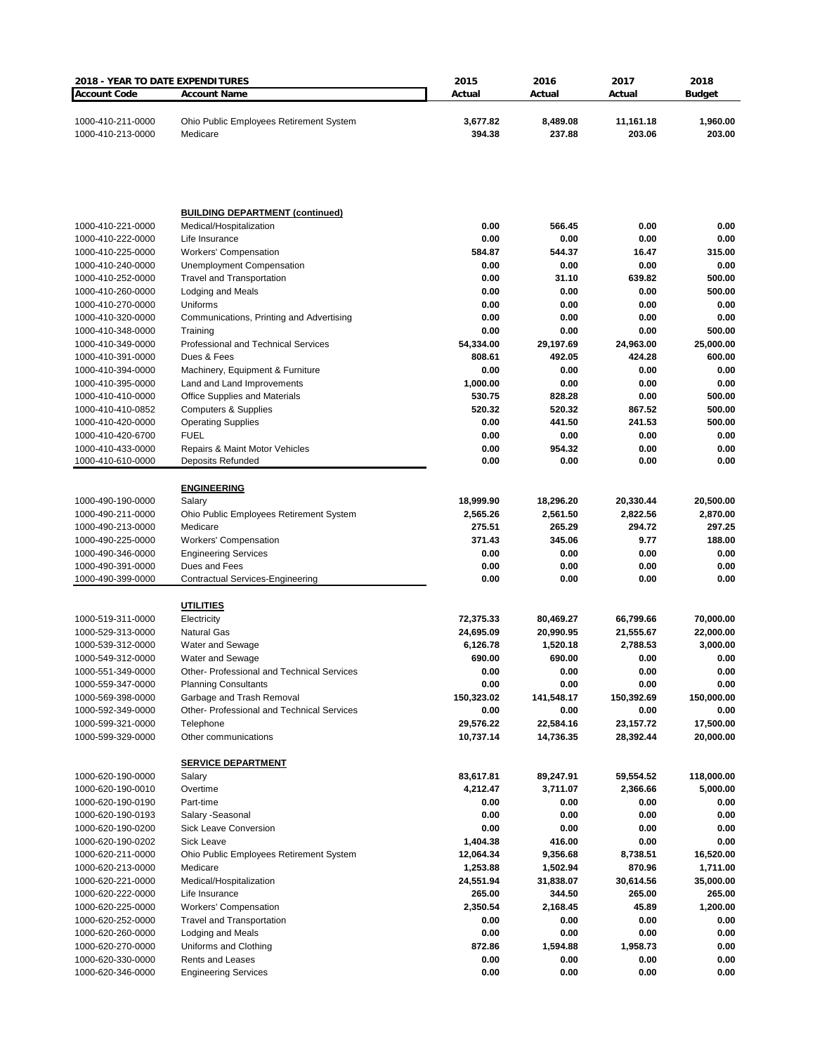| 2018 - YEAR TO DATE EXPENDITURES | | 2015 | 2016 | 2017 | 2018 |
|---|---|---|---|---|---|
| **Account Code** | **Account Name** | **Actual** | **Actual** | **Actual** | **Budget** |
| 1000-410-211-0000 | Ohio Public Employees Retirement System | **3,677.82** | **8,489.08** | **11,161.18** | **1,960.00** |
| 1000-410-213-0000 | Medicare | **394.38** | **237.88** | **203.06** | **203.00** |
| | **BUILDING DEPARTMENT (continued)** | | | | |
| 1000-410-221-0000 | Medical/Hospitalization | **0.00** | **566.45** | **0.00** | **0.00** |
| 1000-410-222-0000 | Life Insurance | **0.00** | **0.00** | **0.00** | **0.00** |
| 1000-410-225-0000 | Workers' Compensation | **584.87** | **544.37** | **16.47** | **315.00** |
| 1000-410-240-0000 | Unemployment Compensation | **0.00** | **0.00** | **0.00** | **0.00** |
| 1000-410-252-0000 | Travel and Transportation | **0.00** | **31.10** | **639.82** | **500.00** |
| 1000-410-260-0000 | Lodging and Meals | **0.00** | **0.00** | **0.00** | **500.00** |
| 1000-410-270-0000 | Uniforms | **0.00** | **0.00** | **0.00** | **0.00** |
| 1000-410-320-0000 | Communications, Printing and Advertising | **0.00** | **0.00** | **0.00** | **0.00** |
| 1000-410-348-0000 | Training | **0.00** | **0.00** | **0.00** | **500.00** |
| 1000-410-349-0000 | Professional and Technical Services | **54,334.00** | **29,197.69** | **24,963.00** | **25,000.00** |
| 1000-410-391-0000 | Dues & Fees | **808.61** | **492.05** | **424.28** | **600.00** |
| 1000-410-394-0000 | Machinery, Equipment & Furniture | **0.00** | **0.00** | **0.00** | **0.00** |
| 1000-410-395-0000 | Land and Land Improvements | **1,000.00** | **0.00** | **0.00** | **0.00** |
| 1000-410-410-0000 | Office Supplies and Materials | **530.75** | **828.28** | **0.00** | **500.00** |
| 1000-410-410-0852 | Computers & Supplies | **520.32** | **520.32** | **867.52** | **500.00** |
| 1000-410-420-0000 | Operating Supplies | **0.00** | **441.50** | **241.53** | **500.00** |
| 1000-410-420-6700 | FUEL | **0.00** | **0.00** | **0.00** | **0.00** |
| 1000-410-433-0000 | Repairs & Maint Motor Vehicles | **0.00** | **954.32** | **0.00** | **0.00** |
| 1000-410-610-0000 | Deposits Refunded | **0.00** | **0.00** | **0.00** | **0.00** |
| | **ENGINEERING** | | | | |
| 1000-490-190-0000 | Salary | **18,999.90** | **18,296.20** | **20,330.44** | **20,500.00** |
| 1000-490-211-0000 | Ohio Public Employees Retirement System | **2,565.26** | **2,561.50** | **2,822.56** | **2,870.00** |
| 1000-490-213-0000 | Medicare | **275.51** | **265.29** | **294.72** | **297.25** |
| 1000-490-225-0000 | Workers' Compensation | **371.43** | **345.06** | **9.77** | **188.00** |
| 1000-490-346-0000 | Engineering Services | **0.00** | **0.00** | **0.00** | **0.00** |
| 1000-490-391-0000 | Dues and Fees | **0.00** | **0.00** | **0.00** | **0.00** |
| 1000-490-399-0000 | Contractual Services-Engineering | **0.00** | **0.00** | **0.00** | **0.00** |
| | **UTILITIES** | | | | |
| 1000-519-311-0000 | Electricity | **72,375.33** | **80,469.27** | **66,799.66** | **70,000.00** |
| 1000-529-313-0000 | Natural Gas | **24,695.09** | **20,990.95** | **21,555.67** | **22,000.00** |
| 1000-539-312-0000 | Water and Sewage | **6,126.78** | **1,520.18** | **2,788.53** | **3,000.00** |
| 1000-549-312-0000 | Water and Sewage | **690.00** | **690.00** | **0.00** | **0.00** |
| 1000-551-349-0000 | Other- Professional and Technical Services | **0.00** | **0.00** | **0.00** | **0.00** |
| 1000-559-347-0000 | Planning Consultants | **0.00** | **0.00** | **0.00** | **0.00** |
| 1000-569-398-0000 | Garbage and Trash Removal | **150,323.02** | **141,548.17** | **150,392.69** | **150,000.00** |
| 1000-592-349-0000 | Other- Professional and Technical Services | **0.00** | **0.00** | **0.00** | **0.00** |
| 1000-599-321-0000 | Telephone | **29,576.22** | **22,584.16** | **23,157.72** | **17,500.00** |
| 1000-599-329-0000 | Other communications | **10,737.14** | **14,736.35** | **28,392.44** | **20,000.00** |
| | **SERVICE DEPARTMENT** | | | | |
| 1000-620-190-0000 | Salary | **83,617.81** | **89,247.91** | **59,554.52** | **118,000.00** |
| 1000-620-190-0010 | Overtime | **4,212.47** | **3,711.07** | **2,366.66** | **5,000.00** |
| 1000-620-190-0190 | Part-time | **0.00** | **0.00** | **0.00** | **0.00** |
| 1000-620-190-0193 | Salary -Seasonal | **0.00** | **0.00** | **0.00** | **0.00** |
| 1000-620-190-0200 | Sick Leave Conversion | **0.00** | **0.00** | **0.00** | **0.00** |
| 1000-620-190-0202 | Sick Leave | **1,404.38** | **416.00** | **0.00** | **0.00** |
| 1000-620-211-0000 | Ohio Public Employees Retirement System | **12,064.34** | **9,356.68** | **8,738.51** | **16,520.00** |
| 1000-620-213-0000 | Medicare | **1,253.88** | **1,502.94** | **870.96** | **1,711.00** |
| 1000-620-221-0000 | Medical/Hospitalization | **24,551.94** | **31,838.07** | **30,614.56** | **35,000.00** |
| 1000-620-222-0000 | Life Insurance | **265.00** | **344.50** | **265.00** | **265.00** |
| 1000-620-225-0000 | Workers' Compensation | **2,350.54** | **2,168.45** | **45.89** | **1,200.00** |
| 1000-620-252-0000 | Travel and Transportation | **0.00** | **0.00** | **0.00** | **0.00** |
| 1000-620-260-0000 | Lodging and Meals | **0.00** | **0.00** | **0.00** | **0.00** |
| 1000-620-270-0000 | Uniforms and Clothing | **872.86** | **1,594.88** | **1,958.73** | **0.00** |
| 1000-620-330-0000 | Rents and Leases | **0.00** | **0.00** | **0.00** | **0.00** |
| 1000-620-346-0000 | Engineering Services | **0.00** | **0.00** | **0.00** | **0.00** |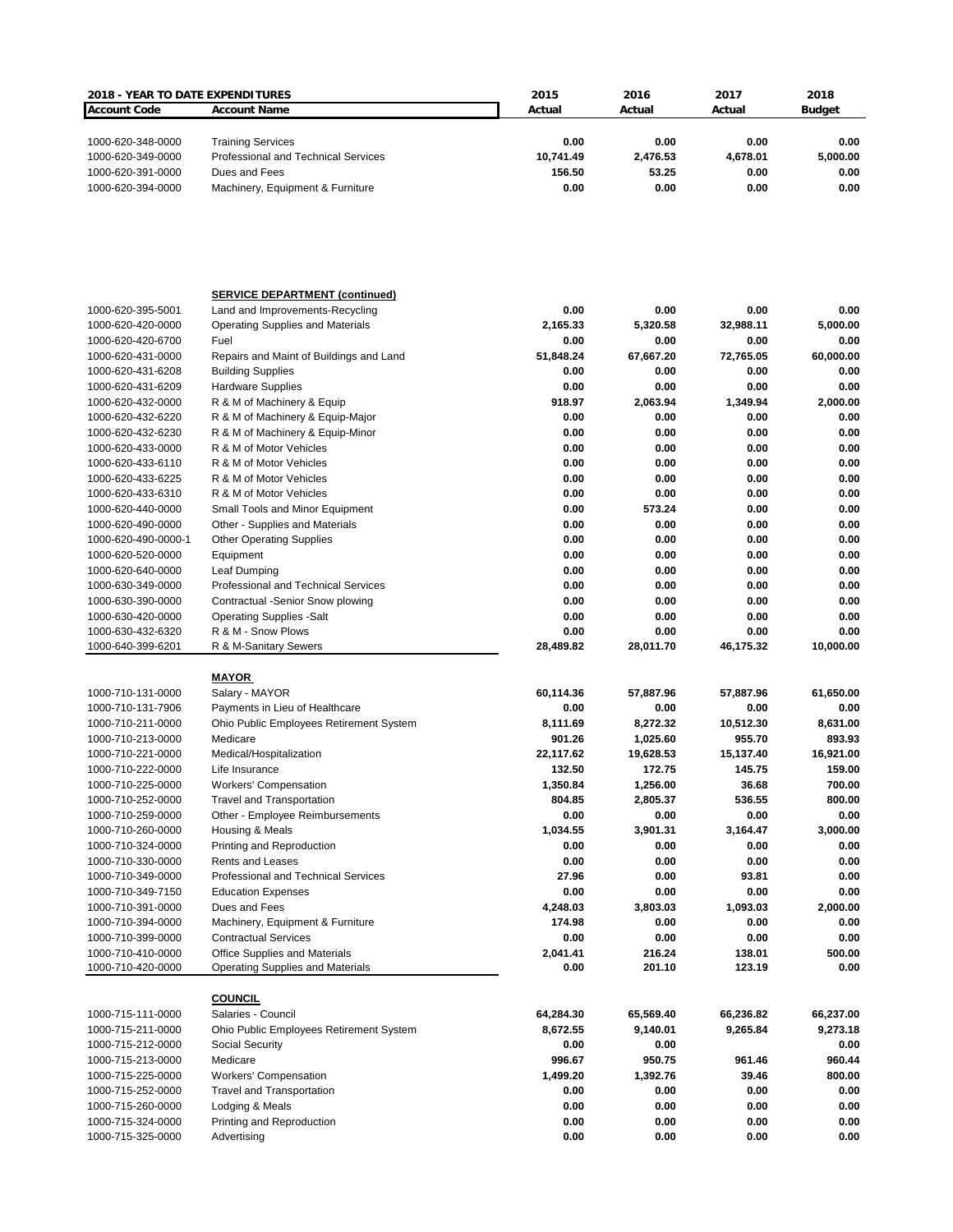**2018 - YEAR TO DATE EXPENDITURES**

| Account Code | Account Name | 2015 Actual | 2016 Actual | 2017 Actual | 2018 Budget |
|---|---|---|---|---|---|
| 1000-620-348-0000 | Training Services | 0.00 | 0.00 | 0.00 | 0.00 |
| 1000-620-349-0000 | Professional and Technical Services | 10,741.49 | 2,476.53 | 4,678.01 | 5,000.00 |
| 1000-620-391-0000 | Dues and Fees | 156.50 | 53.25 | 0.00 | 0.00 |
| 1000-620-394-0000 | Machinery, Equipment & Furniture | 0.00 | 0.00 | 0.00 | 0.00 |
| | **SERVICE DEPARTMENT (continued)** | | | | |
| 1000-620-395-5001 | Land and Improvements-Recycling | 0.00 | 0.00 | 0.00 | 0.00 |
| 1000-620-420-0000 | Operating Supplies and Materials | 2,165.33 | 5,320.58 | 32,988.11 | 5,000.00 |
| 1000-620-420-6700 | Fuel | 0.00 | 0.00 | 0.00 | 0.00 |
| 1000-620-431-0000 | Repairs and Maint of Buildings and Land | 51,848.24 | 67,667.20 | 72,765.05 | 60,000.00 |
| 1000-620-431-6208 | Building Supplies | 0.00 | 0.00 | 0.00 | 0.00 |
| 1000-620-431-6209 | Hardware Supplies | 0.00 | 0.00 | 0.00 | 0.00 |
| 1000-620-432-0000 | R & M of Machinery & Equip | 918.97 | 2,063.94 | 1,349.94 | 2,000.00 |
| 1000-620-432-6220 | R & M of Machinery & Equip-Major | 0.00 | 0.00 | 0.00 | 0.00 |
| 1000-620-432-6230 | R & M of Machinery & Equip-Minor | 0.00 | 0.00 | 0.00 | 0.00 |
| 1000-620-433-0000 | R & M of Motor Vehicles | 0.00 | 0.00 | 0.00 | 0.00 |
| 1000-620-433-6110 | R & M of Motor Vehicles | 0.00 | 0.00 | 0.00 | 0.00 |
| 1000-620-433-6225 | R & M of Motor Vehicles | 0.00 | 0.00 | 0.00 | 0.00 |
| 1000-620-433-6310 | R & M of Motor Vehicles | 0.00 | 0.00 | 0.00 | 0.00 |
| 1000-620-440-0000 | Small Tools and Minor Equipment | 0.00 | 573.24 | 0.00 | 0.00 |
| 1000-620-490-0000 | Other - Supplies and Materials | 0.00 | 0.00 | 0.00 | 0.00 |
| 1000-620-490-0000-1 | Other Operating Supplies | 0.00 | 0.00 | 0.00 | 0.00 |
| 1000-620-520-0000 | Equipment | 0.00 | 0.00 | 0.00 | 0.00 |
| 1000-620-640-0000 | Leaf Dumping | 0.00 | 0.00 | 0.00 | 0.00 |
| 1000-630-349-0000 | Professional and Technical Services | 0.00 | 0.00 | 0.00 | 0.00 |
| 1000-630-390-0000 | Contractual -Senior Snow plowing | 0.00 | 0.00 | 0.00 | 0.00 |
| 1000-630-420-0000 | Operating Supplies -Salt | 0.00 | 0.00 | 0.00 | 0.00 |
| 1000-630-432-6320 | R & M - Snow Plows | 0.00 | 0.00 | 0.00 | 0.00 |
| 1000-640-399-6201 | R & M-Sanitary Sewers | 28,489.82 | 28,011.70 | 46,175.32 | 10,000.00 |
| | **MAYOR** | | | | |
| 1000-710-131-0000 | Salary - MAYOR | 60,114.36 | 57,887.96 | 57,887.96 | 61,650.00 |
| 1000-710-131-7906 | Payments in Lieu of Healthcare | 0.00 | 0.00 | 0.00 | 0.00 |
| 1000-710-211-0000 | Ohio Public Employees Retirement System | 8,111.69 | 8,272.32 | 10,512.30 | 8,631.00 |
| 1000-710-213-0000 | Medicare | 901.26 | 1,025.60 | 955.70 | 893.93 |
| 1000-710-221-0000 | Medical/Hospitalization | 22,117.62 | 19,628.53 | 15,137.40 | 16,921.00 |
| 1000-710-222-0000 | Life Insurance | 132.50 | 172.75 | 145.75 | 159.00 |
| 1000-710-225-0000 | Workers' Compensation | 1,350.84 | 1,256.00 | 36.68 | 700.00 |
| 1000-710-252-0000 | Travel and Transportation | 804.85 | 2,805.37 | 536.55 | 800.00 |
| 1000-710-259-0000 | Other - Employee Reimbursements | 0.00 | 0.00 | 0.00 | 0.00 |
| 1000-710-260-0000 | Housing & Meals | 1,034.55 | 3,901.31 | 3,164.47 | 3,000.00 |
| 1000-710-324-0000 | Printing and Reproduction | 0.00 | 0.00 | 0.00 | 0.00 |
| 1000-710-330-0000 | Rents and Leases | 0.00 | 0.00 | 0.00 | 0.00 |
| 1000-710-349-0000 | Professional and Technical Services | 27.96 | 0.00 | 93.81 | 0.00 |
| 1000-710-349-7150 | Education Expenses | 0.00 | 0.00 | 0.00 | 0.00 |
| 1000-710-391-0000 | Dues and Fees | 4,248.03 | 3,803.03 | 1,093.03 | 2,000.00 |
| 1000-710-394-0000 | Machinery, Equipment & Furniture | 174.98 | 0.00 | 0.00 | 0.00 |
| 1000-710-399-0000 | Contractual Services | 0.00 | 0.00 | 0.00 | 0.00 |
| 1000-710-410-0000 | Office Supplies and Materials | 2,041.41 | 216.24 | 138.01 | 500.00 |
| 1000-710-420-0000 | Operating Supplies and Materials | 0.00 | 201.10 | 123.19 | 0.00 |
| | **COUNCIL** | | | | |
| 1000-715-111-0000 | Salaries - Council | 64,284.30 | 65,569.40 | 66,236.82 | 66,237.00 |
| 1000-715-211-0000 | Ohio Public Employees Retirement System | 8,672.55 | 9,140.01 | 9,265.84 | 9,273.18 |
| 1000-715-212-0000 | Social Security | 0.00 | 0.00 | | 0.00 |
| 1000-715-213-0000 | Medicare | 996.67 | 950.75 | 961.46 | 960.44 |
| 1000-715-225-0000 | Workers' Compensation | 1,499.20 | 1,392.76 | 39.46 | 800.00 |
| 1000-715-252-0000 | Travel and Transportation | 0.00 | 0.00 | 0.00 | 0.00 |
| 1000-715-260-0000 | Lodging & Meals | 0.00 | 0.00 | 0.00 | 0.00 |
| 1000-715-324-0000 | Printing and Reproduction | 0.00 | 0.00 | 0.00 | 0.00 |
| 1000-715-325-0000 | Advertising | 0.00 | 0.00 | 0.00 | 0.00 |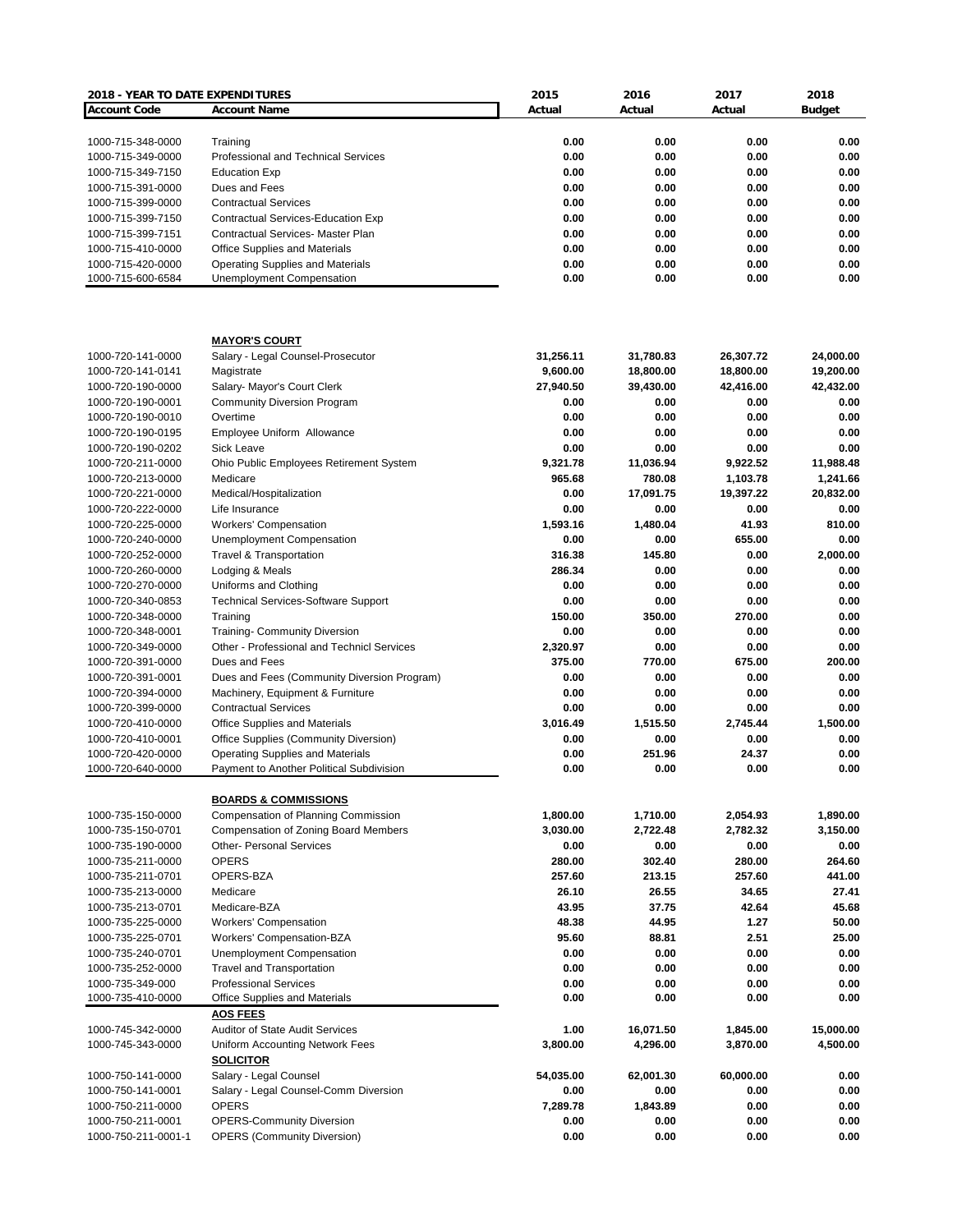| 2018 - YEAR TO DATE EXPENDITURES | | 2015 | 2016 | 2017 | 2018 |
|---|---|---|---|---|---|
| **Account Code** | **Account Name** | **Actual** | **Actual** | **Actual** | **Budget** |
| 1000-715-348-0000 | Training | 0.00 | 0.00 | 0.00 | 0.00 |
| 1000-715-349-0000 | Professional and Technical Services | 0.00 | 0.00 | 0.00 | 0.00 |
| 1000-715-349-7150 | Education Exp | 0.00 | 0.00 | 0.00 | 0.00 |
| 1000-715-391-0000 | Dues and Fees | 0.00 | 0.00 | 0.00 | 0.00 |
| 1000-715-399-0000 | Contractual Services | 0.00 | 0.00 | 0.00 | 0.00 |
| 1000-715-399-7150 | Contractual Services-Education Exp | 0.00 | 0.00 | 0.00 | 0.00 |
| 1000-715-399-7151 | Contractual Services- Master Plan | 0.00 | 0.00 | 0.00 | 0.00 |
| 1000-715-410-0000 | Office Supplies and Materials | 0.00 | 0.00 | 0.00 | 0.00 |
| 1000-715-420-0000 | Operating Supplies and Materials | 0.00 | 0.00 | 0.00 | 0.00 |
| 1000-715-600-6584 | Unemployment Compensation | 0.00 | 0.00 | 0.00 | 0.00 |
| | **MAYOR'S COURT** | | | | |
| 1000-720-141-0000 | Salary - Legal Counsel-Prosecutor | 31,256.11 | 31,780.83 | 26,307.72 | 24,000.00 |
| 1000-720-141-0141 | Magistrate | 9,600.00 | 18,800.00 | 18,800.00 | 19,200.00 |
| 1000-720-190-0000 | Salary- Mayor's Court Clerk | 27,940.50 | 39,430.00 | 42,416.00 | 42,432.00 |
| 1000-720-190-0001 | Community Diversion Program | 0.00 | 0.00 | 0.00 | 0.00 |
| 1000-720-190-0010 | Overtime | 0.00 | 0.00 | 0.00 | 0.00 |
| 1000-720-190-0195 | Employee Uniform Allowance | 0.00 | 0.00 | 0.00 | 0.00 |
| 1000-720-190-0202 | Sick Leave | 0.00 | 0.00 | 0.00 | 0.00 |
| 1000-720-211-0000 | Ohio Public Employees Retirement System | 9,321.78 | 11,036.94 | 9,922.52 | 11,988.48 |
| 1000-720-213-0000 | Medicare | 965.68 | 780.08 | 1,103.78 | 1,241.66 |
| 1000-720-221-0000 | Medical/Hospitalization | 0.00 | 17,091.75 | 19,397.22 | 20,832.00 |
| 1000-720-222-0000 | Life Insurance | 0.00 | 0.00 | 0.00 | 0.00 |
| 1000-720-225-0000 | Workers' Compensation | 1,593.16 | 1,480.04 | 41.93 | 810.00 |
| 1000-720-240-0000 | Unemployment Compensation | 0.00 | 0.00 | 655.00 | 0.00 |
| 1000-720-252-0000 | Travel & Transportation | 316.38 | 145.80 | 0.00 | 2,000.00 |
| 1000-720-260-0000 | Lodging & Meals | 286.34 | 0.00 | 0.00 | 0.00 |
| 1000-720-270-0000 | Uniforms and Clothing | 0.00 | 0.00 | 0.00 | 0.00 |
| 1000-720-340-0853 | Technical Services-Software Support | 0.00 | 0.00 | 0.00 | 0.00 |
| 1000-720-348-0000 | Training | 150.00 | 350.00 | 270.00 | 0.00 |
| 1000-720-348-0001 | Training- Community Diversion | 0.00 | 0.00 | 0.00 | 0.00 |
| 1000-720-349-0000 | Other - Professional and Technicl Services | 2,320.97 | 0.00 | 0.00 | 0.00 |
| 1000-720-391-0000 | Dues and Fees | 375.00 | 770.00 | 675.00 | 200.00 |
| 1000-720-391-0001 | Dues and Fees (Community Diversion Program) | 0.00 | 0.00 | 0.00 | 0.00 |
| 1000-720-394-0000 | Machinery, Equipment & Furniture | 0.00 | 0.00 | 0.00 | 0.00 |
| 1000-720-399-0000 | Contractual Services | 0.00 | 0.00 | 0.00 | 0.00 |
| 1000-720-410-0000 | Office Supplies and Materials | 3,016.49 | 1,515.50 | 2,745.44 | 1,500.00 |
| 1000-720-410-0001 | Office Supplies (Community Diversion) | 0.00 | 0.00 | 0.00 | 0.00 |
| 1000-720-420-0000 | Operating Supplies and Materials | 0.00 | 251.96 | 24.37 | 0.00 |
| 1000-720-640-0000 | Payment to Another Political Subdivision | 0.00 | 0.00 | 0.00 | 0.00 |
| | **BOARDS & COMMISSIONS** | | | | |
| 1000-735-150-0000 | Compensation of Planning Commission | 1,800.00 | 1,710.00 | 2,054.93 | 1,890.00 |
| 1000-735-150-0701 | Compensation of Zoning Board Members | 3,030.00 | 2,722.48 | 2,782.32 | 3,150.00 |
| 1000-735-190-0000 | Other- Personal Services | 0.00 | 0.00 | 0.00 | 0.00 |
| 1000-735-211-0000 | OPERS | 280.00 | 302.40 | 280.00 | 264.60 |
| 1000-735-211-0701 | OPERS-BZA | 257.60 | 213.15 | 257.60 | 441.00 |
| 1000-735-213-0000 | Medicare | 26.10 | 26.55 | 34.65 | 27.41 |
| 1000-735-213-0701 | Medicare-BZA | 43.95 | 37.75 | 42.64 | 45.68 |
| 1000-735-225-0000 | Workers' Compensation | 48.38 | 44.95 | 1.27 | 50.00 |
| 1000-735-225-0701 | Workers' Compensation-BZA | 95.60 | 88.81 | 2.51 | 25.00 |
| 1000-735-240-0701 | Unemployment Compensation | 0.00 | 0.00 | 0.00 | 0.00 |
| 1000-735-252-0000 | Travel and Transportation | 0.00 | 0.00 | 0.00 | 0.00 |
| 1000-735-349-000 | Professional Services | 0.00 | 0.00 | 0.00 | 0.00 |
| 1000-735-410-0000 | Office Supplies and Materials | 0.00 | 0.00 | 0.00 | 0.00 |
| | **AOS FEES** | | | | |
| 1000-745-342-0000 | Auditor of State Audit Services | 1.00 | 16,071.50 | 1,845.00 | 15,000.00 |
| 1000-745-343-0000 | Uniform Accounting Network Fees | 3,800.00 | 4,296.00 | 3,870.00 | 4,500.00 |
| | **SOLICITOR** | | | | |
| 1000-750-141-0000 | Salary - Legal Counsel | 54,035.00 | 62,001.30 | 60,000.00 | 0.00 |
| 1000-750-141-0001 | Salary - Legal Counsel-Comm Diversion | 0.00 | 0.00 | 0.00 | 0.00 |
| 1000-750-211-0000 | OPERS | 7,289.78 | 1,843.89 | 0.00 | 0.00 |
| 1000-750-211-0001 | OPERS-Community Diversion | 0.00 | 0.00 | 0.00 | 0.00 |
| 1000-750-211-0001-1 | OPERS (Community Diversion) | 0.00 | 0.00 | 0.00 | 0.00 |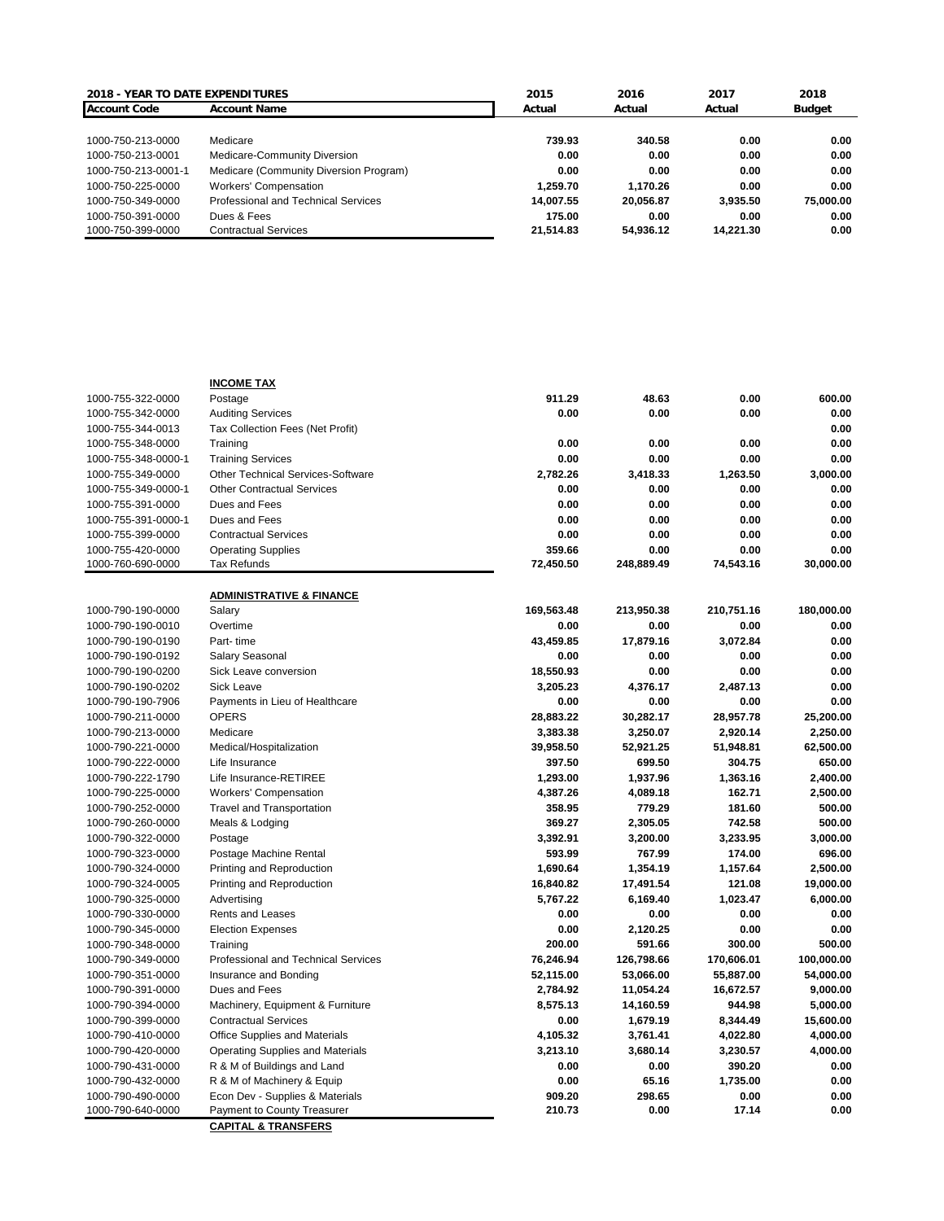**2018 - YEAR TO DATE EXPENDITURES**

| Account Code | Account Name | 2015 Actual | 2016 Actual | 2017 Actual | 2018 Budget |
|---|---|---|---|---|---|
| 1000-750-213-0000 | Medicare | 739.93 | 340.58 | 0.00 | 0.00 |
| 1000-750-213-0001 | Medicare-Community Diversion | 0.00 | 0.00 | 0.00 | 0.00 |
| 1000-750-213-0001-1 | Medicare (Community Diversion Program) | 0.00 | 0.00 | 0.00 | 0.00 |
| 1000-750-225-0000 | Workers' Compensation | 1,259.70 | 1,170.26 | 0.00 | 0.00 |
| 1000-750-349-0000 | Professional and Technical Services | 14,007.55 | 20,056.87 | 3,935.50 | 75,000.00 |
| 1000-750-391-0000 | Dues & Fees | 175.00 | 0.00 | 0.00 | 0.00 |
| 1000-750-399-0000 | Contractual Services | 21,514.83 | 54,936.12 | 14,221.30 | 0.00 |

| Account Code | Account Name | 2015 Actual | 2016 Actual | 2017 Actual | 2018 Budget |
|---|---|---|---|---|---|
| | **INCOME TAX** | | | | |
| 1000-755-322-0000 | Postage | 911.29 | 48.63 | 0.00 | 600.00 |
| 1000-755-342-0000 | Auditing Services | 0.00 | 0.00 | 0.00 | 0.00 |
| 1000-755-344-0013 | Tax Collection Fees (Net Profit) | | | | 0.00 |
| 1000-755-348-0000 | Training | 0.00 | 0.00 | 0.00 | 0.00 |
| 1000-755-348-0000-1 | Training Services | 0.00 | 0.00 | 0.00 | 0.00 |
| 1000-755-349-0000 | Other Technical Services-Software | 2,782.26 | 3,418.33 | 1,263.50 | 3,000.00 |
| 1000-755-349-0000-1 | Other Contractual Services | 0.00 | 0.00 | 0.00 | 0.00 |
| 1000-755-391-0000 | Dues and Fees | 0.00 | 0.00 | 0.00 | 0.00 |
| 1000-755-391-0000-1 | Dues and Fees | 0.00 | 0.00 | 0.00 | 0.00 |
| 1000-755-399-0000 | Contractual Services | 0.00 | 0.00 | 0.00 | 0.00 |
| 1000-755-420-0000 | Operating Supplies | 359.66 | 0.00 | 0.00 | 0.00 |
| 1000-760-690-0000 | Tax Refunds | 72,450.50 | 248,889.49 | 74,543.16 | 30,000.00 |
| | **ADMINISTRATIVE & FINANCE** | | | | |
| 1000-790-190-0000 | Salary | 169,563.48 | 213,950.38 | 210,751.16 | 180,000.00 |
| 1000-790-190-0010 | Overtime | 0.00 | 0.00 | 0.00 | 0.00 |
| 1000-790-190-0190 | Part- time | 43,459.85 | 17,879.16 | 3,072.84 | 0.00 |
| 1000-790-190-0192 | Salary Seasonal | 0.00 | 0.00 | 0.00 | 0.00 |
| 1000-790-190-0200 | Sick Leave conversion | 18,550.93 | 0.00 | 0.00 | 0.00 |
| 1000-790-190-0202 | Sick Leave | 3,205.23 | 4,376.17 | 2,487.13 | 0.00 |
| 1000-790-190-7906 | Payments in Lieu of Healthcare | 0.00 | 0.00 | 0.00 | 0.00 |
| 1000-790-211-0000 | OPERS | 28,883.22 | 30,282.17 | 28,957.78 | 25,200.00 |
| 1000-790-213-0000 | Medicare | 3,383.38 | 3,250.07 | 2,920.14 | 2,250.00 |
| 1000-790-221-0000 | Medical/Hospitalization | 39,958.50 | 52,921.25 | 51,948.81 | 62,500.00 |
| 1000-790-222-0000 | Life Insurance | 397.50 | 699.50 | 304.75 | 650.00 |
| 1000-790-222-1790 | Life Insurance-RETIREE | 1,293.00 | 1,937.96 | 1,363.16 | 2,400.00 |
| 1000-790-225-0000 | Workers' Compensation | 4,387.26 | 4,089.18 | 162.71 | 2,500.00 |
| 1000-790-252-0000 | Travel and Transportation | 358.95 | 779.29 | 181.60 | 500.00 |
| 1000-790-260-0000 | Meals & Lodging | 369.27 | 2,305.05 | 742.58 | 500.00 |
| 1000-790-322-0000 | Postage | 3,392.91 | 3,200.00 | 3,233.95 | 3,000.00 |
| 1000-790-323-0000 | Postage Machine Rental | 593.99 | 767.99 | 174.00 | 696.00 |
| 1000-790-324-0000 | Printing and Reproduction | 1,690.64 | 1,354.19 | 1,157.64 | 2,500.00 |
| 1000-790-324-0005 | Printing and Reproduction | 16,840.82 | 17,491.54 | 121.08 | 19,000.00 |
| 1000-790-325-0000 | Advertising | 5,767.22 | 6,169.40 | 1,023.47 | 6,000.00 |
| 1000-790-330-0000 | Rents and Leases | 0.00 | 0.00 | 0.00 | 0.00 |
| 1000-790-345-0000 | Election Expenses | 0.00 | 2,120.25 | 0.00 | 0.00 |
| 1000-790-348-0000 | Training | 200.00 | 591.66 | 300.00 | 500.00 |
| 1000-790-349-0000 | Professional and Technical Services | 76,246.94 | 126,798.66 | 170,606.01 | 100,000.00 |
| 1000-790-351-0000 | Insurance and Bonding | 52,115.00 | 53,066.00 | 55,887.00 | 54,000.00 |
| 1000-790-391-0000 | Dues and Fees | 2,784.92 | 11,054.24 | 16,672.57 | 9,000.00 |
| 1000-790-394-0000 | Machinery, Equipment & Furniture | 8,575.13 | 14,160.59 | 944.98 | 5,000.00 |
| 1000-790-399-0000 | Contractual Services | 0.00 | 1,679.19 | 8,344.49 | 15,600.00 |
| 1000-790-410-0000 | Office Supplies and Materials | 4,105.32 | 3,761.41 | 4,022.80 | 4,000.00 |
| 1000-790-420-0000 | Operating Supplies and Materials | 3,213.10 | 3,680.14 | 3,230.57 | 4,000.00 |
| 1000-790-431-0000 | R & M of Buildings and Land | 0.00 | 0.00 | 390.20 | 0.00 |
| 1000-790-432-0000 | R & M of Machinery & Equip | 0.00 | 65.16 | 1,735.00 | 0.00 |
| 1000-790-490-0000 | Econ Dev - Supplies & Materials | 909.20 | 298.65 | 0.00 | 0.00 |
| 1000-790-640-0000 | Payment to County Treasurer | 210.73 | 0.00 | 17.14 | 0.00 |
| | **CAPITAL & TRANSFERS** | | | | |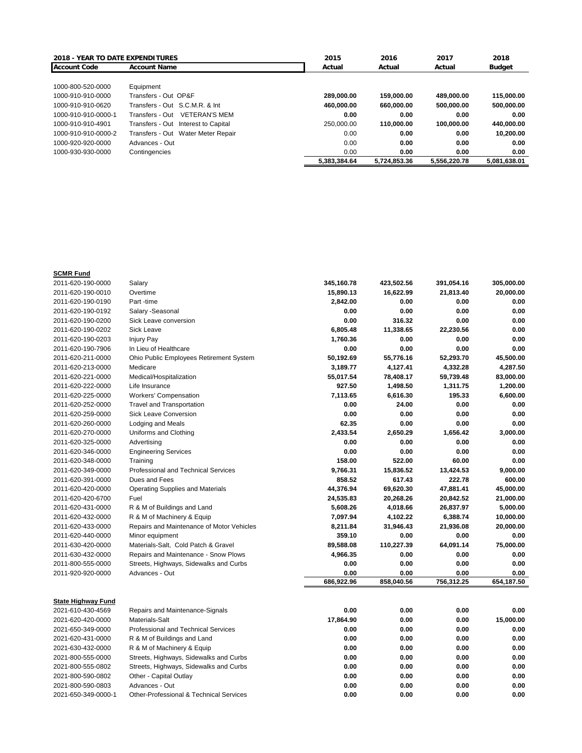| 2018 - YEAR TO DATE EXPENDITURES | | 2015 | 2016 | 2017 | 2018 |
|---|---|---|---|---|---|
| **Account Code** | **Account Name** | **Actual** | **Actual** | **Actual** | **Budget** |
| 1000-800-520-0000 | Equipment | | | | |
| 1000-910-910-0000 | Transfers - Out OP&F | 289,000.00 | 159,000.00 | 489,000.00 | 115,000.00 |
| 1000-910-910-0620 | Transfers - Out S.C.M.R. & Int | 460,000.00 | 660,000.00 | 500,000.00 | 500,000.00 |
| 1000-910-910-0000-1 | Transfers - Out VETERAN'S MEM | 0.00 | 0.00 | 0.00 | 0.00 |
| 1000-910-910-4901 | Transfers - Out Interest to Capital | 250,000.00 | 110,000.00 | 100,000.00 | 440,000.00 |
| 1000-910-910-0000-2 | Transfers - Out Water Meter Repair | 0.00 | 0.00 | 0.00 | 10,200.00 |
| 1000-920-920-0000 | Advances - Out | 0.00 | 0.00 | 0.00 | 0.00 |
| 1000-930-930-0000 | Contingencies | 0.00 | 0.00 | 0.00 | 0.00 |
| | | 5,383,384.64 | 5,724,853.36 | 5,556,220.78 | 5,081,638.01 |

**SCMR Fund**

| Account Code | Account Name | 2015 Actual | 2016 Actual | 2017 Actual | 2018 Budget |
|---|---|---|---|---|---|
| 2011-620-190-0000 | Salary | 345,160.78 | 423,502.56 | 391,054.16 | 305,000.00 |
| 2011-620-190-0010 | Overtime | 15,890.13 | 16,622.99 | 21,813.40 | 20,000.00 |
| 2011-620-190-0190 | Part -time | 2,842.00 | 0.00 | 0.00 | 0.00 |
| 2011-620-190-0192 | Salary -Seasonal | 0.00 | 0.00 | 0.00 | 0.00 |
| 2011-620-190-0200 | Sick Leave conversion | 0.00 | 316.32 | 0.00 | 0.00 |
| 2011-620-190-0202 | Sick Leave | 6,805.48 | 11,338.65 | 22,230.56 | 0.00 |
| 2011-620-190-0203 | Injury Pay | 1,760.36 | 0.00 | 0.00 | 0.00 |
| 2011-620-190-7906 | In Lieu of Healthcare | 0.00 | 0.00 | 0.00 | 0.00 |
| 2011-620-211-0000 | Ohio Public Employees Retirement System | 50,192.69 | 55,776.16 | 52,293.70 | 45,500.00 |
| 2011-620-213-0000 | Medicare | 3,189.77 | 4,127.41 | 4,332.28 | 4,287.50 |
| 2011-620-221-0000 | Medical/Hospitalization | 55,017.54 | 78,408.17 | 59,739.48 | 83,000.00 |
| 2011-620-222-0000 | Life Insurance | 927.50 | 1,498.50 | 1,311.75 | 1,200.00 |
| 2011-620-225-0000 | Workers' Compensation | 7,113.65 | 6,616.30 | 195.33 | 6,600.00 |
| 2011-620-252-0000 | Travel and Transportation | 0.00 | 24.00 | 0.00 | 0.00 |
| 2011-620-259-0000 | Sick Leave Conversion | 0.00 | 0.00 | 0.00 | 0.00 |
| 2011-620-260-0000 | Lodging and Meals | 62.35 | 0.00 | 0.00 | 0.00 |
| 2011-620-270-0000 | Uniforms and Clothing | 2,433.54 | 2,650.29 | 1,656.42 | 3,000.00 |
| 2011-620-325-0000 | Advertising | 0.00 | 0.00 | 0.00 | 0.00 |
| 2011-620-346-0000 | Engineering Services | 0.00 | 0.00 | 0.00 | 0.00 |
| 2011-620-348-0000 | Training | 158.00 | 522.00 | 60.00 | 0.00 |
| 2011-620-349-0000 | Professional and Technical Services | 9,766.31 | 15,836.52 | 13,424.53 | 9,000.00 |
| 2011-620-391-0000 | Dues and Fees | 858.52 | 617.43 | 222.78 | 600.00 |
| 2011-620-420-0000 | Operating Supplies and Materials | 44,376.94 | 69,620.30 | 47,881.41 | 45,000.00 |
| 2011-620-420-6700 | Fuel | 24,535.83 | 20,268.26 | 20,842.52 | 21,000.00 |
| 2011-620-431-0000 | R & M of Buildings and Land | 5,608.26 | 4,018.66 | 26,837.97 | 5,000.00 |
| 2011-620-432-0000 | R & M of Machinery & Equip | 7,097.94 | 4,102.22 | 6,388.74 | 10,000.00 |
| 2011-620-433-0000 | Repairs and Maintenance of Motor Vehicles | 8,211.84 | 31,946.43 | 21,936.08 | 20,000.00 |
| 2011-620-440-0000 | Minor equipment | 359.10 | 0.00 | 0.00 | 0.00 |
| 2011-630-420-0000 | Materials-Salt, Cold Patch & Gravel | 89,588.08 | 110,227.39 | 64,091.14 | 75,000.00 |
| 2011-630-432-0000 | Repairs and Maintenance - Snow Plows | 4,966.35 | 0.00 | 0.00 | 0.00 |
| 2011-800-555-0000 | Streets, Highways, Sidewalks and Curbs | 0.00 | 0.00 | 0.00 | 0.00 |
| 2011-920-920-0000 | Advances - Out | 0.00 | 0.00 | 0.00 | 0.00 |
| | | 686,922.96 | 858,040.56 | 756,312.25 | 654,187.50 |

**State Highway Fund**

| Account Code | Account Name | 2015 Actual | 2016 Actual | 2017 Actual | 2018 Budget |
|---|---|---|---|---|---|
| 2021-610-430-4569 | Repairs and Maintenance-Signals | 0.00 | 0.00 | 0.00 | 0.00 |
| 2021-620-420-0000 | Materials-Salt | 17,864.90 | 0.00 | 0.00 | 15,000.00 |
| 2021-650-349-0000 | Professional and Technical Services | 0.00 | 0.00 | 0.00 | 0.00 |
| 2021-620-431-0000 | R & M of Buildings and Land | 0.00 | 0.00 | 0.00 | 0.00 |
| 2021-630-432-0000 | R & M of Machinery & Equip | 0.00 | 0.00 | 0.00 | 0.00 |
| 2021-800-555-0000 | Streets, Highways, Sidewalks and Curbs | 0.00 | 0.00 | 0.00 | 0.00 |
| 2021-800-555-0802 | Streets, Highways, Sidewalks and Curbs | 0.00 | 0.00 | 0.00 | 0.00 |
| 2021-800-590-0802 | Other - Capital Outlay | 0.00 | 0.00 | 0.00 | 0.00 |
| 2021-800-590-0803 | Advances - Out | 0.00 | 0.00 | 0.00 | 0.00 |
| 2021-650-349-0000-1 | Other-Professional & Technical Services | 0.00 | 0.00 | 0.00 | 0.00 |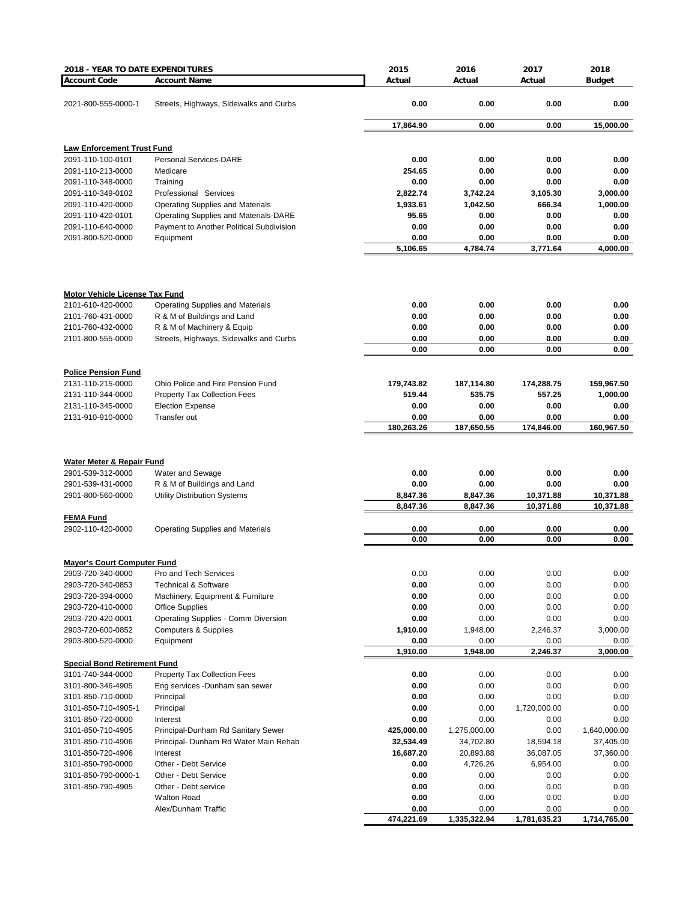**2018 - YEAR TO DATE EXPENDITURES**

| Account Code | Account Name | 2015 Actual | 2016 Actual | 2017 Actual | 2018 Budget |
|---|---|---|---|---|---|
| 2021-800-555-0000-1 | Streets, Highways, Sidewalks and Curbs | 0.00 | 0.00 | 0.00 | 0.00 |
| | | 17,864.90 | 0.00 | 0.00 | 15,000.00 |
| **Law Enforcement Trust Fund** | | | | | |
| 2091-110-100-0101 | Personal Services-DARE | 0.00 | 0.00 | 0.00 | 0.00 |
| 2091-110-213-0000 | Medicare | 254.65 | 0.00 | 0.00 | 0.00 |
| 2091-110-348-0000 | Training | 0.00 | 0.00 | 0.00 | 0.00 |
| 2091-110-349-0102 | Professional Services | 2,822.74 | 3,742.24 | 3,105.30 | 3,000.00 |
| 2091-110-420-0000 | Operating Supplies and Materials | 1,933.61 | 1,042.50 | 666.34 | 1,000.00 |
| 2091-110-420-0101 | Operating Supplies and Materials-DARE | 95.65 | 0.00 | 0.00 | 0.00 |
| 2091-110-640-0000 | Payment to Another Political Subdivision | 0.00 | 0.00 | 0.00 | 0.00 |
| 2091-800-520-0000 | Equipment | 0.00 | 0.00 | 0.00 | 0.00 |
| | | 5,106.65 | 4,784.74 | 3,771.64 | 4,000.00 |
| **Motor Vehicle License Tax Fund** | | | | | |
| 2101-610-420-0000 | Operating Supplies and Materials | 0.00 | 0.00 | 0.00 | 0.00 |
| 2101-760-431-0000 | R & M of Buildings and Land | 0.00 | 0.00 | 0.00 | 0.00 |
| 2101-760-432-0000 | R & M of Machinery & Equip | 0.00 | 0.00 | 0.00 | 0.00 |
| 2101-800-555-0000 | Streets, Highways, Sidewalks and Curbs | 0.00 | 0.00 | 0.00 | 0.00 |
| | | 0.00 | 0.00 | 0.00 | 0.00 |
| **Police Pension Fund** | | | | | |
| 2131-110-215-0000 | Ohio Police and Fire Pension Fund | 179,743.82 | 187,114.80 | 174,288.75 | 159,967.50 |
| 2131-110-344-0000 | Property Tax Collection Fees | 519.44 | 535.75 | 557.25 | 1,000.00 |
| 2131-110-345-0000 | Election Expense | 0.00 | 0.00 | 0.00 | 0.00 |
| 2131-910-910-0000 | Transfer out | 0.00 | 0.00 | 0.00 | 0.00 |
| | | 180,263.26 | 187,650.55 | 174,846.00 | 160,967.50 |
| **Water Meter & Repair Fund** | | | | | |
| 2901-539-312-0000 | Water and Sewage | 0.00 | 0.00 | 0.00 | 0.00 |
| 2901-539-431-0000 | R & M of Buildings and Land | 0.00 | 0.00 | 0.00 | 0.00 |
| 2901-800-560-0000 | Utility Distribution Systems | 8,847.36 | 8,847.36 | 10,371.88 | 10,371.88 |
| | | 8,847.36 | 8,847.36 | 10,371.88 | 10,371.88 |
| **FEMA Fund** | | | | | |
| 2902-110-420-0000 | Operating Supplies and Materials | 0.00 | 0.00 | 0.00 | 0.00 |
| | | 0.00 | 0.00 | 0.00 | 0.00 |
| **Mayor's Court Computer Fund** | | | | | |
| 2903-720-340-0000 | Pro and Tech Services | 0.00 | 0.00 | 0.00 | 0.00 |
| 2903-720-340-0853 | Technical & Software | 0.00 | 0.00 | 0.00 | 0.00 |
| 2903-720-394-0000 | Machinery, Equipment & Furniture | 0.00 | 0.00 | 0.00 | 0.00 |
| 2903-720-410-0000 | Office Supplies | 0.00 | 0.00 | 0.00 | 0.00 |
| 2903-720-420-0001 | Operating Supplies - Comm Diversion | 0.00 | 0.00 | 0.00 | 0.00 |
| 2903-720-600-0852 | Computers & Supplies | 1,910.00 | 1,948.00 | 2,246.37 | 3,000.00 |
| 2903-800-520-0000 | Equipment | 0.00 | 0.00 | 0.00 | 0.00 |
| | | 1,910.00 | 1,948.00 | 2,246.37 | 3,000.00 |
| **Special Bond Retirement Fund** | | | | | |
| 3101-740-344-0000 | Property Tax Collection Fees | 0.00 | 0.00 | 0.00 | 0.00 |
| 3101-800-346-4905 | Eng services -Dunham san sewer | 0.00 | 0.00 | 0.00 | 0.00 |
| 3101-850-710-0000 | Principal | 0.00 | 0.00 | 0.00 | 0.00 |
| 3101-850-710-4905-1 | Principal | 0.00 | 0.00 | 1,720,000.00 | 0.00 |
| 3101-850-720-0000 | Interest | 0.00 | 0.00 | 0.00 | 0.00 |
| 3101-850-710-4905 | Principal-Dunham Rd Sanitary Sewer | 425,000.00 | 1,275,000.00 | 0.00 | 1,640,000.00 |
| 3101-850-710-4906 | Principal- Dunham Rd Water Main Rehab | 32,534.49 | 34,702.80 | 18,594.18 | 37,405.00 |
| 3101-850-720-4906 | Interest | 16,687.20 | 20,893.88 | 36,087.05 | 37,360.00 |
| 3101-850-790-0000 | Other - Debt Service | 0.00 | 4,726.26 | 6,954.00 | 0.00 |
| 3101-850-790-0000-1 | Other - Debt Service | 0.00 | 0.00 | 0.00 | 0.00 |
| 3101-850-790-4905 | Other - Debt service | 0.00 | 0.00 | 0.00 | 0.00 |
| | Walton Road | 0.00 | 0.00 | 0.00 | 0.00 |
| | Alex/Dunham Traffic | 0.00 | 0.00 | 0.00 | 0.00 |
| | | 474,221.69 | 1,335,322.94 | 1,781,635.23 | 1,714,765.00 |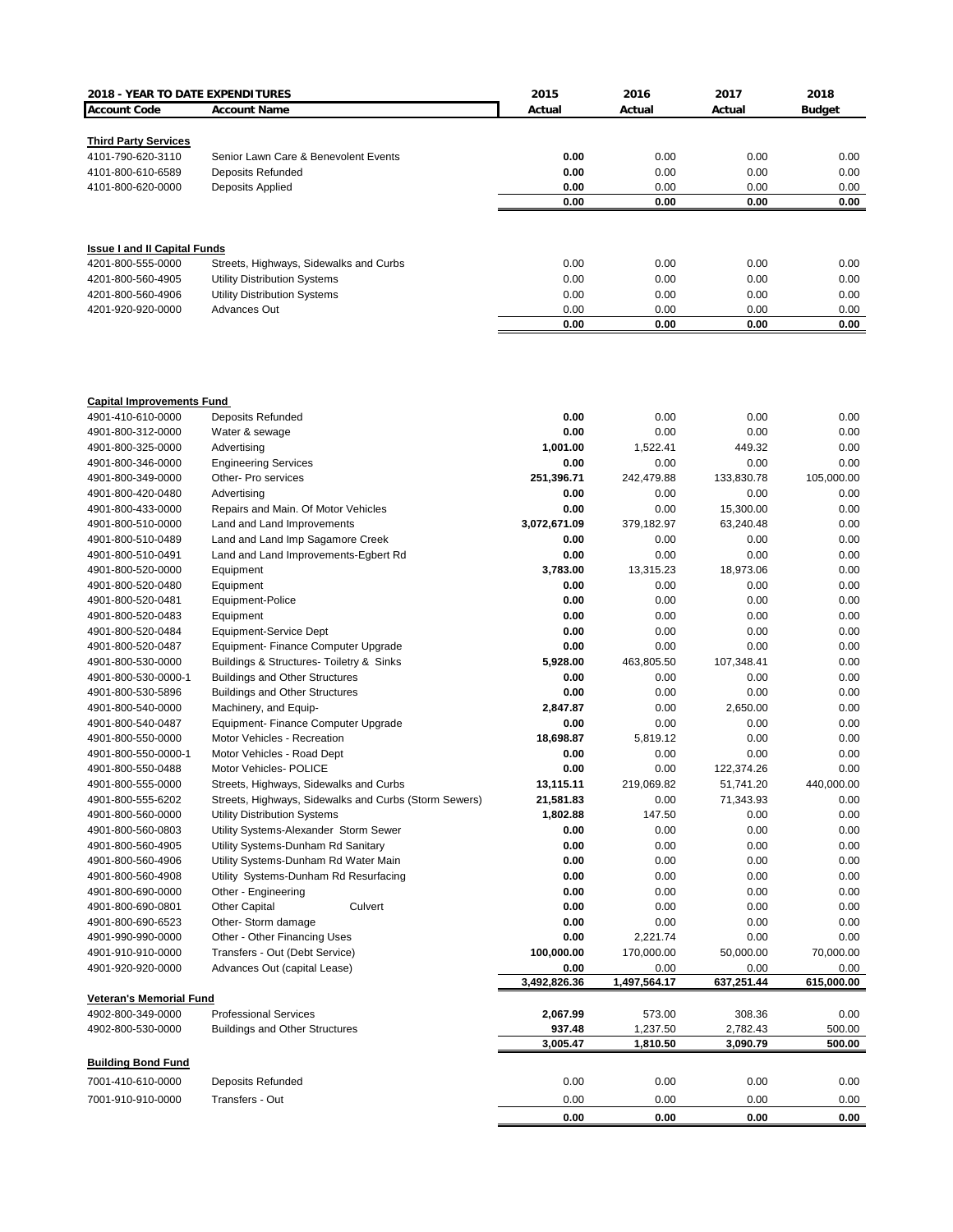| 2018 - YEAR TO DATE EXPENDITURES | | 2015 | 2016 | 2017 | 2018 |
|---|---|---|---|---|---|
| **Account Code** | **Account Name** | **Actual** | **Actual** | **Actual** | **Budget** |
| **Third Party Services** | | | | | |
| 4101-790-620-3110 | Senior Lawn Care & Benevolent Events | **0.00** | 0.00 | 0.00 | 0.00 |
| 4101-800-610-6589 | Deposits Refunded | **0.00** | 0.00 | 0.00 | 0.00 |
| 4101-800-620-0000 | Deposits Applied | **0.00** | 0.00 | 0.00 | 0.00 |
| | | **0.00** | **0.00** | **0.00** | **0.00** |
| **Issue I and II Capital Funds** | | | | | |
| 4201-800-555-0000 | Streets, Highways, Sidewalks and Curbs | 0.00 | 0.00 | 0.00 | 0.00 |
| 4201-800-560-4905 | Utility Distribution Systems | 0.00 | 0.00 | 0.00 | 0.00 |
| 4201-800-560-4906 | Utility Distribution Systems | 0.00 | 0.00 | 0.00 | 0.00 |
| 4201-920-920-0000 | Advances Out | 0.00 | 0.00 | 0.00 | 0.00 |
| | | **0.00** | **0.00** | **0.00** | **0.00** |
| **Capital Improvements Fund** | | | | | |
| 4901-410-610-0000 | Deposits Refunded | **0.00** | 0.00 | 0.00 | 0.00 |
| 4901-800-312-0000 | Water & sewage | **0.00** | 0.00 | 0.00 | 0.00 |
| 4901-800-325-0000 | Advertising | **1,001.00** | 1,522.41 | 449.32 | 0.00 |
| 4901-800-346-0000 | Engineering Services | **0.00** | 0.00 | 0.00 | 0.00 |
| 4901-800-349-0000 | Other- Pro services | **251,396.71** | 242,479.88 | 133,830.78 | 105,000.00 |
| 4901-800-420-0480 | Advertising | **0.00** | 0.00 | 0.00 | 0.00 |
| 4901-800-433-0000 | Repairs and Main. Of Motor Vehicles | **0.00** | 0.00 | 15,300.00 | 0.00 |
| 4901-800-510-0000 | Land and Land Improvements | **3,072,671.09** | 379,182.97 | 63,240.48 | 0.00 |
| 4901-800-510-0489 | Land and Land Imp Sagamore Creek | **0.00** | 0.00 | 0.00 | 0.00 |
| 4901-800-510-0491 | Land and Land Improvements-Egbert Rd | **0.00** | 0.00 | 0.00 | 0.00 |
| 4901-800-520-0000 | Equipment | **3,783.00** | 13,315.23 | 18,973.06 | 0.00 |
| 4901-800-520-0480 | Equipment | **0.00** | 0.00 | 0.00 | 0.00 |
| 4901-800-520-0481 | Equipment-Police | **0.00** | 0.00 | 0.00 | 0.00 |
| 4901-800-520-0483 | Equipment | **0.00** | 0.00 | 0.00 | 0.00 |
| 4901-800-520-0484 | Equipment-Service Dept | **0.00** | 0.00 | 0.00 | 0.00 |
| 4901-800-520-0487 | Equipment- Finance Computer Upgrade | **0.00** | 0.00 | 0.00 | 0.00 |
| 4901-800-530-0000 | Buildings & Structures- Toiletry & Sinks | **5,928.00** | 463,805.50 | 107,348.41 | 0.00 |
| 4901-800-530-0000-1 | Buildings and Other Structures | **0.00** | 0.00 | 0.00 | 0.00 |
| 4901-800-530-5896 | Buildings and Other Structures | **0.00** | 0.00 | 0.00 | 0.00 |
| 4901-800-540-0000 | Machinery, and Equip- | **2,847.87** | 0.00 | 2,650.00 | 0.00 |
| 4901-800-540-0487 | Equipment- Finance Computer Upgrade | **0.00** | 0.00 | 0.00 | 0.00 |
| 4901-800-550-0000 | Motor Vehicles - Recreation | **18,698.87** | 5,819.12 | 0.00 | 0.00 |
| 4901-800-550-0000-1 | Motor Vehicles - Road Dept | **0.00** | 0.00 | 0.00 | 0.00 |
| 4901-800-550-0488 | Motor Vehicles- POLICE | **0.00** | 0.00 | 122,374.26 | 0.00 |
| 4901-800-555-0000 | Streets, Highways, Sidewalks and Curbs | **13,115.11** | 219,069.82 | 51,741.20 | 440,000.00 |
| 4901-800-555-6202 | Streets, Highways, Sidewalks and Curbs (Storm Sewers) | **21,581.83** | 0.00 | 71,343.93 | 0.00 |
| 4901-800-560-0000 | Utility Distribution Systems | **1,802.88** | 147.50 | 0.00 | 0.00 |
| 4901-800-560-0803 | Utility Systems-Alexander Storm Sewer | **0.00** | 0.00 | 0.00 | 0.00 |
| 4901-800-560-4905 | Utility Systems-Dunham Rd Sanitary | **0.00** | 0.00 | 0.00 | 0.00 |
| 4901-800-560-4906 | Utility Systems-Dunham Rd Water Main | **0.00** | 0.00 | 0.00 | 0.00 |
| 4901-800-560-4908 | Utility Systems-Dunham Rd Resurfacing | **0.00** | 0.00 | 0.00 | 0.00 |
| 4901-800-690-0000 | Other - Engineering | **0.00** | 0.00 | 0.00 | 0.00 |
| 4901-800-690-0801 | Other Capital Culvert | **0.00** | 0.00 | 0.00 | 0.00 |
| 4901-800-690-6523 | Other- Storm damage | **0.00** | 0.00 | 0.00 | 0.00 |
| 4901-990-990-0000 | Other - Other Financing Uses | **0.00** | 2,221.74 | 0.00 | 0.00 |
| 4901-910-910-0000 | Transfers - Out (Debt Service) | **100,000.00** | 170,000.00 | 50,000.00 | 70,000.00 |
| 4901-920-920-0000 | Advances Out (capital Lease) | **0.00** | 0.00 | 0.00 | 0.00 |
| | | **3,492,826.36** | **1,497,564.17** | **637,251.44** | **615,000.00** |
| **Veteran's Memorial Fund** | | | | | |
| 4902-800-349-0000 | Professional Services | **2,067.99** | 573.00 | 308.36 | 0.00 |
| 4902-800-530-0000 | Buildings and Other Structures | **937.48** | 1,237.50 | 2,782.43 | 500.00 |
| | | **3,005.47** | **1,810.50** | **3,090.79** | **500.00** |
| **Building Bond Fund** | | | | | |
| 7001-410-610-0000 | Deposits Refunded | 0.00 | 0.00 | 0.00 | 0.00 |
| 7001-910-910-0000 | Transfers - Out | 0.00 | 0.00 | 0.00 | 0.00 |
| | | **0.00** | **0.00** | **0.00** | **0.00** |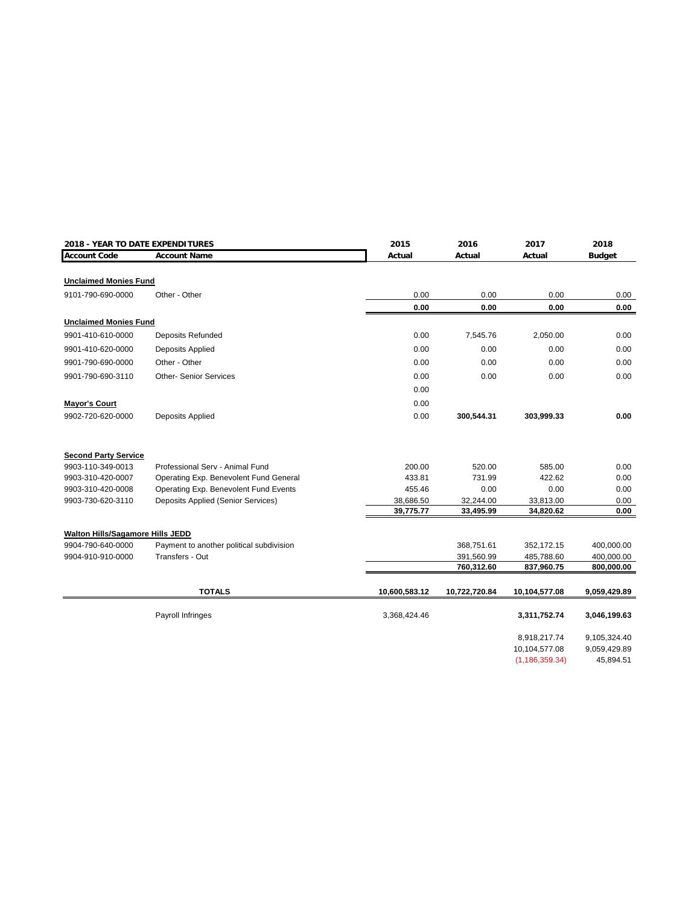| 2018 - YEAR TO DATE EXPENDITURES | | 2015 | 2016 | 2017 | 2018 |
|---|---|---|---|---|---|
| **Account Code** | **Account Name** | **Actual** | **Actual** | **Actual** | **Budget** |
| **Unclaimed Monies Fund** | | | | | |
| 9101-790-690-0000 | Other - Other | 0.00 | 0.00 | 0.00 | 0.00 |
| | | **0.00** | **0.00** | **0.00** | **0.00** |
| **Unclaimed Monies Fund** | | | | | |
| 9901-410-610-0000 | Deposits Refunded | 0.00 | 7,545.76 | 2,050.00 | 0.00 |
| 9901-410-620-0000 | Deposits Applied | 0.00 | 0.00 | 0.00 | 0.00 |
| 9901-790-690-0000 | Other - Other | 0.00 | 0.00 | 0.00 | 0.00 |
| 9901-790-690-3110 | Other- Senior Services | 0.00 | 0.00 | 0.00 | 0.00 |
| | | 0.00 | | | |
| **Mayor's Court** | | 0.00 | | | |
| 9902-720-620-0000 | Deposits Applied | 0.00 | **300,544.31** | **303,999.33** | **0.00** |
| **Second Party Service** | | | | | |
| 9903-110-349-0013 | Professional Serv - Animal Fund | 200.00 | 520.00 | 585.00 | 0.00 |
| 9903-310-420-0007 | Operating Exp. Benevolent Fund General | 433.81 | 731.99 | 422.62 | 0.00 |
| 9903-310-420-0008 | Operating Exp. Benevolent Fund Events | 455.46 | 0.00 | 0.00 | 0.00 |
| 9903-730-620-3110 | Deposits Applied (Senior Services) | 38,686.50 | 32,244.00 | 33,813.00 | 0.00 |
| | | **39,775.77** | **33,495.99** | **34,820.62** | **0.00** |
| **Walton Hills/Sagamore Hills JEDD** | | | | | |
| 9904-790-640-0000 | Payment to another political subdivision | | 368,751.61 | 352,172.15 | 400,000.00 |
| 9904-910-910-0000 | Transfers - Out | | 391,560.99 | 485,788.60 | 400,000.00 |
| | | | **760,312.60** | **837,960.75** | **800,000.00** |
| | **TOTALS** | **10,600,583.12** | **10,722,720.84** | **10,104,577.08** | **9,059,429.89** |
| | Payroll Infringes | 3,368,424.46 | | **3,311,752.74** | **3,046,199.63** |
| | | | | 8,918,217.74 | 9,105,324.40 |
| | | | | 10,104,577.08 | 9,059,429.89 |
| | | | | (1,186,359.34) | 45,894.51 |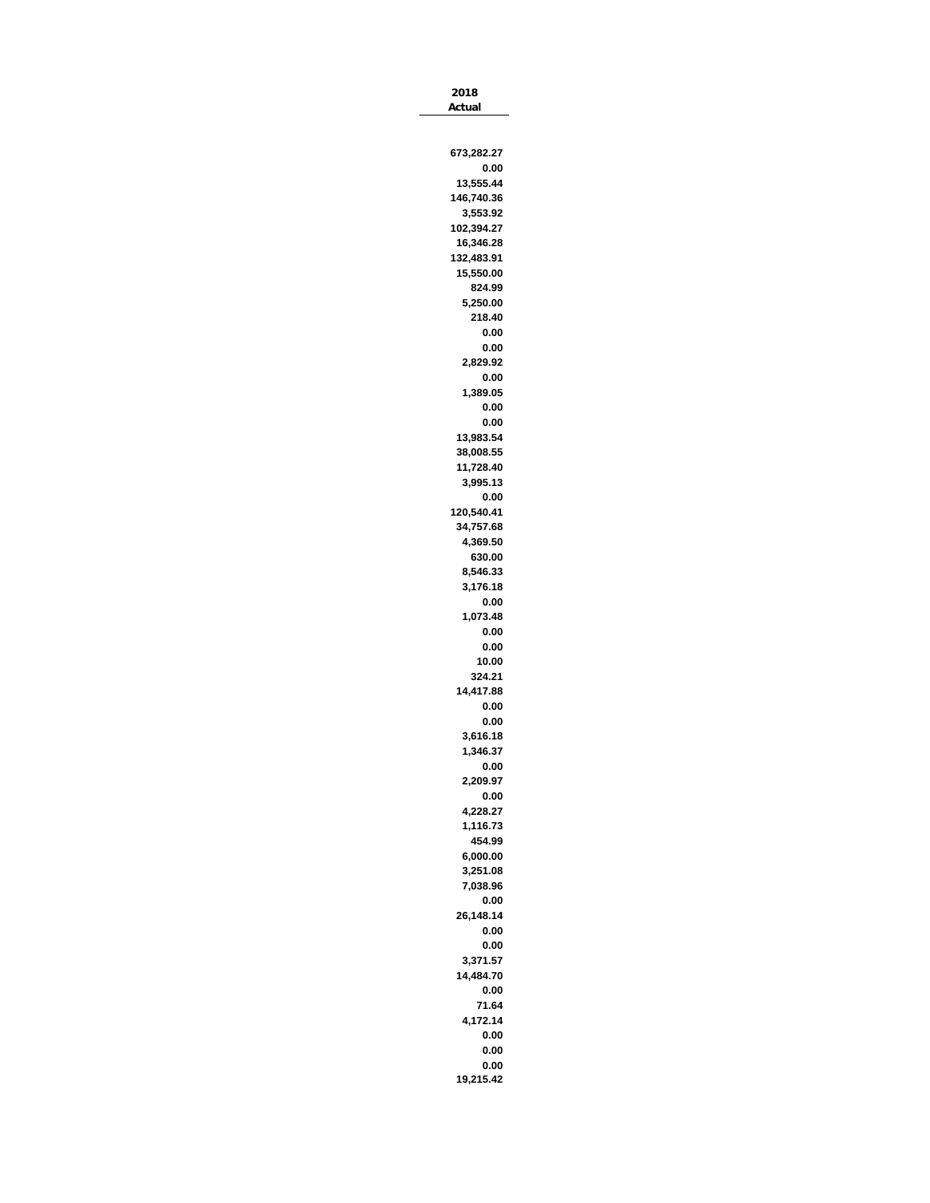| 2018 Actual |
|---:|
| |
| 673,282.27 |
| 0.00 |
| 13,555.44 |
| 146,740.36 |
| 3,553.92 |
| 102,394.27 |
| 16,346.28 |
| 132,483.91 |
| 15,550.00 |
| 824.99 |
| 5,250.00 |
| 218.40 |
| 0.00 |
| 0.00 |
| 2,829.92 |
| 0.00 |
| 1,389.05 |
| 0.00 |
| 0.00 |
| 13,983.54 |
| 38,008.55 |
| 11,728.40 |
| 3,995.13 |
| 0.00 |
| 120,540.41 |
| 34,757.68 |
| 4,369.50 |
| 630.00 |
| 8,546.33 |
| 3,176.18 |
| 0.00 |
| 1,073.48 |
| 0.00 |
| 0.00 |
| 10.00 |
| 324.21 |
| 14,417.88 |
| 0.00 |
| 0.00 |
| 3,616.18 |
| 1,346.37 |
| 0.00 |
| 2,209.97 |
| 0.00 |
| 4,228.27 |
| 1,116.73 |
| 454.99 |
| 6,000.00 |
| 3,251.08 |
| 7,038.96 |
| 0.00 |
| 26,148.14 |
| 0.00 |
| 0.00 |
| 3,371.57 |
| 14,484.70 |
| 0.00 |
| 71.64 |
| 4,172.14 |
| 0.00 |
| 0.00 |
| 0.00 |
| 19,215.42 |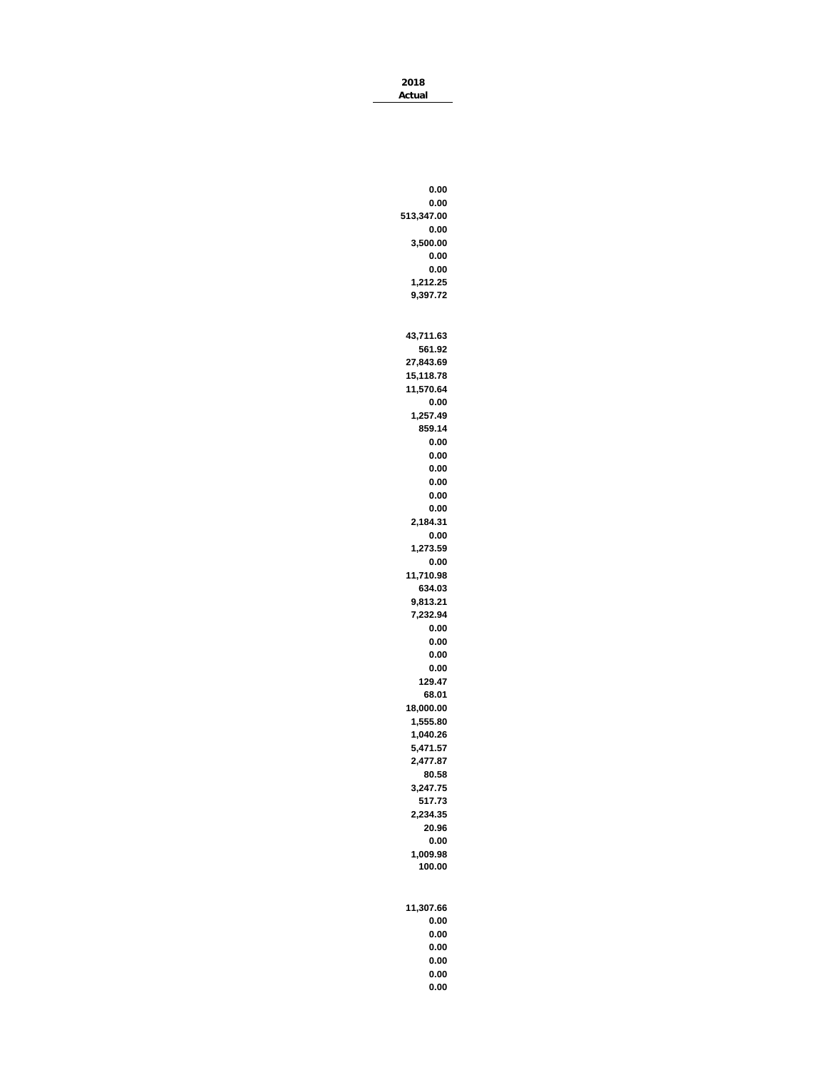| 2018 Actual |
|---:|
| |
| 0.00 |
| 0.00 |
| 513,347.00 |
| 0.00 |
| 3,500.00 |
| 0.00 |
| 0.00 |
| 1,212.25 |
| 9,397.72 |
| |
| 43,711.63 |
| 561.92 |
| 27,843.69 |
| 15,118.78 |
| 11,570.64 |
| 0.00 |
| 1,257.49 |
| 859.14 |
| 0.00 |
| 0.00 |
| 0.00 |
| 0.00 |
| 0.00 |
| 0.00 |
| 2,184.31 |
| 0.00 |
| 1,273.59 |
| 0.00 |
| 11,710.98 |
| 634.03 |
| 9,813.21 |
| 7,232.94 |
| 0.00 |
| 0.00 |
| 0.00 |
| 0.00 |
| 129.47 |
| 68.01 |
| 18,000.00 |
| 1,555.80 |
| 1,040.26 |
| 5,471.57 |
| 2,477.87 |
| 80.58 |
| 3,247.75 |
| 517.73 |
| 2,234.35 |
| 20.96 |
| 0.00 |
| 1,009.98 |
| 100.00 |
| |
| 11,307.66 |
| 0.00 |
| 0.00 |
| 0.00 |
| 0.00 |
| 0.00 |
| 0.00 |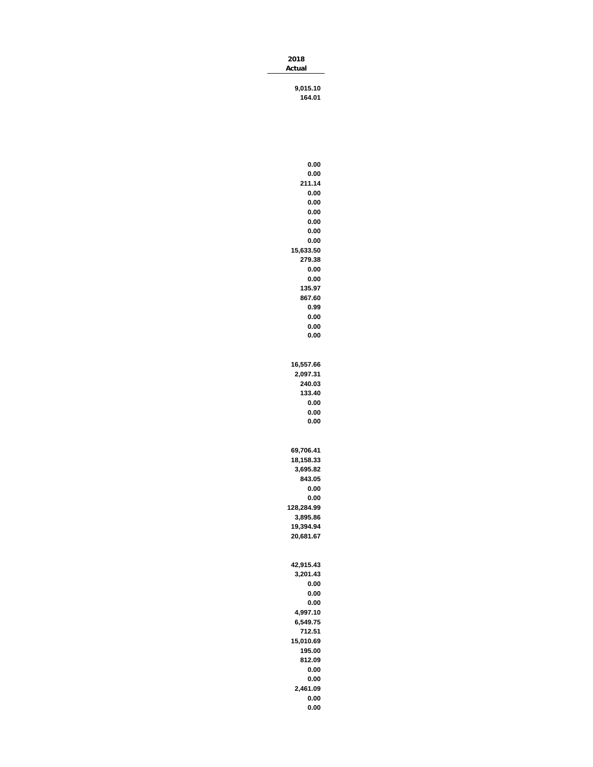| 2018 Actual |
| ---: |
| 9,015.10 |
| 164.01 |
| |
| |
| |
| |
| |
| |
| |
| 0.00 |
| 0.00 |
| 211.14 |
| 0.00 |
| 0.00 |
| 0.00 |
| 0.00 |
| 0.00 |
| 0.00 |
| 15,633.50 |
| 279.38 |
| 0.00 |
| 0.00 |
| 135.97 |
| 867.60 |
| 0.99 |
| 0.00 |
| 0.00 |
| 0.00 |
| |
| |
| 16,557.66 |
| 2,097.31 |
| 240.03 |
| 133.40 |
| 0.00 |
| 0.00 |
| 0.00 |
| |
| |
| 69,706.41 |
| 18,158.33 |
| 3,695.82 |
| 843.05 |
| 0.00 |
| 0.00 |
| 128,284.99 |
| 3,895.86 |
| 19,394.94 |
| 20,681.67 |
| |
| |
| 42,915.43 |
| 3,201.43 |
| 0.00 |
| 0.00 |
| 0.00 |
| 4,997.10 |
| 6,549.75 |
| 712.51 |
| 15,010.69 |
| 195.00 |
| 812.09 |
| 0.00 |
| 0.00 |
| 2,461.09 |
| 0.00 |
| 0.00 |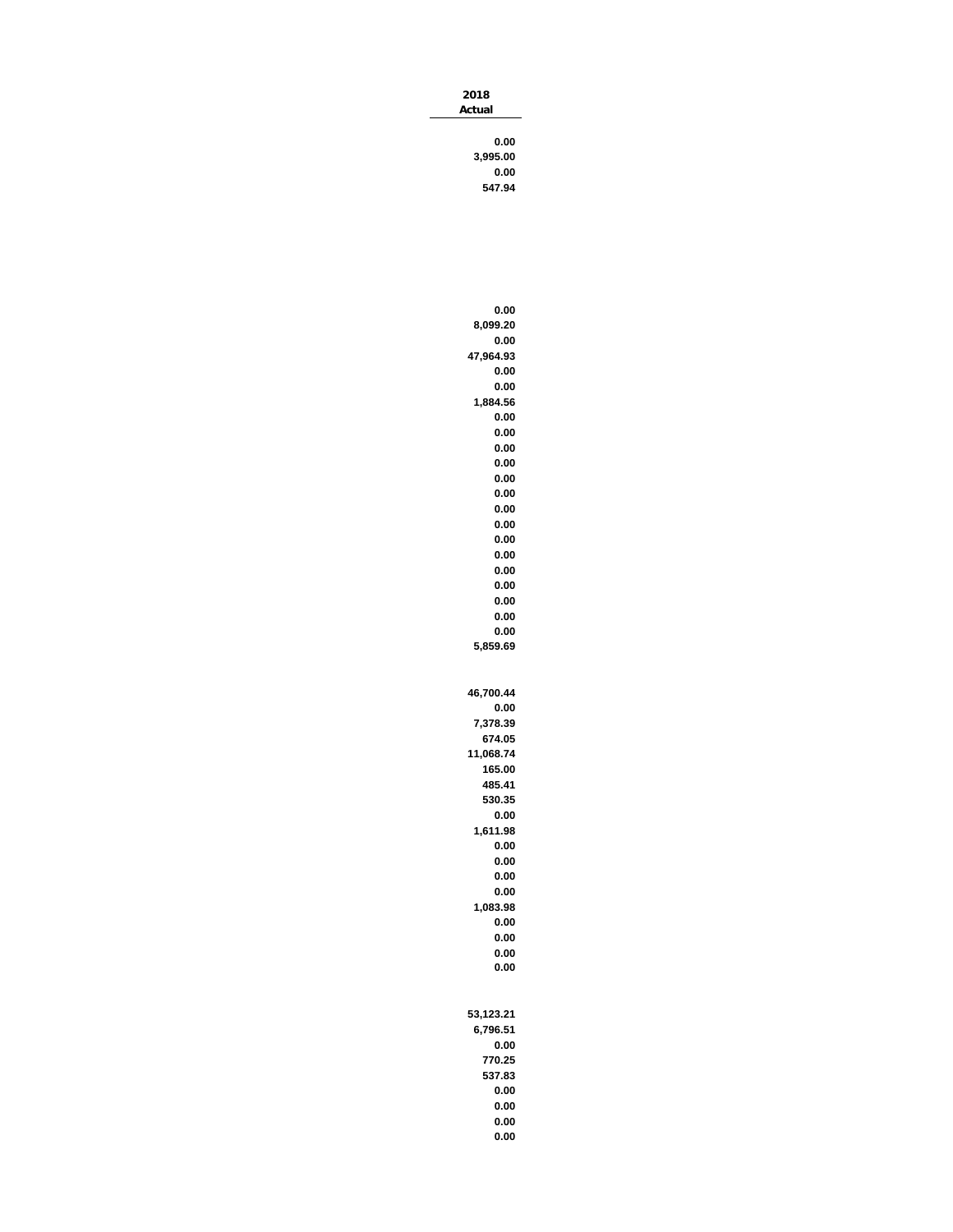| 2018 Actual |
|---:|
| 0.00 |
| 3,995.00 |
| 0.00 |
| 547.94 |
| |
| 0.00 |
| 8,099.20 |
| 0.00 |
| 47,964.93 |
| 0.00 |
| 0.00 |
| 1,884.56 |
| 0.00 |
| 0.00 |
| 0.00 |
| 0.00 |
| 0.00 |
| 0.00 |
| 0.00 |
| 0.00 |
| 0.00 |
| 0.00 |
| 0.00 |
| 0.00 |
| 0.00 |
| 0.00 |
| 0.00 |
| 5,859.69 |
| |
| 46,700.44 |
| 0.00 |
| 7,378.39 |
| 674.05 |
| 11,068.74 |
| 165.00 |
| 485.41 |
| 530.35 |
| 0.00 |
| 1,611.98 |
| 0.00 |
| 0.00 |
| 0.00 |
| 0.00 |
| 1,083.98 |
| 0.00 |
| 0.00 |
| 0.00 |
| 0.00 |
| |
| 53,123.21 |
| 6,796.51 |
| 0.00 |
| 770.25 |
| 537.83 |
| 0.00 |
| 0.00 |
| 0.00 |
| 0.00 |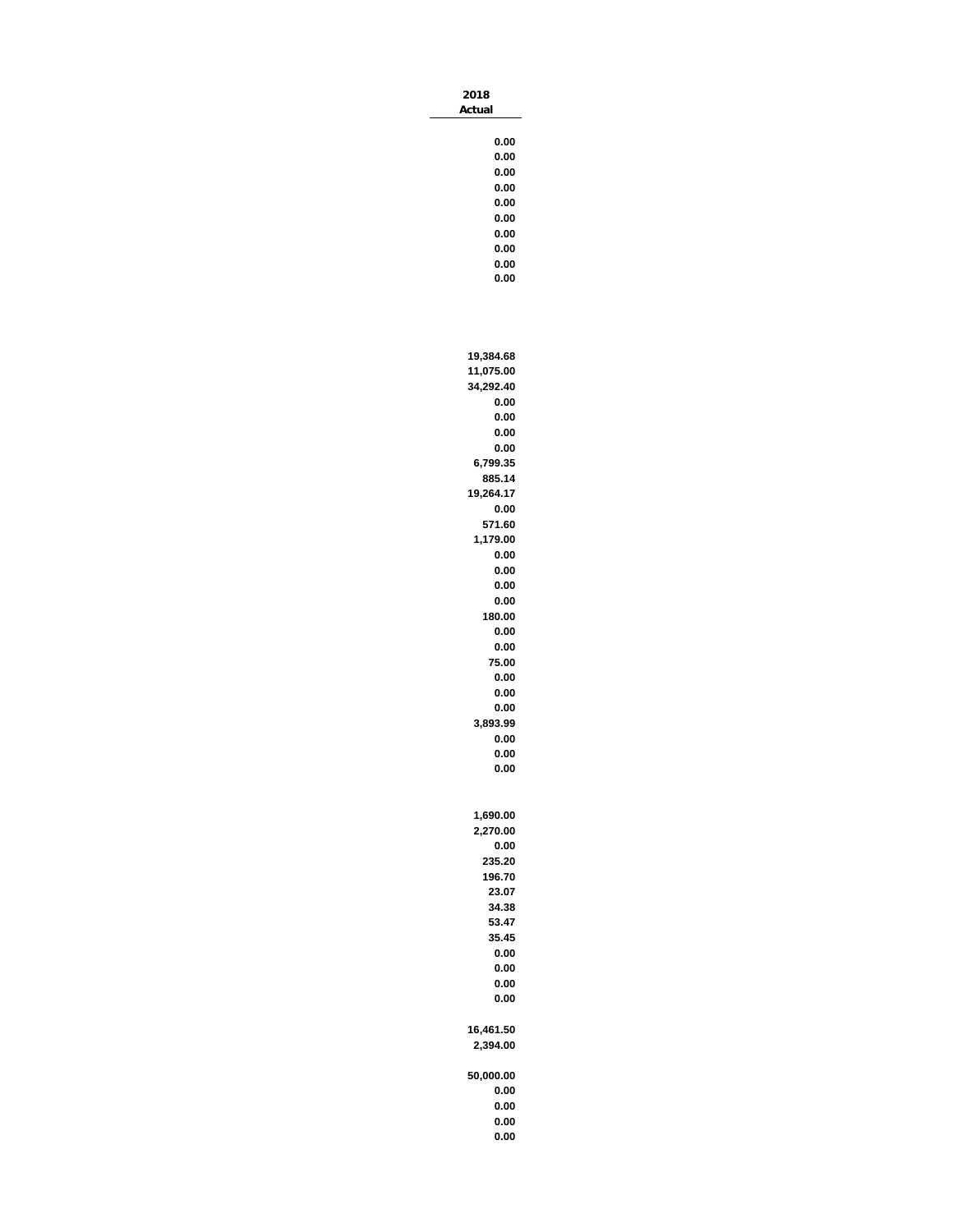| 2018 Actual |
|---:|
| 0.00 |
| 0.00 |
| 0.00 |
| 0.00 |
| 0.00 |
| 0.00 |
| 0.00 |
| 0.00 |
| 0.00 |
| 0.00 |
| |
| 19,384.68 |
| 11,075.00 |
| 34,292.40 |
| 0.00 |
| 0.00 |
| 0.00 |
| 0.00 |
| 6,799.35 |
| 885.14 |
| 19,264.17 |
| 0.00 |
| 571.60 |
| 1,179.00 |
| 0.00 |
| 0.00 |
| 0.00 |
| 0.00 |
| 180.00 |
| 0.00 |
| 0.00 |
| 75.00 |
| 0.00 |
| 0.00 |
| 0.00 |
| 3,893.99 |
| 0.00 |
| 0.00 |
| 0.00 |
| |
| 1,690.00 |
| 2,270.00 |
| 0.00 |
| 235.20 |
| 196.70 |
| 23.07 |
| 34.38 |
| 53.47 |
| 35.45 |
| 0.00 |
| 0.00 |
| 0.00 |
| 0.00 |
| |
| 16,461.50 |
| 2,394.00 |
| |
| 50,000.00 |
| 0.00 |
| 0.00 |
| 0.00 |
| 0.00 |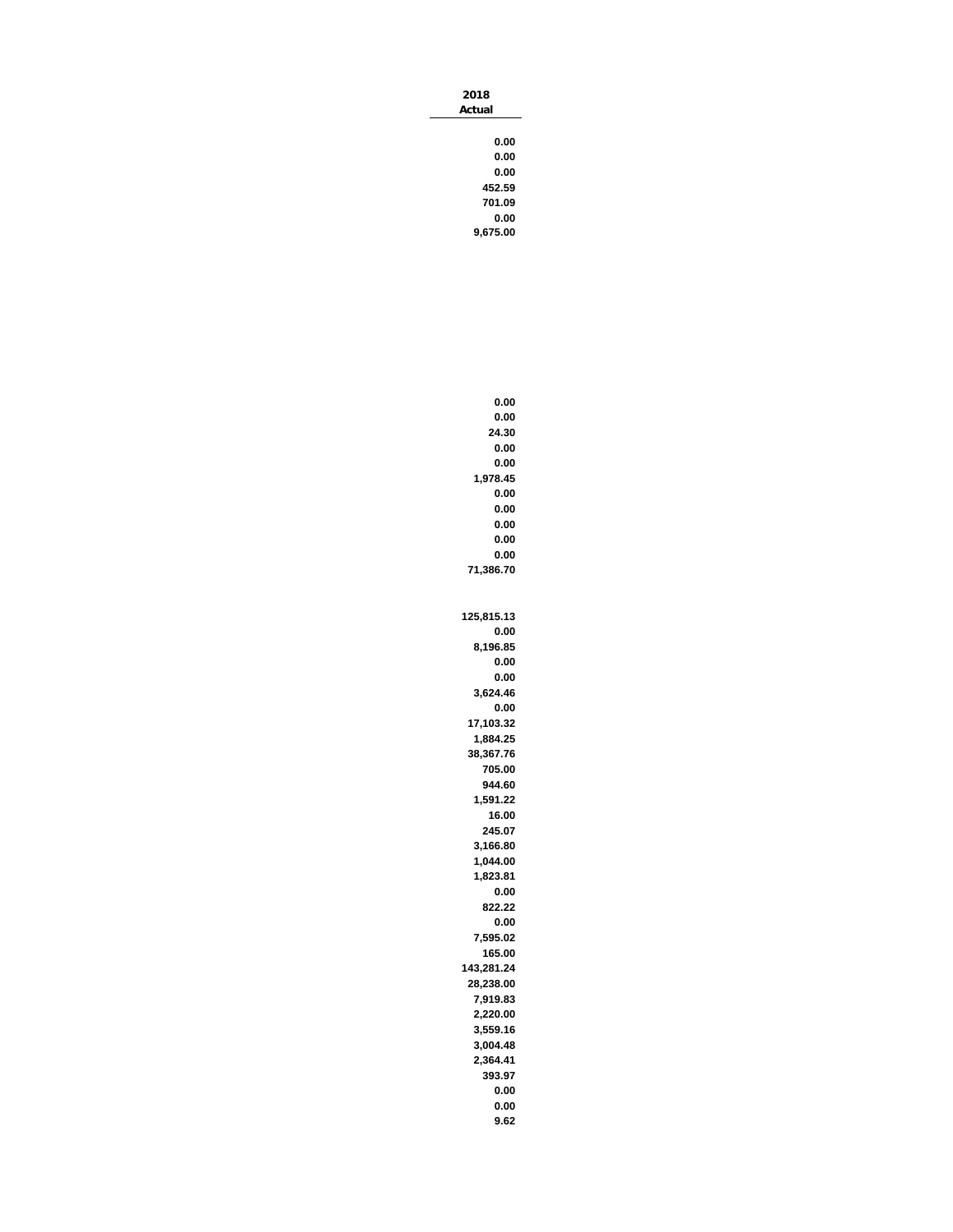| 2018 Actual |
|---:|
| 0.00 |
| 0.00 |
| 0.00 |
| 452.59 |
| 701.09 |
| 0.00 |
| 9,675.00 |
| |
| 0.00 |
| 0.00 |
| 24.30 |
| 0.00 |
| 0.00 |
| 1,978.45 |
| 0.00 |
| 0.00 |
| 0.00 |
| 0.00 |
| 0.00 |
| 71,386.70 |
| |
| 125,815.13 |
| 0.00 |
| 8,196.85 |
| 0.00 |
| 0.00 |
| 3,624.46 |
| 0.00 |
| 17,103.32 |
| 1,884.25 |
| 38,367.76 |
| 705.00 |
| 944.60 |
| 1,591.22 |
| 16.00 |
| 245.07 |
| 3,166.80 |
| 1,044.00 |
| 1,823.81 |
| 0.00 |
| 822.22 |
| 0.00 |
| 7,595.02 |
| 165.00 |
| 143,281.24 |
| 28,238.00 |
| 7,919.83 |
| 2,220.00 |
| 3,559.16 |
| 3,004.48 |
| 2,364.41 |
| 393.97 |
| 0.00 |
| 0.00 |
| 9.62 |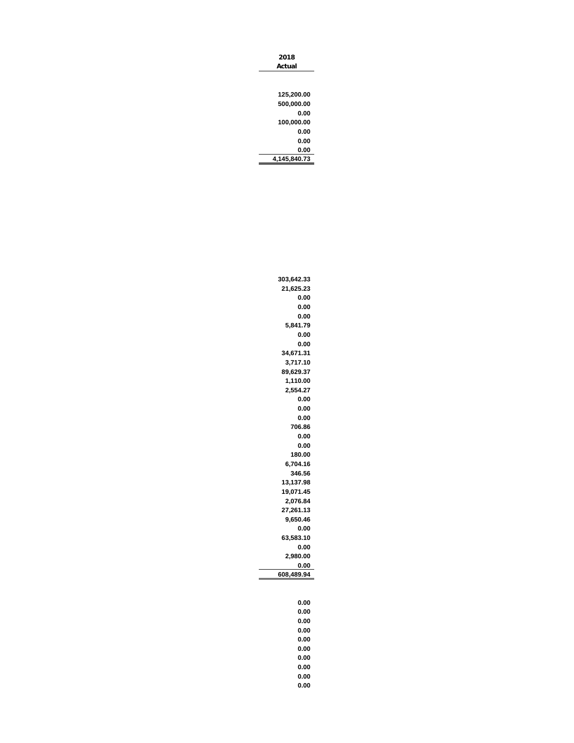| 2018 Actual |
|---:|
| |
| 125,200.00 |
| 500,000.00 |
| 0.00 |
| 100,000.00 |
| 0.00 |
| 0.00 |
| 0.00 |
| 4,145,840.73 |
| |
| 303,642.33 |
| 21,625.23 |
| 0.00 |
| 0.00 |
| 0.00 |
| 5,841.79 |
| 0.00 |
| 0.00 |
| 34,671.31 |
| 3,717.10 |
| 89,629.37 |
| 1,110.00 |
| 2,554.27 |
| 0.00 |
| 0.00 |
| 0.00 |
| 706.86 |
| 0.00 |
| 0.00 |
| 180.00 |
| 6,704.16 |
| 346.56 |
| 13,137.98 |
| 19,071.45 |
| 2,076.84 |
| 27,261.13 |
| 9,650.46 |
| 0.00 |
| 63,583.10 |
| 0.00 |
| 2,980.00 |
| 0.00 |
| 608,489.94 |
| |
| 0.00 |
| 0.00 |
| 0.00 |
| 0.00 |
| 0.00 |
| 0.00 |
| 0.00 |
| 0.00 |
| 0.00 |
| 0.00 |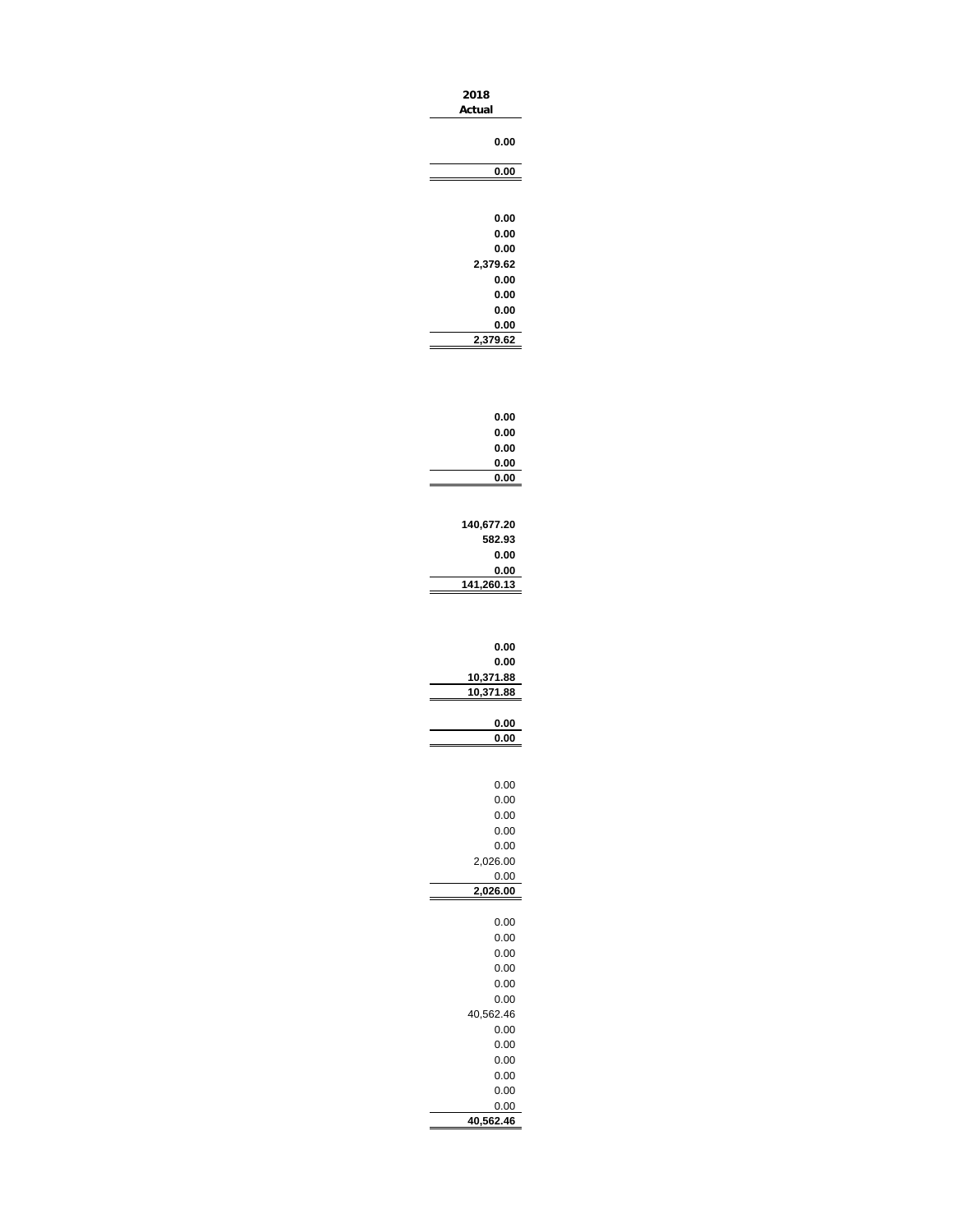| 2018 Actual |
|---:|
| **0.00** |
| **0.00** |
| |
| **0.00** |
| **0.00** |
| **0.00** |
| **2,379.62** |
| **0.00** |
| **0.00** |
| **0.00** |
| **0.00** |
| **2,379.62** |
| |
| **0.00** |
| **0.00** |
| **0.00** |
| **0.00** |
| **0.00** |
| |
| **140,677.20** |
| **582.93** |
| **0.00** |
| **0.00** |
| **141,260.13** |
| |
| **0.00** |
| **0.00** |
| **10,371.88** |
| **10,371.88** |
| |
| **0.00** |
| **0.00** |
| |
| 0.00 |
| 0.00 |
| 0.00 |
| 0.00 |
| 0.00 |
| 2,026.00 |
| 0.00 |
| **2,026.00** |
| |
| 0.00 |
| 0.00 |
| 0.00 |
| 0.00 |
| 0.00 |
| 0.00 |
| 40,562.46 |
| 0.00 |
| 0.00 |
| 0.00 |
| 0.00 |
| 0.00 |
| 0.00 |
| **40,562.46** |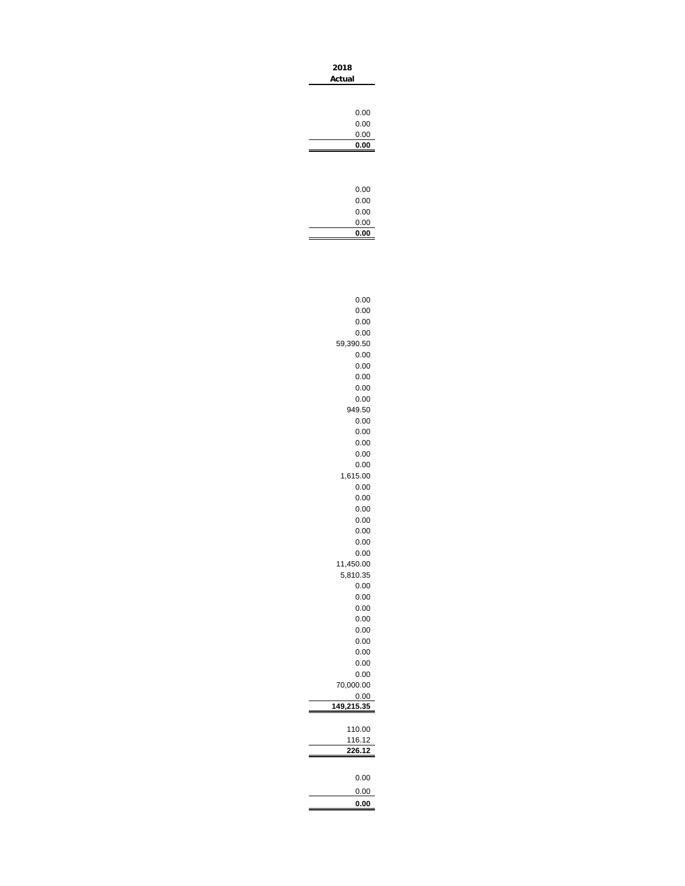| 2018 Actual |
|---:|
| |
| 0.00 |
| 0.00 |
| 0.00 |
| **0.00** |
| |
| 0.00 |
| 0.00 |
| 0.00 |
| 0.00 |
| **0.00** |
| |
| 0.00 |
| 0.00 |
| 0.00 |
| 0.00 |
| 59,390.50 |
| 0.00 |
| 0.00 |
| 0.00 |
| 0.00 |
| 0.00 |
| 949.50 |
| 0.00 |
| 0.00 |
| 0.00 |
| 0.00 |
| 0.00 |
| 1,615.00 |
| 0.00 |
| 0.00 |
| 0.00 |
| 0.00 |
| 0.00 |
| 0.00 |
| 0.00 |
| 11,450.00 |
| 5,810.35 |
| 0.00 |
| 0.00 |
| 0.00 |
| 0.00 |
| 0.00 |
| 0.00 |
| 0.00 |
| 0.00 |
| 0.00 |
| 70,000.00 |
| 0.00 |
| **149,215.35** |
| |
| 110.00 |
| 116.12 |
| **226.12** |
| |
| 0.00 |
| 0.00 |
| **0.00** |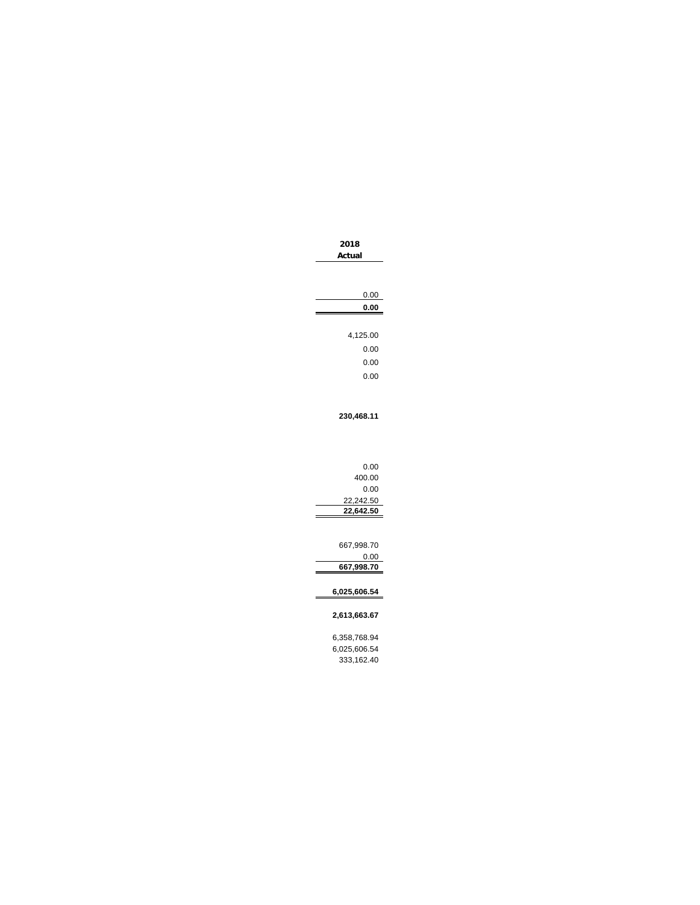| 2018 Actual |
| --- |
| |
| 0.00 |
| **0.00** |
| |
| 4,125.00 |
| 0.00 |
| 0.00 |
| 0.00 |
| |
| **230,468.11** |
| |
| 0.00 |
| 400.00 |
| 0.00 |
| 22,242.50 |
| **22,642.50** |
| |
| 667,998.70 |
| 0.00 |
| **667,998.70** |
| |
| **6,025,606.54** |
| |
| **2,613,663.67** |
| |
| 6,358,768.94 |
| 6,025,606.54 |
| 333,162.40 |